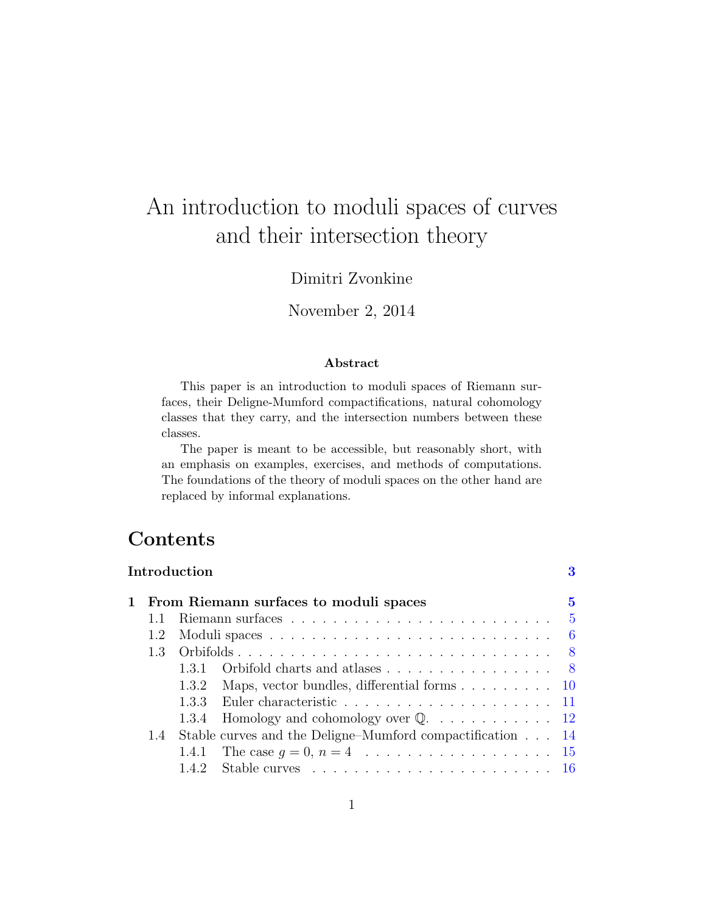# An introduction to moduli spaces of curves and their intersection theory

Dimitri Zvonkine

November 2, 2014

**Abstract**

This paper is an introduction to moduli spaces of Riemann surfaces, their Deligne-Mumford compactifications, natural cohomology classes that they carry, and the intersection numbers between these classes.

The paper is meant to be accessible, but reasonably short, with an emphasis on examples, exercises, and methods of computations. The foundations of the theory of moduli spaces on the other hand are replaced by informal explanations.

## Contents

**Introduction** . . . . . 3

**1 From Riemann surfaces to moduli spaces** . . . . . 5

- 1.1 Riemann surfaces . . . . . 5
- 1.2 Moduli spaces . . . . . 6
- 1.3 Orbifolds . . . . . 8
  - 1.3.1 Orbifold charts and atlases . . . . . 8
  - 1.3.2 Maps, vector bundles, differential forms . . . . . 10
  - 1.3.3 Euler characteristic . . . . . 11
  - 1.3.4 Homology and cohomology over $\mathbb{Q}$. . . . . . 12
- 1.4 Stable curves and the Deligne–Mumford compactification . . . . . 14
  - 1.4.1 The case $g = 0$, $n = 4$ . . . . . 15
  - 1.4.2 Stable curves . . . . . 16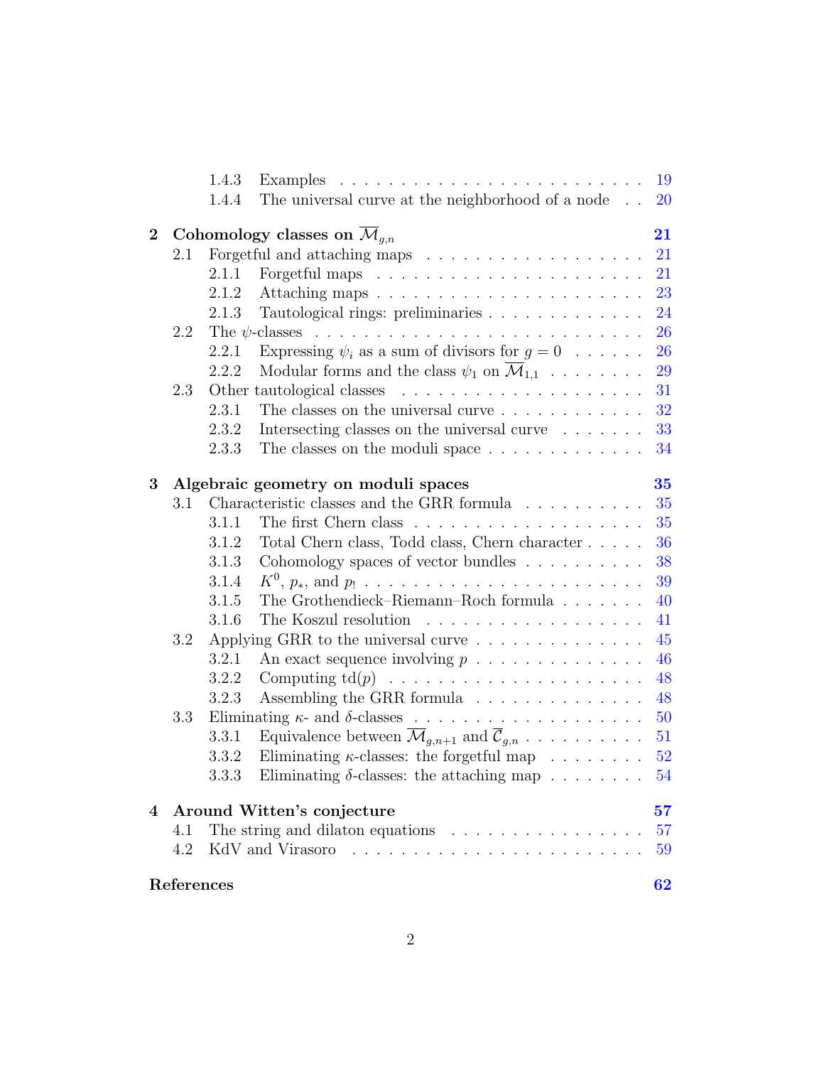- 1.4.3 Examples . . . . . . . . . . . . . . . . . . . . . . . . . 19
- 1.4.4 The universal curve at the neighborhood of a node . . 20

**2 Cohomology classes on $\overline{\mathcal{M}}_{g,n}$ 21**

- 2.1 Forgetful and attaching maps . . . . . . . . . . . . . . . . . . 21
  - 2.1.1 Forgetful maps . . . . . . . . . . . . . . . . . . . . . . 21
  - 2.1.2 Attaching maps . . . . . . . . . . . . . . . . . . . . . . 23
  - 2.1.3 Tautological rings: preliminaries . . . . . . . . . . . . . 24
- 2.2 The $\psi$-classes . . . . . . . . . . . . . . . . . . . . . . . . . . 26
  - 2.2.1 Expressing $\psi_i$ as a sum of divisors for $g = 0$ . . . . . . 26
  - 2.2.2 Modular forms and the class $\psi_1$ on $\overline{\mathcal{M}}_{1,1}$ . . . . . . . . 29
- 2.3 Other tautological classes . . . . . . . . . . . . . . . . . . . . 31
  - 2.3.1 The classes on the universal curve . . . . . . . . . . . . 32
  - 2.3.2 Intersecting classes on the universal curve . . . . . . . 33
  - 2.3.3 The classes on the moduli space . . . . . . . . . . . . . 34

**3 Algebraic geometry on moduli spaces 35**

- 3.1 Characteristic classes and the GRR formula . . . . . . . . . . 35
  - 3.1.1 The first Chern class . . . . . . . . . . . . . . . . . . . 35
  - 3.1.2 Total Chern class, Todd class, Chern character . . . . . 36
  - 3.1.3 Cohomology spaces of vector bundles . . . . . . . . . . 38
  - 3.1.4 $K^0$, $p_*$, and $p_!$ . . . . . . . . . . . . . . . . . . . . . . . 39
  - 3.1.5 The Grothendieck–Riemann–Roch formula . . . . . . . 40
  - 3.1.6 The Koszul resolution . . . . . . . . . . . . . . . . . . 41
- 3.2 Applying GRR to the universal curve . . . . . . . . . . . . . . 45
  - 3.2.1 An exact sequence involving $p$ . . . . . . . . . . . . . . 46
  - 3.2.2 Computing $\mathrm{td}(p)$ . . . . . . . . . . . . . . . . . . . . 48
  - 3.2.3 Assembling the GRR formula . . . . . . . . . . . . . . 48
- 3.3 Eliminating $\kappa$- and $\delta$-classes . . . . . . . . . . . . . . . . . . 50
  - 3.3.1 Equivalence between $\overline{\mathcal{M}}_{g,n+1}$ and $\overline{\mathcal{C}}_{g,n}$ . . . . . . . . . . 51
  - 3.3.2 Eliminating $\kappa$-classes: the forgetful map . . . . . . . . 52
  - 3.3.3 Eliminating $\delta$-classes: the attaching map . . . . . . . . 54

**4 Around Witten's conjecture 57**

- 4.1 The string and dilaton equations . . . . . . . . . . . . . . . . 57
- 4.2 KdV and Virasoro . . . . . . . . . . . . . . . . . . . . . . . . 59

**References 62**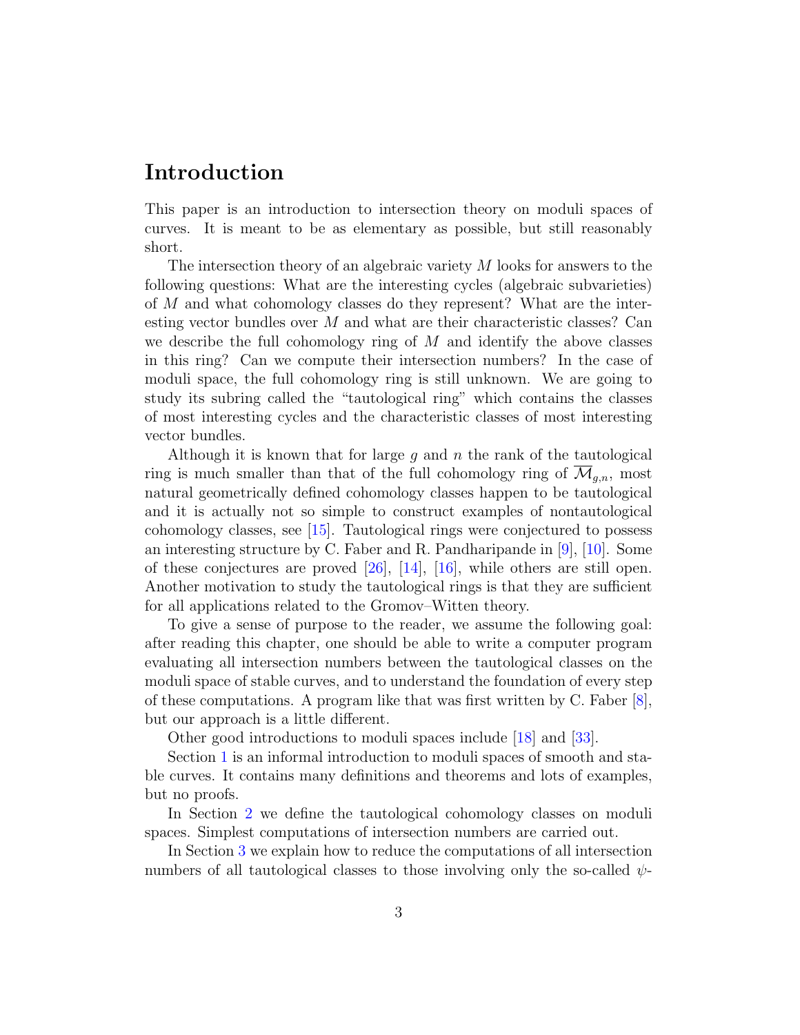# Introduction

This paper is an introduction to intersection theory on moduli spaces of curves. It is meant to be as elementary as possible, but still reasonably short.

The intersection theory of an algebraic variety $M$ looks for answers to the following questions: What are the interesting cycles (algebraic subvarieties) of $M$ and what cohomology classes do they represent? What are the interesting vector bundles over $M$ and what are their characteristic classes? Can we describe the full cohomology ring of $M$ and identify the above classes in this ring? Can we compute their intersection numbers? In the case of moduli space, the full cohomology ring is still unknown. We are going to study its subring called the "tautological ring" which contains the classes of most interesting cycles and the characteristic classes of most interesting vector bundles.

Although it is known that for large $g$ and $n$ the rank of the tautological ring is much smaller than that of the full cohomology ring of $\overline{\mathcal{M}}_{g,n}$, most natural geometrically defined cohomology classes happen to be tautological and it is actually not so simple to construct examples of nontautological cohomology classes, see [15]. Tautological rings were conjectured to possess an interesting structure by C. Faber and R. Pandharipande in [9], [10]. Some of these conjectures are proved [26], [14], [16], while others are still open. Another motivation to study the tautological rings is that they are sufficient for all applications related to the Gromov–Witten theory.

To give a sense of purpose to the reader, we assume the following goal: after reading this chapter, one should be able to write a computer program evaluating all intersection numbers between the tautological classes on the moduli space of stable curves, and to understand the foundation of every step of these computations. A program like that was first written by C. Faber [8], but our approach is a little different.

Other good introductions to moduli spaces include [18] and [33].

Section 1 is an informal introduction to moduli spaces of smooth and stable curves. It contains many definitions and theorems and lots of examples, but no proofs.

In Section 2 we define the tautological cohomology classes on moduli spaces. Simplest computations of intersection numbers are carried out.

In Section 3 we explain how to reduce the computations of all intersection numbers of all tautological classes to those involving only the so-called $\psi$-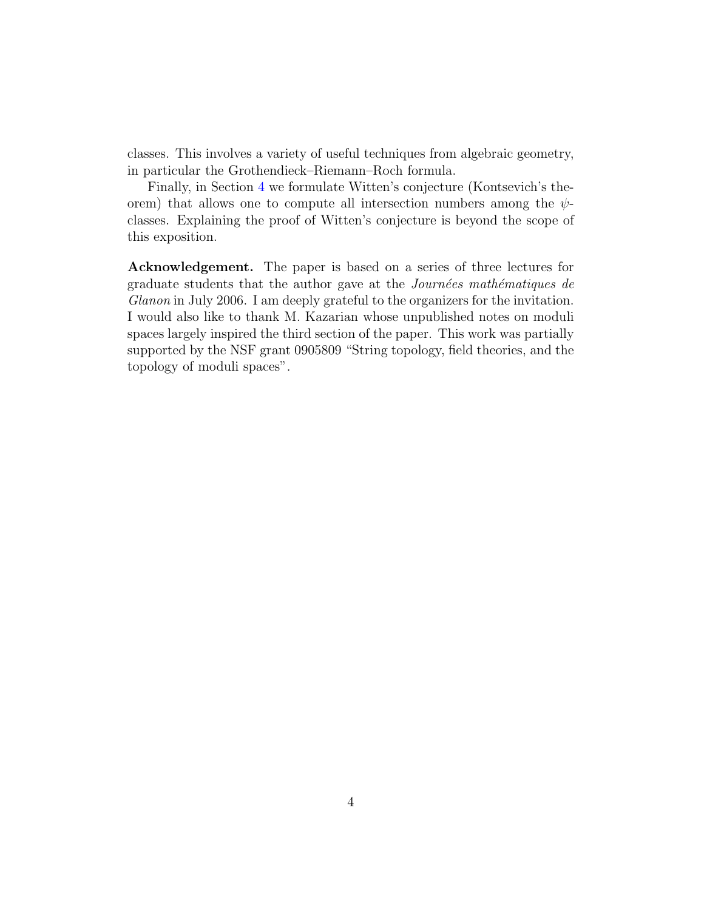classes. This involves a variety of useful techniques from algebraic geometry, in particular the Grothendieck–Riemann–Roch formula.

Finally, in Section 4 we formulate Witten's conjecture (Kontsevich's theorem) that allows one to compute all intersection numbers among the $\psi$-classes. Explaining the proof of Witten's conjecture is beyond the scope of this exposition.

**Acknowledgement.** The paper is based on a series of three lectures for graduate students that the author gave at the *Journées mathématiques de Glanon* in July 2006. I am deeply grateful to the organizers for the invitation. I would also like to thank M. Kazarian whose unpublished notes on moduli spaces largely inspired the third section of the paper. This work was partially supported by the NSF grant 0905809 "String topology, field theories, and the topology of moduli spaces".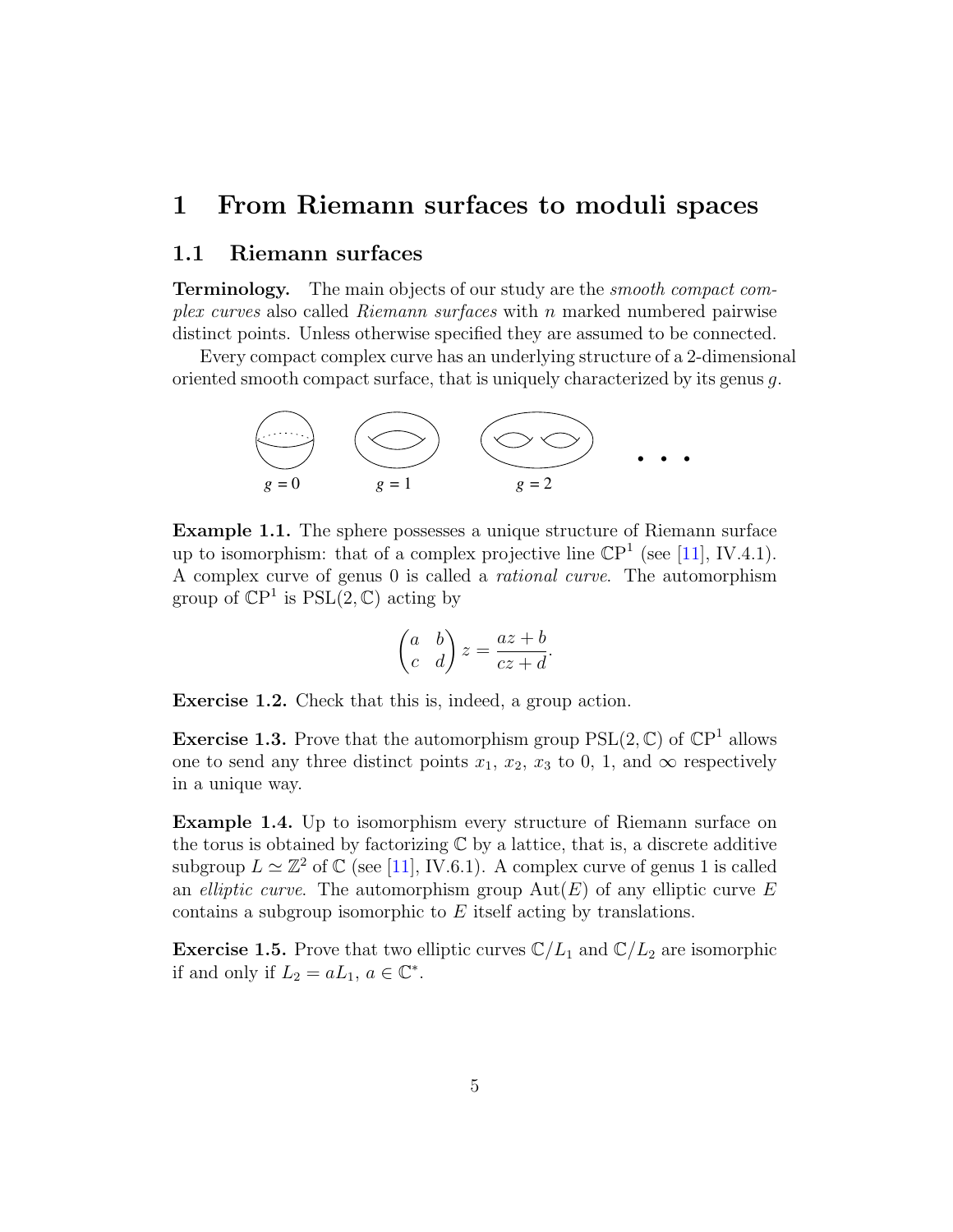# 1 From Riemann surfaces to moduli spaces

## 1.1 Riemann surfaces

**Terminology.** The main objects of our study are the *smooth compact complex curves* also called *Riemann surfaces* with $n$ marked numbered pairwise distinct points. Unless otherwise specified they are assumed to be connected.

Every compact complex curve has an underlying structure of a 2-dimensional oriented smooth compact surface, that is uniquely characterized by its genus $g$.

$g = 0$ $g = 1$ $g = 2$ . . .

**Example 1.1.** The sphere possesses a unique structure of Riemann surface up to isomorphism: that of a complex projective line $\mathbb{CP}^1$ (see [11], IV.4.1). A complex curve of genus 0 is called a *rational curve*. The automorphism group of $\mathbb{CP}^1$ is $\mathrm{PSL}(2, \mathbb{C})$ acting by

$$\begin{pmatrix} a & b \\ c & d \end{pmatrix} z = \frac{az + b}{cz + d}.$$

**Exercise 1.2.** Check that this is, indeed, a group action.

**Exercise 1.3.** Prove that the automorphism group $\mathrm{PSL}(2, \mathbb{C})$ of $\mathbb{CP}^1$ allows one to send any three distinct points $x_1$, $x_2$, $x_3$ to 0, 1, and $\infty$ respectively in a unique way.

**Example 1.4.** Up to isomorphism every structure of Riemann surface on the torus is obtained by factorizing $\mathbb{C}$ by a lattice, that is, a discrete additive subgroup $L \simeq \mathbb{Z}^2$ of $\mathbb{C}$ (see [11], IV.6.1). A complex curve of genus 1 is called an *elliptic curve*. The automorphism group $\mathrm{Aut}(E)$ of any elliptic curve $E$ contains a subgroup isomorphic to $E$ itself acting by translations.

**Exercise 1.5.** Prove that two elliptic curves $\mathbb{C}/L_1$ and $\mathbb{C}/L_2$ are isomorphic if and only if $L_2 = aL_1$, $a \in \mathbb{C}^*$.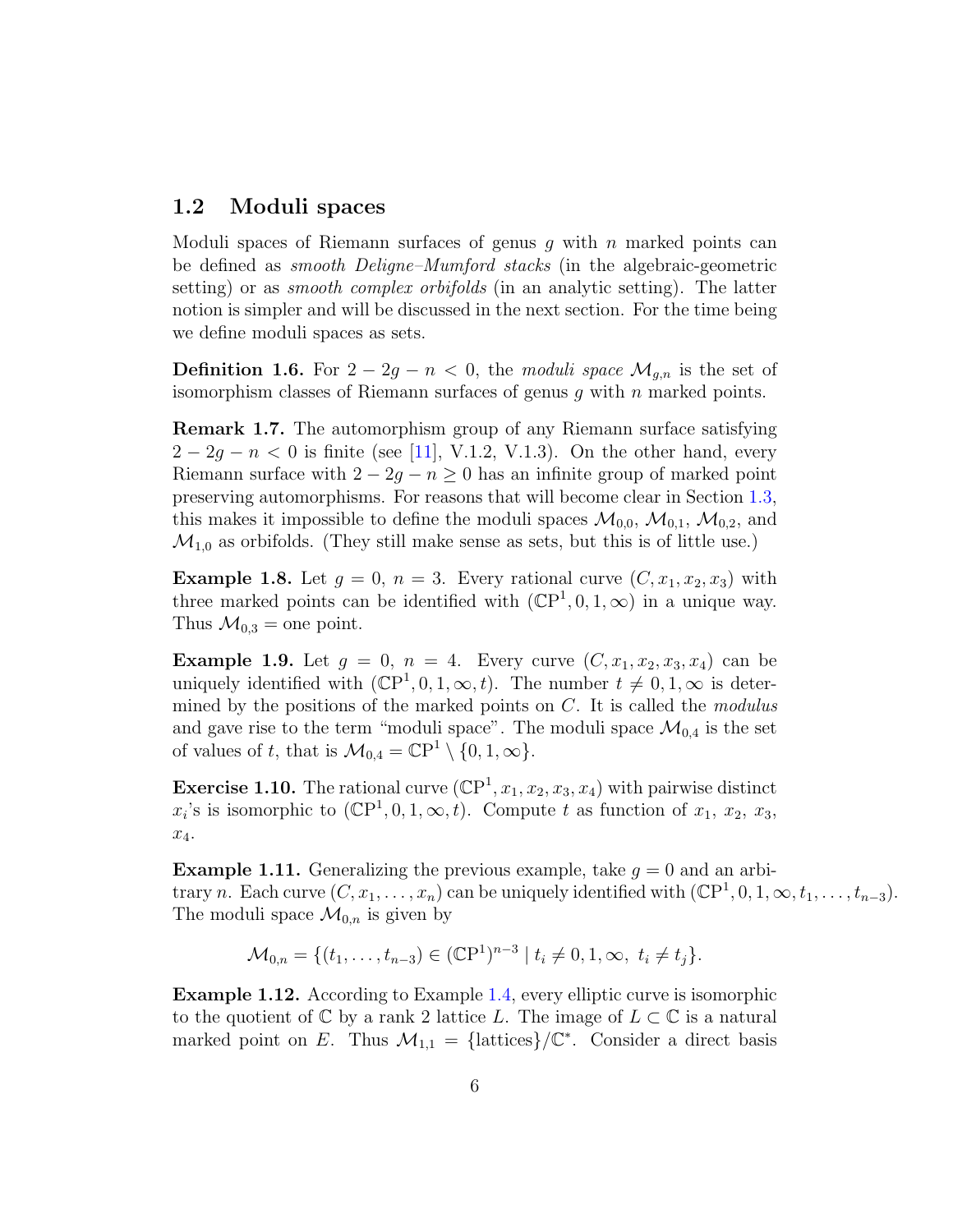## 1.2 Moduli spaces

Moduli spaces of Riemann surfaces of genus $g$ with $n$ marked points can be defined as *smooth Deligne–Mumford stacks* (in the algebraic-geometric setting) or as *smooth complex orbifolds* (in an analytic setting). The latter notion is simpler and will be discussed in the next section. For the time being we define moduli spaces as sets.

**Definition 1.6.** For $2 - 2g - n < 0$, the *moduli space* $\mathcal{M}_{g,n}$ is the set of isomorphism classes of Riemann surfaces of genus $g$ with $n$ marked points.

**Remark 1.7.** The automorphism group of any Riemann surface satisfying $2 - 2g - n < 0$ is finite (see [11], V.1.2, V.1.3). On the other hand, every Riemann surface with $2 - 2g - n \geq 0$ has an infinite group of marked point preserving automorphisms. For reasons that will become clear in Section 1.3, this makes it impossible to define the moduli spaces $\mathcal{M}_{0,0}$, $\mathcal{M}_{0,1}$, $\mathcal{M}_{0,2}$, and $\mathcal{M}_{1,0}$ as orbifolds. (They still make sense as sets, but this is of little use.)

**Example 1.8.** Let $g = 0$, $n = 3$. Every rational curve $(C, x_1, x_2, x_3)$ with three marked points can be identified with $(\mathbb{C}\mathrm{P}^1, 0, 1, \infty)$ in a unique way. Thus $\mathcal{M}_{0,3} =$ one point.

**Example 1.9.** Let $g = 0$, $n = 4$. Every curve $(C, x_1, x_2, x_3, x_4)$ can be uniquely identified with $(\mathbb{C}\mathrm{P}^1, 0, 1, \infty, t)$. The number $t \neq 0, 1, \infty$ is determined by the positions of the marked points on $C$. It is called the *modulus* and gave rise to the term "moduli space". The moduli space $\mathcal{M}_{0,4}$ is the set of values of $t$, that is $\mathcal{M}_{0,4} = \mathbb{C}\mathrm{P}^1 \setminus \{0, 1, \infty\}$.

**Exercise 1.10.** The rational curve $(\mathbb{C}\mathrm{P}^1, x_1, x_2, x_3, x_4)$ with pairwise distinct $x_i$'s is isomorphic to $(\mathbb{C}\mathrm{P}^1, 0, 1, \infty, t)$. Compute $t$ as function of $x_1$, $x_2$, $x_3$, $x_4$.

**Example 1.11.** Generalizing the previous example, take $g = 0$ and an arbitrary $n$. Each curve $(C, x_1, \ldots, x_n)$ can be uniquely identified with $(\mathbb{C}\mathrm{P}^1, 0, 1, \infty, t_1, \ldots, t_{n-3})$. The moduli space $\mathcal{M}_{0,n}$ is given by

$$\mathcal{M}_{0,n} = \{(t_1, \ldots, t_{n-3}) \in (\mathbb{C}\mathrm{P}^1)^{n-3} \mid t_i \neq 0, 1, \infty,\ t_i \neq t_j\}.$$

**Example 1.12.** According to Example 1.4, every elliptic curve is isomorphic to the quotient of $\mathbb{C}$ by a rank 2 lattice $L$. The image of $L \subset \mathbb{C}$ is a natural marked point on $E$. Thus $\mathcal{M}_{1,1} = \{\text{lattices}\}/\mathbb{C}^*$. Consider a direct basis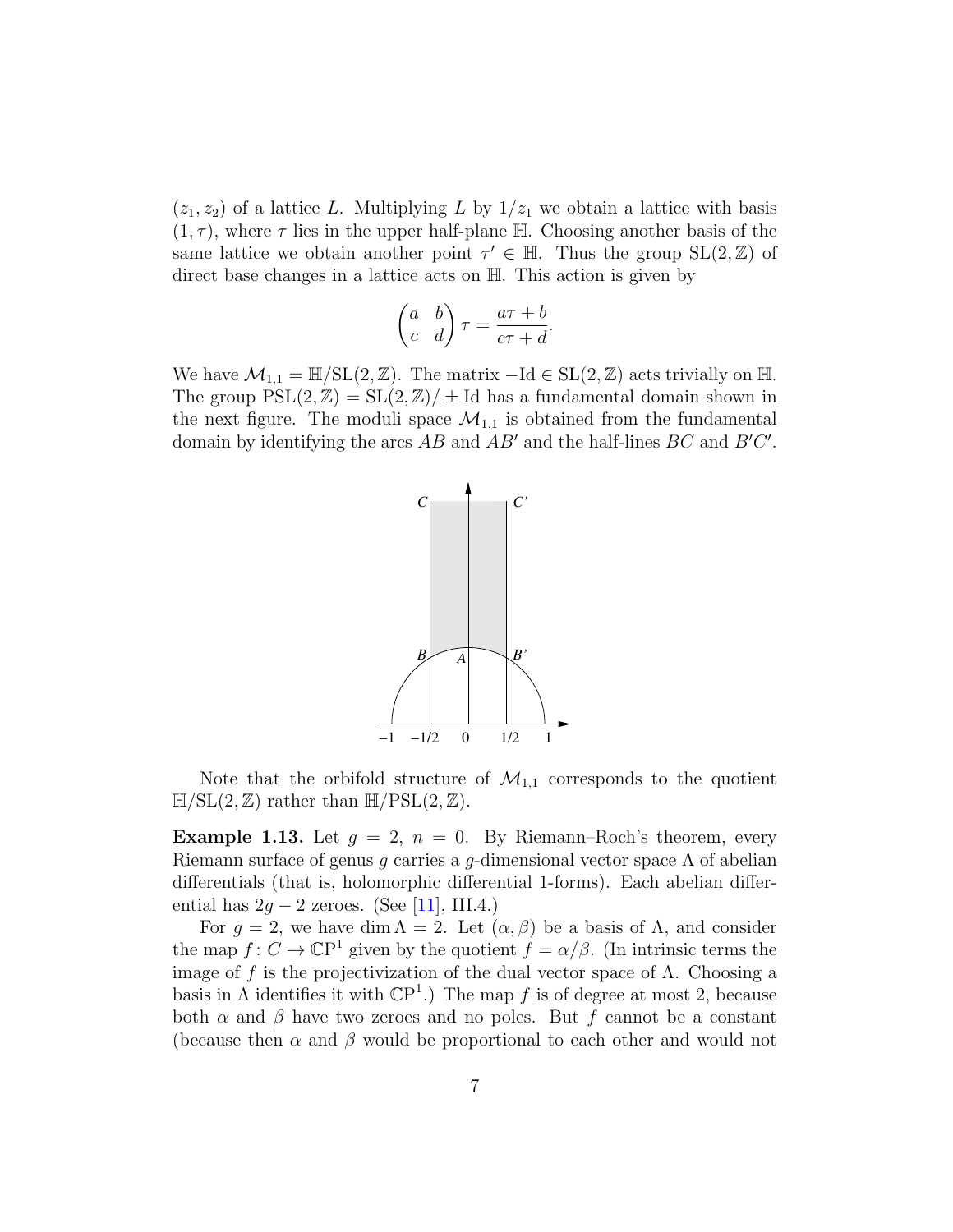$(z_1, z_2)$ of a lattice $L$. Multiplying $L$ by $1/z_1$ we obtain a lattice with basis $(1, \tau)$, where $\tau$ lies in the upper half-plane $\mathbb{H}$. Choosing another basis of the same lattice we obtain another point $\tau' \in \mathbb{H}$. Thus the group $\mathrm{SL}(2, \mathbb{Z})$ of direct base changes in a lattice acts on $\mathbb{H}$. This action is given by

$$\begin{pmatrix} a & b \\ c & d \end{pmatrix} \tau = \frac{a\tau + b}{c\tau + d}.$$

We have $\mathcal{M}_{1,1} = \mathbb{H}/\mathrm{SL}(2, \mathbb{Z})$. The matrix $-\mathrm{Id} \in \mathrm{SL}(2, \mathbb{Z})$ acts trivially on $\mathbb{H}$. The group $\mathrm{PSL}(2, \mathbb{Z}) = \mathrm{SL}(2, \mathbb{Z})/\pm \mathrm{Id}$ has a fundamental domain shown in the next figure. The moduli space $\mathcal{M}_{1,1}$ is obtained from the fundamental domain by identifying the arcs $AB$ and $AB'$ and the half-lines $BC$ and $B'C'$.

Note that the orbifold structure of $\mathcal{M}_{1,1}$ corresponds to the quotient $\mathbb{H}/\mathrm{SL}(2, \mathbb{Z})$ rather than $\mathbb{H}/\mathrm{PSL}(2, \mathbb{Z})$.

**Example 1.13.** Let $g = 2$, $n = 0$. By Riemann–Roch's theorem, every Riemann surface of genus $g$ carries a $g$-dimensional vector space $\Lambda$ of abelian differentials (that is, holomorphic differential 1-forms). Each abelian differential has $2g - 2$ zeroes. (See [11], III.4.)

For $g = 2$, we have $\dim \Lambda = 2$. Let $(\alpha, \beta)$ be a basis of $\Lambda$, and consider the map $f \colon C \to \mathbb{CP}^1$ given by the quotient $f = \alpha/\beta$. (In intrinsic terms the image of $f$ is the projectivization of the dual vector space of $\Lambda$. Choosing a basis in $\Lambda$ identifies it with $\mathbb{CP}^1$.) The map $f$ is of degree at most 2, because both $\alpha$ and $\beta$ have two zeroes and no poles. But $f$ cannot be a constant (because then $\alpha$ and $\beta$ would be proportional to each other and would not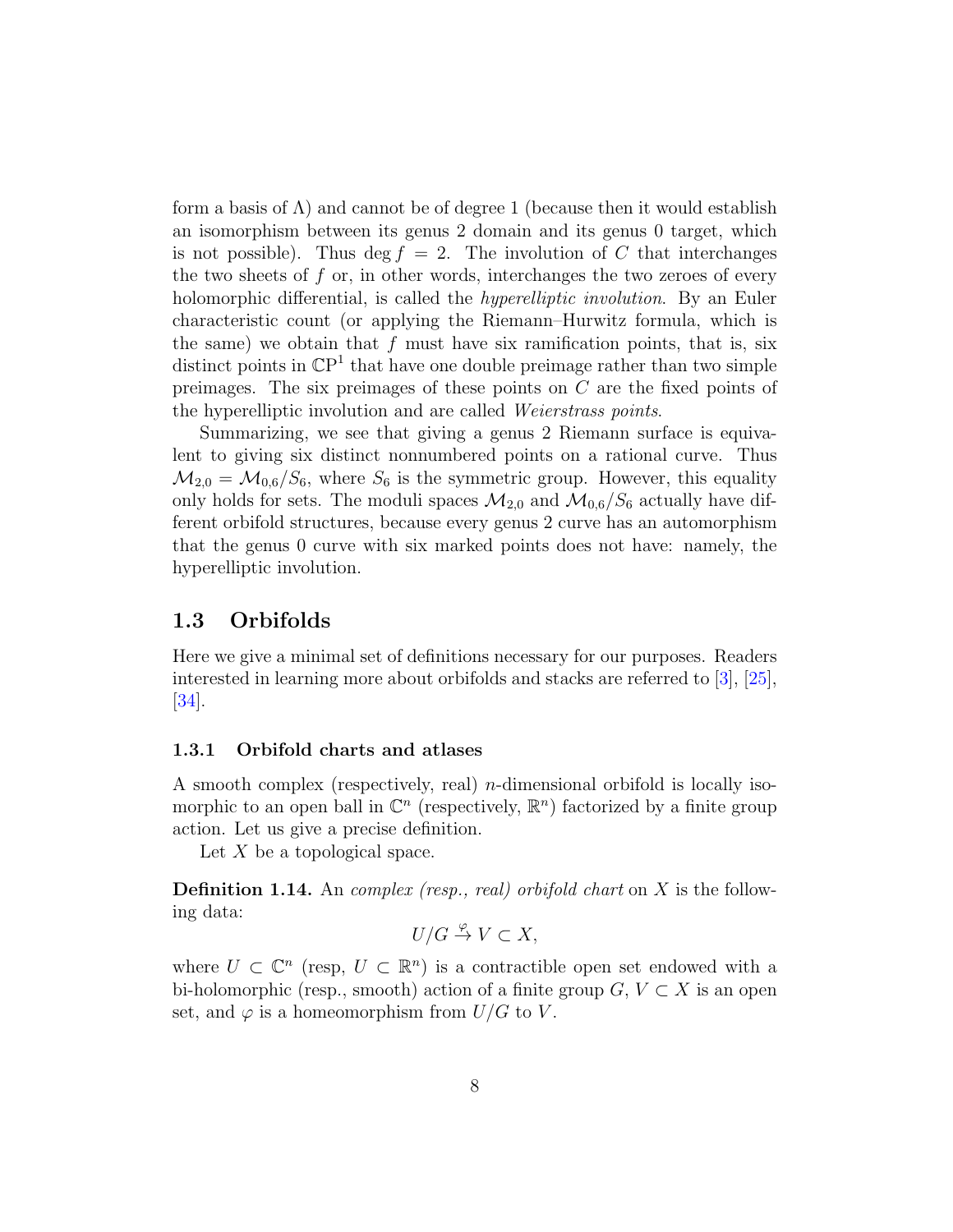form a basis of $\Lambda$) and cannot be of degree 1 (because then it would establish an isomorphism between its genus 2 domain and its genus 0 target, which is not possible). Thus $\deg f = 2$. The involution of $C$ that interchanges the two sheets of $f$ or, in other words, interchanges the two zeroes of every holomorphic differential, is called the *hyperelliptic involution*. By an Euler characteristic count (or applying the Riemann–Hurwitz formula, which is the same) we obtain that $f$ must have six ramification points, that is, six distinct points in $\mathbb{CP}^1$ that have one double preimage rather than two simple preimages. The six preimages of these points on $C$ are the fixed points of the hyperelliptic involution and are called *Weierstrass points*.

Summarizing, we see that giving a genus 2 Riemann surface is equivalent to giving six distinct nonnumbered points on a rational curve. Thus $\mathcal{M}_{2,0} = \mathcal{M}_{0,6}/S_6$, where $S_6$ is the symmetric group. However, this equality only holds for sets. The moduli spaces $\mathcal{M}_{2,0}$ and $\mathcal{M}_{0,6}/S_6$ actually have different orbifold structures, because every genus 2 curve has an automorphism that the genus 0 curve with six marked points does not have: namely, the hyperelliptic involution.

## 1.3 Orbifolds

Here we give a minimal set of definitions necessary for our purposes. Readers interested in learning more about orbifolds and stacks are referred to [3], [25], [34].

### 1.3.1 Orbifold charts and atlases

A smooth complex (respectively, real) $n$-dimensional orbifold is locally isomorphic to an open ball in $\mathbb{C}^n$ (respectively, $\mathbb{R}^n$) factorized by a finite group action. Let us give a precise definition.

Let $X$ be a topological space.

**Definition 1.14.** An *complex (resp., real) orbifold chart* on $X$ is the following data:

$$U/G \xrightarrow{\varphi} V \subset X,$$

where $U \subset \mathbb{C}^n$ (resp, $U \subset \mathbb{R}^n$) is a contractible open set endowed with a bi-holomorphic (resp., smooth) action of a finite group $G$, $V \subset X$ is an open set, and $\varphi$ is a homeomorphism from $U/G$ to $V$.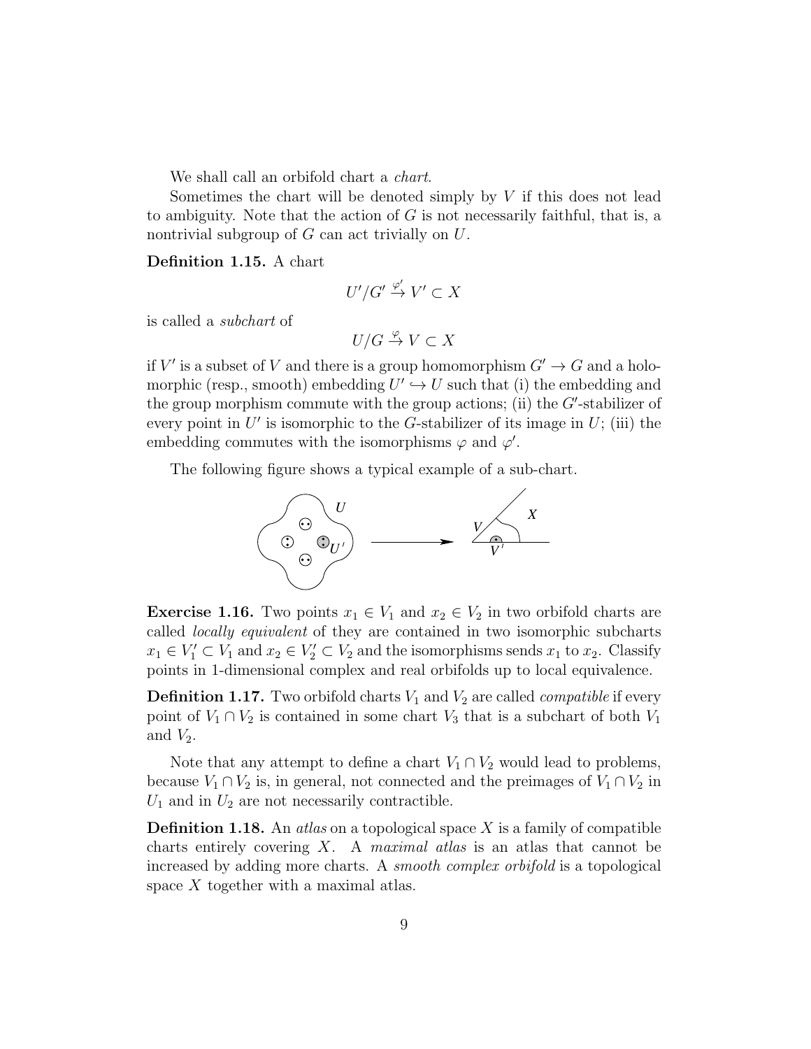We shall call an orbifold chart a *chart*.

Sometimes the chart will be denoted simply by $V$ if this does not lead to ambiguity. Note that the action of $G$ is not necessarily faithful, that is, a nontrivial subgroup of $G$ can act trivially on $U$.

**Definition 1.15.** A chart

$$U'/G' \stackrel{\varphi'}{\to} V' \subset X$$

is called a *subchart* of

$$U/G \stackrel{\varphi}{\to} V \subset X$$

if $V'$ is a subset of $V$ and there is a group homomorphism $G' \to G$ and a holomorphic (resp., smooth) embedding $U' \hookrightarrow U$ such that (i) the embedding and the group morphism commute with the group actions; (ii) the $G'$-stabilizer of every point in $U'$ is isomorphic to the $G$-stabilizer of its image in $U$; (iii) the embedding commutes with the isomorphisms $\varphi$ and $\varphi'$.

The following figure shows a typical example of a sub-chart.

**Exercise 1.16.** Two points $x_1 \in V_1$ and $x_2 \in V_2$ in two orbifold charts are called *locally equivalent* of they are contained in two isomorphic subcharts $x_1 \in V_1' \subset V_1$ and $x_2 \in V_2' \subset V_2$ and the isomorphisms sends $x_1$ to $x_2$. Classify points in 1-dimensional complex and real orbifolds up to local equivalence.

**Definition 1.17.** Two orbifold charts $V_1$ and $V_2$ are called *compatible* if every point of $V_1 \cap V_2$ is contained in some chart $V_3$ that is a subchart of both $V_1$ and $V_2$.

Note that any attempt to define a chart $V_1 \cap V_2$ would lead to problems, because $V_1 \cap V_2$ is, in general, not connected and the preimages of $V_1 \cap V_2$ in $U_1$ and in $U_2$ are not necessarily contractible.

**Definition 1.18.** An *atlas* on a topological space $X$ is a family of compatible charts entirely covering $X$. A *maximal atlas* is an atlas that cannot be increased by adding more charts. A *smooth complex orbifold* is a topological space $X$ together with a maximal atlas.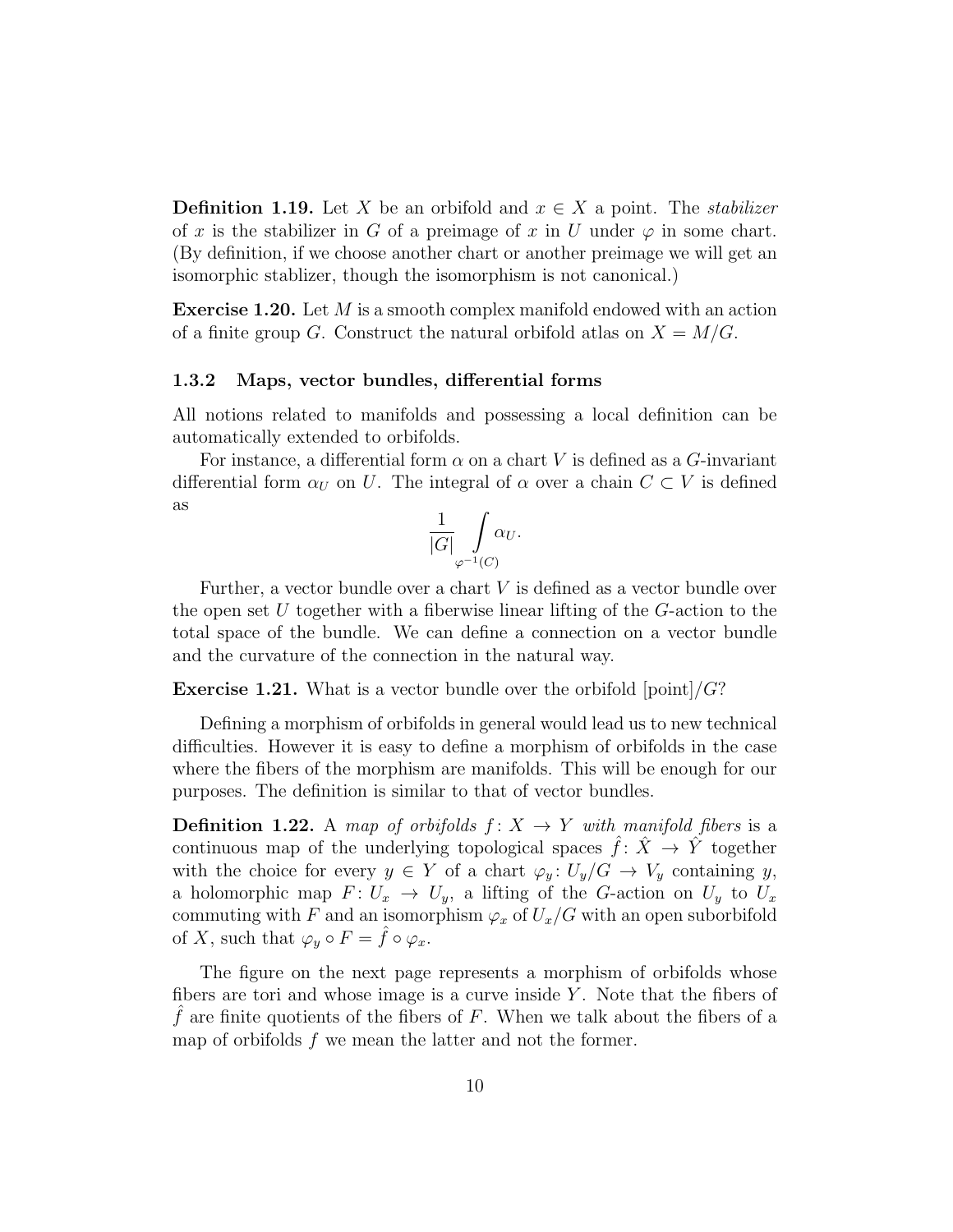**Definition 1.19.** Let $X$ be an orbifold and $x \in X$ a point. The *stabilizer* of $x$ is the stabilizer in $G$ of a preimage of $x$ in $U$ under $\varphi$ in some chart. (By definition, if we choose another chart or another preimage we will get an isomorphic stablizer, though the isomorphism is not canonical.)

**Exercise 1.20.** Let $M$ is a smooth complex manifold endowed with an action of a finite group $G$. Construct the natural orbifold atlas on $X = M/G$.

### 1.3.2 Maps, vector bundles, differential forms

All notions related to manifolds and possessing a local definition can be automatically extended to orbifolds.

For instance, a differential form $\alpha$ on a chart $V$ is defined as a $G$-invariant differential form $\alpha_U$ on $U$. The integral of $\alpha$ over a chain $C \subset V$ is defined as

$$\frac{1}{|G|} \int\limits_{\varphi^{-1}(C)} \alpha_U.$$

Further, a vector bundle over a chart $V$ is defined as a vector bundle over the open set $U$ together with a fiberwise linear lifting of the $G$-action to the total space of the bundle. We can define a connection on a vector bundle and the curvature of the connection in the natural way.

**Exercise 1.21.** What is a vector bundle over the orbifold [point]$/G$?

Defining a morphism of orbifolds in general would lead us to new technical difficulties. However it is easy to define a morphism of orbifolds in the case where the fibers of the morphism are manifolds. This will be enough for our purposes. The definition is similar to that of vector bundles.

**Definition 1.22.** A *map of orbifolds $f\colon X \to Y$ with manifold fibers* is a continuous map of the underlying topological spaces $\hat{f}\colon \hat{X} \to \hat{Y}$ together with the choice for every $y \in Y$ of a chart $\varphi_y\colon U_y/G \to V_y$ containing $y$, a holomorphic map $F\colon U_x \to U_y$, a lifting of the $G$-action on $U_y$ to $U_x$ commuting with $F$ and an isomorphism $\varphi_x$ of $U_x/G$ with an open suborbifold of $X$, such that $\varphi_y \circ F = \hat{f} \circ \varphi_x$.

The figure on the next page represents a morphism of orbifolds whose fibers are tori and whose image is a curve inside $Y$. Note that the fibers of $\hat{f}$ are finite quotients of the fibers of $F$. When we talk about the fibers of a map of orbifolds $f$ we mean the latter and not the former.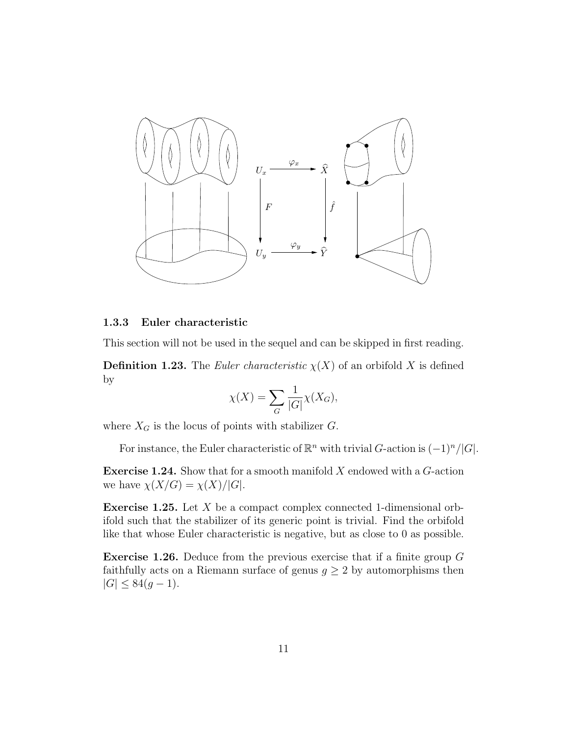### 1.3.3 Euler characteristic

This section will not be used in the sequel and can be skipped in first reading.

**Definition 1.23.** The *Euler characteristic* $\chi(X)$ of an orbifold $X$ is defined by

$$\chi(X) = \sum_G \frac{1}{|G|}\chi(X_G),$$

where $X_G$ is the locus of points with stabilizer $G$.

For instance, the Euler characteristic of $\mathbb{R}^n$ with trivial $G$-action is $(-1)^n/|G|$.

**Exercise 1.24.** Show that for a smooth manifold $X$ endowed with a $G$-action we have $\chi(X/G) = \chi(X)/|G|$.

**Exercise 1.25.** Let $X$ be a compact complex connected 1-dimensional orbifold such that the stabilizer of its generic point is trivial. Find the orbifold like that whose Euler characteristic is negative, but as close to 0 as possible.

**Exercise 1.26.** Deduce from the previous exercise that if a finite group $G$ faithfully acts on a Riemann surface of genus $g \geq 2$ by automorphisms then $|G| \leq 84(g-1)$.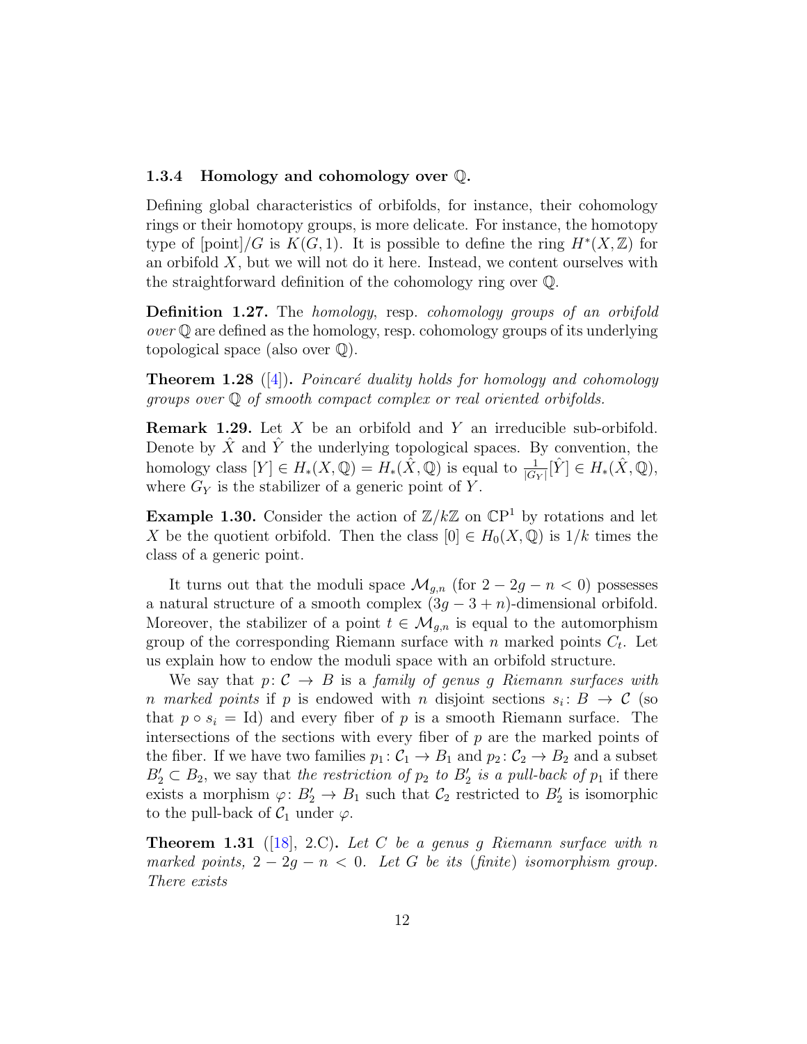### 1.3.4 Homology and cohomology over $\mathbb{Q}$.

Defining global characteristics of orbifolds, for instance, their cohomology rings or their homotopy groups, is more delicate. For instance, the homotopy type of [point]$/G$ is $K(G,1)$. It is possible to define the ring $H^*(X,\mathbb{Z})$ for an orbifold $X$, but we will not do it here. Instead, we content ourselves with the straightforward definition of the cohomology ring over $\mathbb{Q}$.

**Definition 1.27.** The *homology*, resp. *cohomology groups of an orbifold over* $\mathbb{Q}$ are defined as the homology, resp. cohomology groups of its underlying topological space (also over $\mathbb{Q}$).

**Theorem 1.28** ([4])**.** *Poincaré duality holds for homology and cohomology groups over* $\mathbb{Q}$ *of smooth compact complex or real oriented orbifolds.*

**Remark 1.29.** Let $X$ be an orbifold and $Y$ an irreducible sub-orbifold. Denote by $\hat{X}$ and $\hat{Y}$ the underlying topological spaces. By convention, the homology class $[Y] \in H_*(X,\mathbb{Q}) = H_*(\hat{X},\mathbb{Q})$ is equal to $\frac{1}{|G_Y|}[\hat{Y}] \in H_*(\hat{X},\mathbb{Q})$, where $G_Y$ is the stabilizer of a generic point of $Y$.

**Example 1.30.** Consider the action of $\mathbb{Z}/k\mathbb{Z}$ on $\mathbb{C}\mathrm{P}^1$ by rotations and let $X$ be the quotient orbifold. Then the class $[0] \in H_0(X,\mathbb{Q})$ is $1/k$ times the class of a generic point.

It turns out that the moduli space $\mathcal{M}_{g,n}$ (for $2-2g-n<0$) possesses a natural structure of a smooth complex $(3g-3+n)$-dimensional orbifold. Moreover, the stabilizer of a point $t \in \mathcal{M}_{g,n}$ is equal to the automorphism group of the corresponding Riemann surface with $n$ marked points $C_t$. Let us explain how to endow the moduli space with an orbifold structure.

We say that $p\colon \mathcal{C} \to B$ is a *family of genus $g$ Riemann surfaces with $n$ marked points* if $p$ is endowed with $n$ disjoint sections $s_i\colon B \to \mathcal{C}$ (so that $p \circ s_i = \mathrm{Id}$) and every fiber of $p$ is a smooth Riemann surface. The intersections of the sections with every fiber of $p$ are the marked points of the fiber. If we have two families $p_1\colon \mathcal{C}_1 \to B_1$ and $p_2\colon \mathcal{C}_2 \to B_2$ and a subset $B_2' \subset B_2$, we say that *the restriction of $p_2$ to $B_2'$ is a pull-back of $p_1$* if there exists a morphism $\varphi\colon B_2' \to B_1$ such that $\mathcal{C}_2$ restricted to $B_2'$ is isomorphic to the pull-back of $\mathcal{C}_1$ under $\varphi$.

**Theorem 1.31** ([18], 2.C)**.** *Let $C$ be a genus $g$ Riemann surface with $n$ marked points, $2-2g-n<0$. Let $G$ be its (finite) isomorphism group. There exists*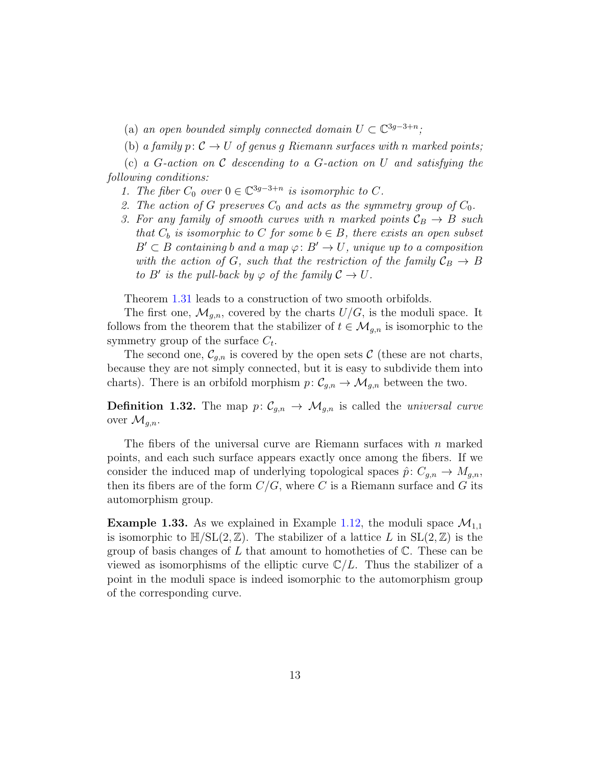(a) *an open bounded simply connected domain $U \subset \mathbb{C}^{3g-3+n}$;*

(b) *a family $p \colon \mathcal{C} \to U$ of genus $g$ Riemann surfaces with $n$ marked points;*

(c) *a $G$-action on $\mathcal{C}$ descending to a $G$-action on $U$ and satisfying the following conditions:*

1. *The fiber $C_0$ over $0 \in \mathbb{C}^{3g-3+n}$ is isomorphic to $C$.*
2. *The action of $G$ preserves $C_0$ and acts as the symmetry group of $C_0$.*
3. *For any family of smooth curves with $n$ marked points $\mathcal{C}_B \to B$ such that $C_b$ is isomorphic to $C$ for some $b \in B$, there exists an open subset $B' \subset B$ containing $b$ and a map $\varphi \colon B' \to U$, unique up to a composition with the action of $G$, such that the restriction of the family $\mathcal{C}_B \to B$ to $B'$ is the pull-back by $\varphi$ of the family $\mathcal{C} \to U$.*

Theorem 1.31 leads to a construction of two smooth orbifolds.

The first one, $\mathcal{M}_{g,n}$, covered by the charts $U/G$, is the moduli space. It follows from the theorem that the stabilizer of $t \in \mathcal{M}_{g,n}$ is isomorphic to the symmetry group of the surface $C_t$.

The second one, $\mathcal{C}_{g,n}$ is covered by the open sets $\mathcal{C}$ (these are not charts, because they are not simply connected, but it is easy to subdivide them into charts). There is an orbifold morphism $p \colon \mathcal{C}_{g,n} \to \mathcal{M}_{g,n}$ between the two.

**Definition 1.32.** The map $p \colon \mathcal{C}_{g,n} \to \mathcal{M}_{g,n}$ is called the *universal curve* over $\mathcal{M}_{g,n}$.

The fibers of the universal curve are Riemann surfaces with $n$ marked points, and each such surface appears exactly once among the fibers. If we consider the induced map of underlying topological spaces $\hat{p} \colon C_{g,n} \to M_{g,n}$, then its fibers are of the form $C/G$, where $C$ is a Riemann surface and $G$ its automorphism group.

**Example 1.33.** As we explained in Example 1.12, the moduli space $\mathcal{M}_{1,1}$ is isomorphic to $\mathbb{H}/\mathrm{SL}(2,\mathbb{Z})$. The stabilizer of a lattice $L$ in $\mathrm{SL}(2,\mathbb{Z})$ is the group of basis changes of $L$ that amount to homotheties of $\mathbb{C}$. These can be viewed as isomorphisms of the elliptic curve $\mathbb{C}/L$. Thus the stabilizer of a point in the moduli space is indeed isomorphic to the automorphism group of the corresponding curve.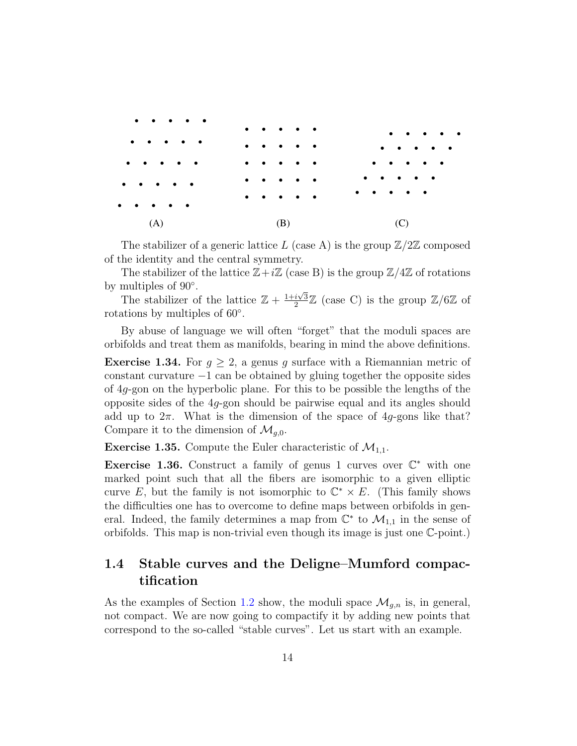(A) (B) (C)

The stabilizer of a generic lattice $L$ (case A) is the group $\mathbb{Z}/2\mathbb{Z}$ composed of the identity and the central symmetry.

The stabilizer of the lattice $\mathbb{Z}+i\mathbb{Z}$ (case B) is the group $\mathbb{Z}/4\mathbb{Z}$ of rotations by multiples of $90^\circ$.

The stabilizer of the lattice $\mathbb{Z} + \frac{1+i\sqrt{3}}{2}\mathbb{Z}$ (case C) is the group $\mathbb{Z}/6\mathbb{Z}$ of rotations by multiples of $60^\circ$.

By abuse of language we will often "forget" that the moduli spaces are orbifolds and treat them as manifolds, bearing in mind the above definitions.

**Exercise 1.34.** For $g \geq 2$, a genus $g$ surface with a Riemannian metric of constant curvature $-1$ can be obtained by gluing together the opposite sides of $4g$-gon on the hyperbolic plane. For this to be possible the lengths of the opposite sides of the $4g$-gon should be pairwise equal and its angles should add up to $2\pi$. What is the dimension of the space of $4g$-gons like that? Compare it to the dimension of $\mathcal{M}_{g,0}$.

**Exercise 1.35.** Compute the Euler characteristic of $\mathcal{M}_{1,1}$.

**Exercise 1.36.** Construct a family of genus 1 curves over $\mathbb{C}^*$ with one marked point such that all the fibers are isomorphic to a given elliptic curve $E$, but the family is not isomorphic to $\mathbb{C}^* \times E$. (This family shows the difficulties one has to overcome to define maps between orbifolds in general. Indeed, the family determines a map from $\mathbb{C}^*$ to $\mathcal{M}_{1,1}$ in the sense of orbifolds. This map is non-trivial even though its image is just one $\mathbb{C}$-point.)

## 1.4 Stable curves and the Deligne–Mumford compactification

As the examples of Section 1.2 show, the moduli space $\mathcal{M}_{g,n}$ is, in general, not compact. We are now going to compactify it by adding new points that correspond to the so-called "stable curves". Let us start with an example.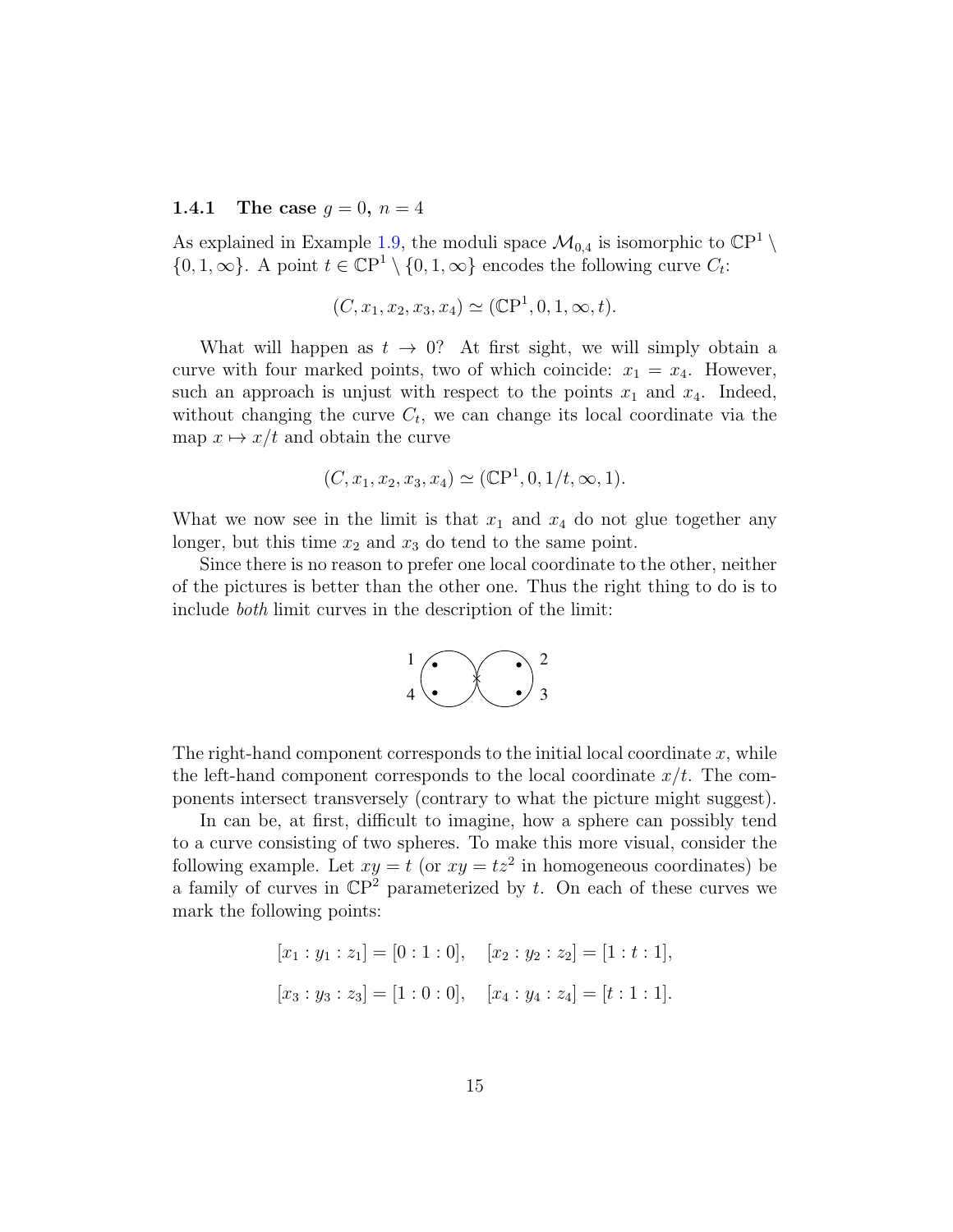### 1.4.1 The case $g = 0$, $n = 4$

As explained in Example 1.9, the moduli space $\mathcal{M}_{0,4}$ is isomorphic to $\mathbb{CP}^1 \setminus \{0, 1, \infty\}$. A point $t \in \mathbb{CP}^1 \setminus \{0, 1, \infty\}$ encodes the following curve $C_t$:

$$(C, x_1, x_2, x_3, x_4) \simeq (\mathbb{CP}^1, 0, 1, \infty, t).$$

What will happen as $t \to 0$? At first sight, we will simply obtain a curve with four marked points, two of which coincide: $x_1 = x_4$. However, such an approach is unjust with respect to the points $x_1$ and $x_4$. Indeed, without changing the curve $C_t$, we can change its local coordinate via the map $x \mapsto x/t$ and obtain the curve

$$(C, x_1, x_2, x_3, x_4) \simeq (\mathbb{CP}^1, 0, 1/t, \infty, 1).$$

What we now see in the limit is that $x_1$ and $x_4$ do not glue together any longer, but this time $x_2$ and $x_3$ do tend to the same point.

Since there is no reason to prefer one local coordinate to the other, neither of the pictures is better than the other one. Thus the right thing to do is to include *both* limit curves in the description of the limit:

The right-hand component corresponds to the initial local coordinate $x$, while the left-hand component corresponds to the local coordinate $x/t$. The components intersect transversely (contrary to what the picture might suggest).

In can be, at first, difficult to imagine, how a sphere can possibly tend to a curve consisting of two spheres. To make this more visual, consider the following example. Let $xy = t$ (or $xy = tz^2$ in homogeneous coordinates) be a family of curves in $\mathbb{CP}^2$ parameterized by $t$. On each of these curves we mark the following points:

$$[x_1 : y_1 : z_1] = [0 : 1 : 0], \quad [x_2 : y_2 : z_2] = [1 : t : 1],$$

$$[x_3 : y_3 : z_3] = [1 : 0 : 0], \quad [x_4 : y_4 : z_4] = [t : 1 : 1].$$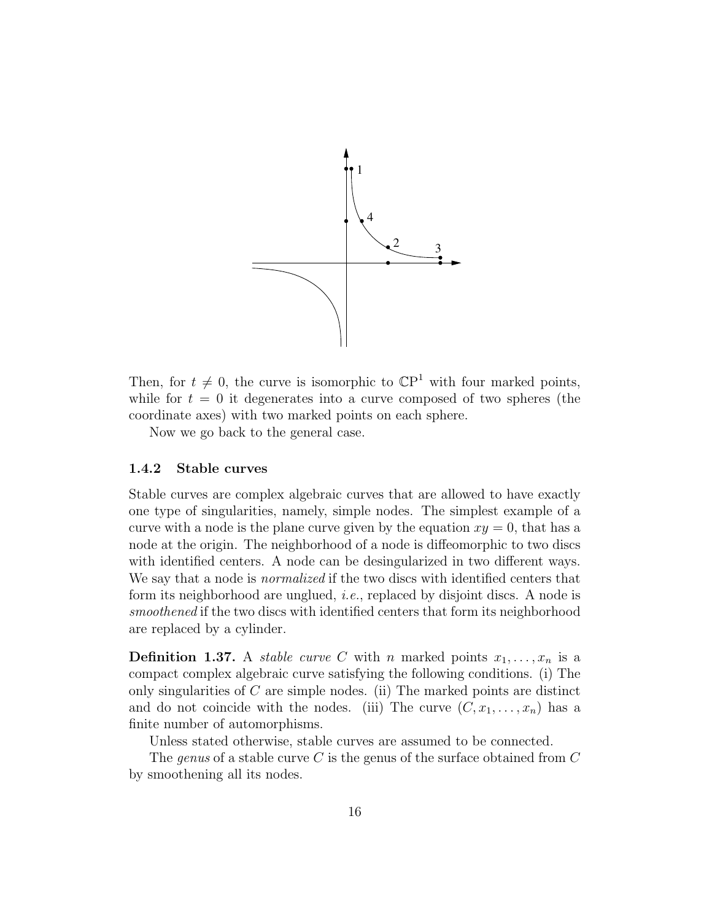Then, for $t \neq 0$, the curve is isomorphic to $\mathbb{CP}^1$ with four marked points, while for $t = 0$ it degenerates into a curve composed of two spheres (the coordinate axes) with two marked points on each sphere.

Now we go back to the general case.

### 1.4.2 Stable curves

Stable curves are complex algebraic curves that are allowed to have exactly one type of singularities, namely, simple nodes. The simplest example of a curve with a node is the plane curve given by the equation $xy = 0$, that has a node at the origin. The neighborhood of a node is diffeomorphic to two discs with identified centers. A node can be desingularized in two different ways. We say that a node is *normalized* if the two discs with identified centers that form its neighborhood are unglued, *i.e.*, replaced by disjoint discs. A node is *smoothened* if the two discs with identified centers that form its neighborhood are replaced by a cylinder.

**Definition 1.37.** A *stable curve* $C$ with $n$ marked points $x_1, \ldots, x_n$ is a compact complex algebraic curve satisfying the following conditions. (i) The only singularities of $C$ are simple nodes. (ii) The marked points are distinct and do not coincide with the nodes. (iii) The curve $(C, x_1, \ldots, x_n)$ has a finite number of automorphisms.

Unless stated otherwise, stable curves are assumed to be connected.

The *genus* of a stable curve $C$ is the genus of the surface obtained from $C$ by smoothening all its nodes.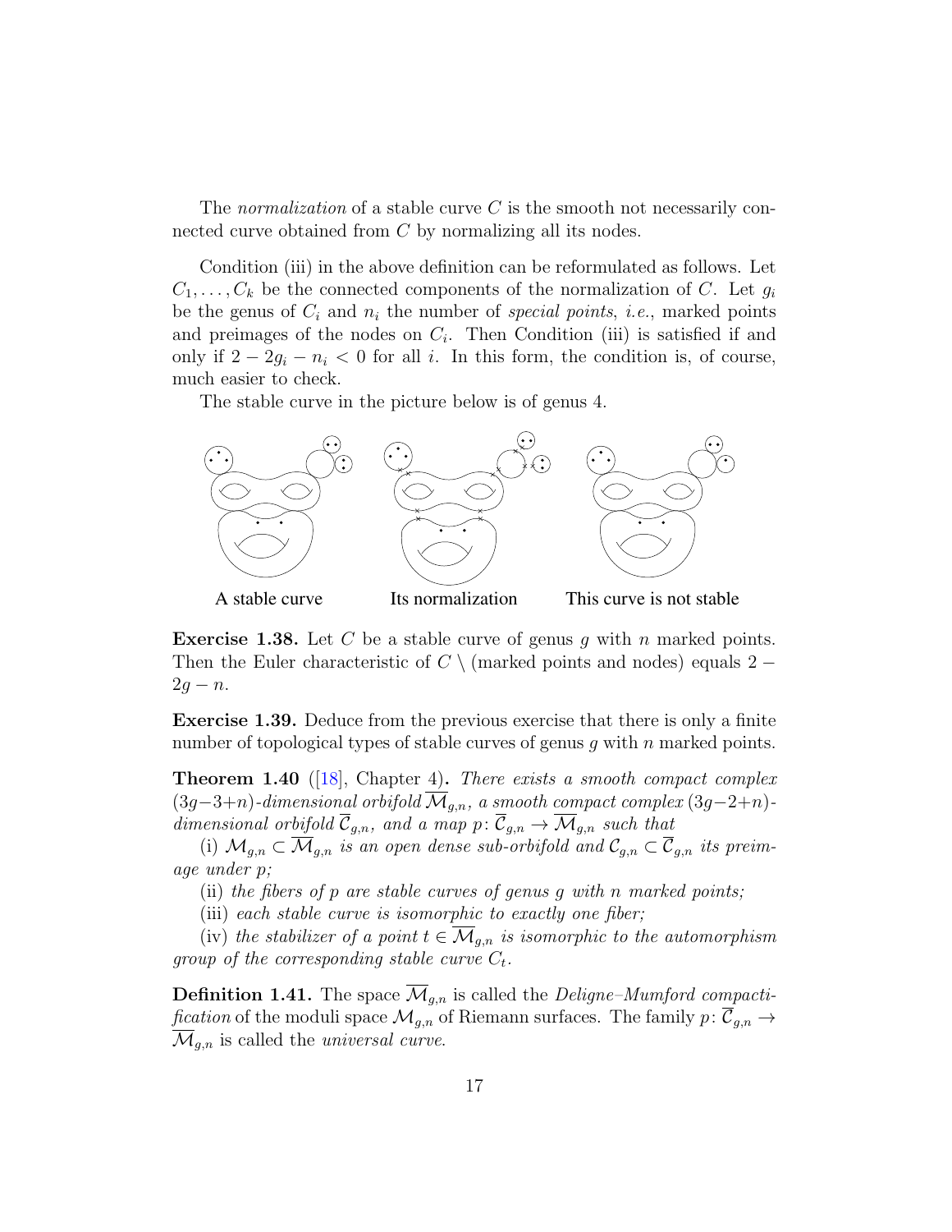The *normalization* of a stable curve $C$ is the smooth not necessarily connected curve obtained from $C$ by normalizing all its nodes.

Condition (iii) in the above definition can be reformulated as follows. Let $C_1, \ldots, C_k$ be the connected components of the normalization of $C$. Let $g_i$ be the genus of $C_i$ and $n_i$ the number of *special points*, *i.e.*, marked points and preimages of the nodes on $C_i$. Then Condition (iii) is satisfied if and only if $2 - 2g_i - n_i < 0$ for all $i$. In this form, the condition is, of course, much easier to check.

The stable curve in the picture below is of genus 4.

A stable curve        Its normalization        This curve is not stable

**Exercise 1.38.** Let $C$ be a stable curve of genus $g$ with $n$ marked points. Then the Euler characteristic of $C \setminus$ (marked points and nodes) equals $2 - 2g - n$.

**Exercise 1.39.** Deduce from the previous exercise that there is only a finite number of topological types of stable curves of genus $g$ with $n$ marked points.

**Theorem 1.40** ([18], Chapter 4)**.** *There exists a smooth compact complex $(3g-3+n)$-dimensional orbifold $\overline{\mathcal{M}}_{g,n}$, a smooth compact complex $(3g-2+n)$-dimensional orbifold $\overline{\mathcal{C}}_{g,n}$, and a map $p \colon \overline{\mathcal{C}}_{g,n} \to \overline{\mathcal{M}}_{g,n}$ such that*

(i) *$\mathcal{M}_{g,n} \subset \overline{\mathcal{M}}_{g,n}$ is an open dense sub-orbifold and $\mathcal{C}_{g,n} \subset \overline{\mathcal{C}}_{g,n}$ its preimage under $p$;*

(ii) *the fibers of $p$ are stable curves of genus $g$ with $n$ marked points;*

(iii) *each stable curve is isomorphic to exactly one fiber;*

(iv) *the stabilizer of a point $t \in \overline{\mathcal{M}}_{g,n}$ is isomorphic to the automorphism group of the corresponding stable curve $C_t$.*

**Definition 1.41.** The space $\overline{\mathcal{M}}_{g,n}$ is called the *Deligne–Mumford compactification* of the moduli space $\mathcal{M}_{g,n}$ of Riemann surfaces. The family $p \colon \overline{\mathcal{C}}_{g,n} \to \overline{\mathcal{M}}_{g,n}$ is called the *universal curve*.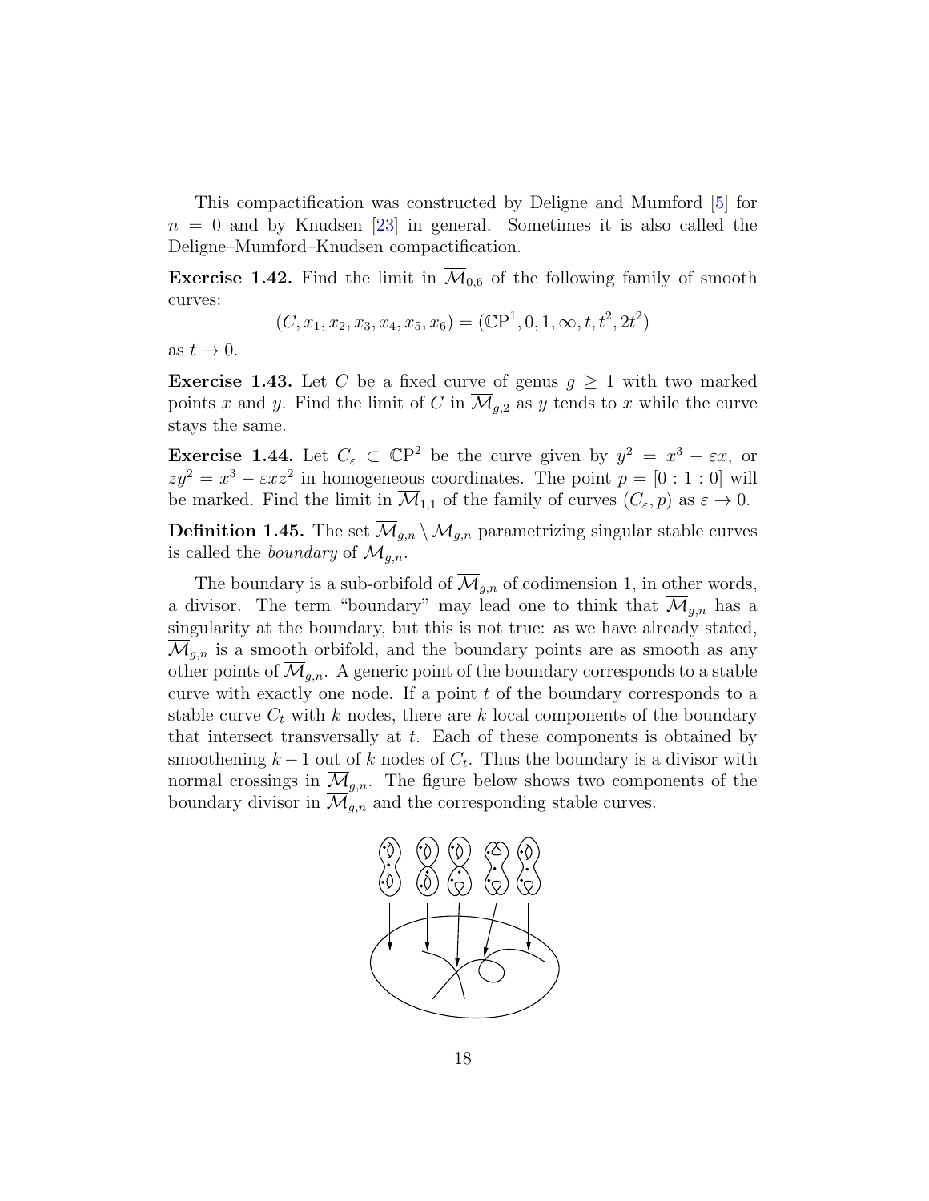This compactification was constructed by Deligne and Mumford [5] for $n = 0$ and by Knudsen [23] in general. Sometimes it is also called the Deligne–Mumford–Knudsen compactification.

**Exercise 1.42.** Find the limit in $\overline{\mathcal{M}}_{0,6}$ of the following family of smooth curves:

$$(C, x_1, x_2, x_3, x_4, x_5, x_6) = (\mathbb{C}\mathrm{P}^1, 0, 1, \infty, t, t^2, 2t^2)$$

as $t \to 0$.

**Exercise 1.43.** Let $C$ be a fixed curve of genus $g \geq 1$ with two marked points $x$ and $y$. Find the limit of $C$ in $\overline{\mathcal{M}}_{g,2}$ as $y$ tends to $x$ while the curve stays the same.

**Exercise 1.44.** Let $C_\varepsilon \subset \mathbb{C}\mathrm{P}^2$ be the curve given by $y^2 = x^3 - \varepsilon x$, or $zy^2 = x^3 - \varepsilon xz^2$ in homogeneous coordinates. The point $p = [0 : 1 : 0]$ will be marked. Find the limit in $\overline{\mathcal{M}}_{1,1}$ of the family of curves $(C_\varepsilon, p)$ as $\varepsilon \to 0$.

**Definition 1.45.** The set $\overline{\mathcal{M}}_{g,n} \setminus \mathcal{M}_{g,n}$ parametrizing singular stable curves is called the *boundary* of $\overline{\mathcal{M}}_{g,n}$.

The boundary is a sub-orbifold of $\overline{\mathcal{M}}_{g,n}$ of codimension 1, in other words, a divisor. The term "boundary" may lead one to think that $\overline{\mathcal{M}}_{g,n}$ has a singularity at the boundary, but this is not true: as we have already stated, $\overline{\mathcal{M}}_{g,n}$ is a smooth orbifold, and the boundary points are as smooth as any other points of $\overline{\mathcal{M}}_{g,n}$. A generic point of the boundary corresponds to a stable curve with exactly one node. If a point $t$ of the boundary corresponds to a stable curve $C_t$ with $k$ nodes, there are $k$ local components of the boundary that intersect transversally at $t$. Each of these components is obtained by smoothening $k-1$ out of $k$ nodes of $C_t$. Thus the boundary is a divisor with normal crossings in $\overline{\mathcal{M}}_{g,n}$. The figure below shows two components of the boundary divisor in $\overline{\mathcal{M}}_{g,n}$ and the corresponding stable curves.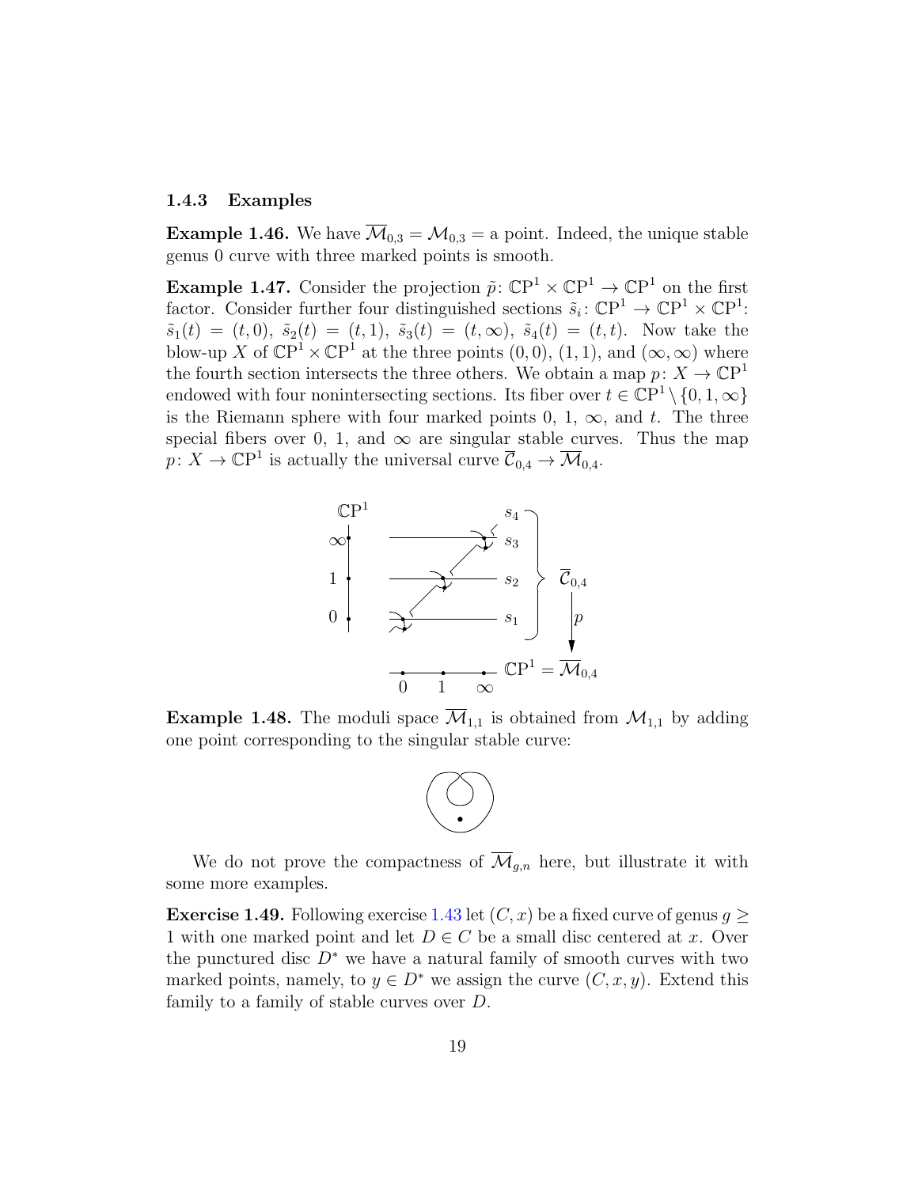### 1.4.3 Examples

**Example 1.46.** We have $\overline{\mathcal{M}}_{0,3} = \mathcal{M}_{0,3}$ = a point. Indeed, the unique stable genus 0 curve with three marked points is smooth.

**Example 1.47.** Consider the projection $\tilde{p}\colon \mathbb{CP}^1 \times \mathbb{CP}^1 \to \mathbb{CP}^1$ on the first factor. Consider further four distinguished sections $\tilde{s}_i\colon \mathbb{CP}^1 \to \mathbb{CP}^1 \times \mathbb{CP}^1$: $\tilde{s}_1(t) = (t, 0)$, $\tilde{s}_2(t) = (t, 1)$, $\tilde{s}_3(t) = (t, \infty)$, $\tilde{s}_4(t) = (t, t)$. Now take the blow-up $X$ of $\mathbb{CP}^1 \times \mathbb{CP}^1$ at the three points $(0, 0)$, $(1, 1)$, and $(\infty, \infty)$ where the fourth section intersects the three others. We obtain a map $p\colon X \to \mathbb{CP}^1$ endowed with four nonintersecting sections. Its fiber over $t \in \mathbb{CP}^1 \setminus \{0, 1, \infty\}$ is the Riemann sphere with four marked points 0, 1, $\infty$, and $t$. The three special fibers over 0, 1, and $\infty$ are singular stable curves. Thus the map $p\colon X \to \mathbb{CP}^1$ is actually the universal curve $\overline{\mathcal{C}}_{0,4} \to \overline{\mathcal{M}}_{0,4}$.

**Example 1.48.** The moduli space $\overline{\mathcal{M}}_{1,1}$ is obtained from $\mathcal{M}_{1,1}$ by adding one point corresponding to the singular stable curve:

We do not prove the compactness of $\overline{\mathcal{M}}_{g,n}$ here, but illustrate it with some more examples.

**Exercise 1.49.** Following exercise 1.43 let $(C, x)$ be a fixed curve of genus $g \geq 1$ with one marked point and let $D \in C$ be a small disc centered at $x$. Over the punctured disc $D^*$ we have a natural family of smooth curves with two marked points, namely, to $y \in D^*$ we assign the curve $(C, x, y)$. Extend this family to a family of stable curves over $D$.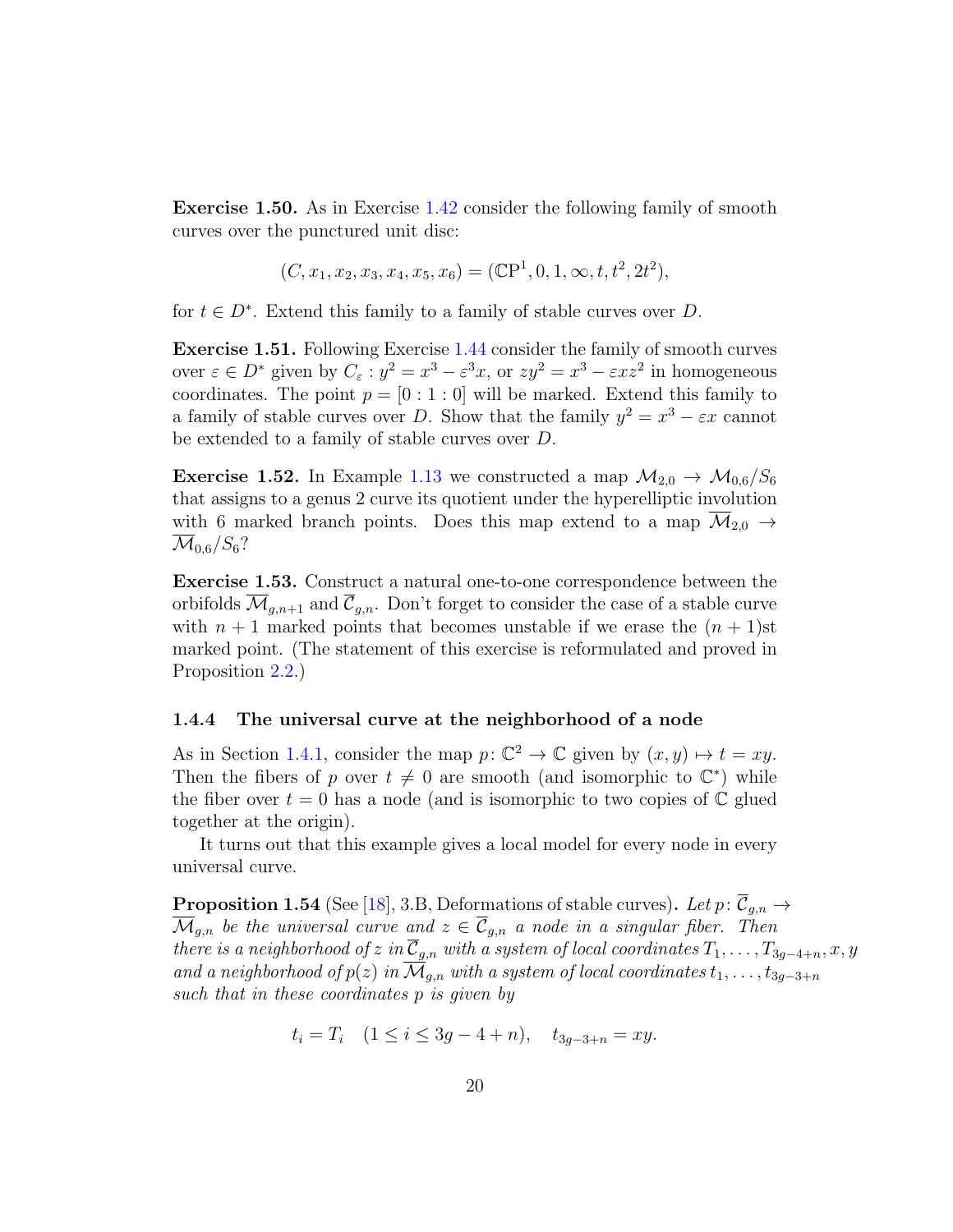**Exercise 1.50.** As in Exercise 1.42 consider the following family of smooth curves over the punctured unit disc:

$$(C, x_1, x_2, x_3, x_4, x_5, x_6) = (\mathbb{C}\mathrm{P}^1, 0, 1, \infty, t, t^2, 2t^2),$$

for $t \in D^*$. Extend this family to a family of stable curves over $D$.

**Exercise 1.51.** Following Exercise 1.44 consider the family of smooth curves over $\varepsilon \in D^*$ given by $C_\varepsilon : y^2 = x^3 - \varepsilon^3 x$, or $zy^2 = x^3 - \varepsilon x z^2$ in homogeneous coordinates. The point $p = [0:1:0]$ will be marked. Extend this family to a family of stable curves over $D$. Show that the family $y^2 = x^3 - \varepsilon x$ cannot be extended to a family of stable curves over $D$.

**Exercise 1.52.** In Example 1.13 we constructed a map $\mathcal{M}_{2,0} \to \mathcal{M}_{0,6}/S_6$ that assigns to a genus 2 curve its quotient under the hyperelliptic involution with 6 marked branch points. Does this map extend to a map $\overline{\mathcal{M}}_{2,0} \to \overline{\mathcal{M}}_{0,6}/S_6$?

**Exercise 1.53.** Construct a natural one-to-one correspondence between the orbifolds $\overline{\mathcal{M}}_{g,n+1}$ and $\overline{\mathcal{C}}_{g,n}$. Don't forget to consider the case of a stable curve with $n+1$ marked points that becomes unstable if we erase the $(n+1)$st marked point. (The statement of this exercise is reformulated and proved in Proposition 2.2.)

### 1.4.4 The universal curve at the neighborhood of a node

As in Section 1.4.1, consider the map $p\colon \mathbb{C}^2 \to \mathbb{C}$ given by $(x, y) \mapsto t = xy$. Then the fibers of $p$ over $t \neq 0$ are smooth (and isomorphic to $\mathbb{C}^*$) while the fiber over $t = 0$ has a node (and is isomorphic to two copies of $\mathbb{C}$ glued together at the origin).

It turns out that this example gives a local model for every node in every universal curve.

**Proposition 1.54** (See [18], 3.B, Deformations of stable curves)**.** *Let $p\colon \overline{\mathcal{C}}_{g,n} \to \overline{\mathcal{M}}_{g,n}$ be the universal curve and $z \in \overline{\mathcal{C}}_{g,n}$ a node in a singular fiber. Then there is a neighborhood of $z$ in $\overline{\mathcal{C}}_{g,n}$ with a system of local coordinates $T_1, \ldots, T_{3g-4+n}, x, y$ and a neighborhood of $p(z)$ in $\overline{\mathcal{M}}_{g,n}$ with a system of local coordinates $t_1, \ldots, t_{3g-3+n}$ such that in these coordinates $p$ is given by*

$$t_i = T_i \quad (1 \leq i \leq 3g-4+n), \quad t_{3g-3+n} = xy.$$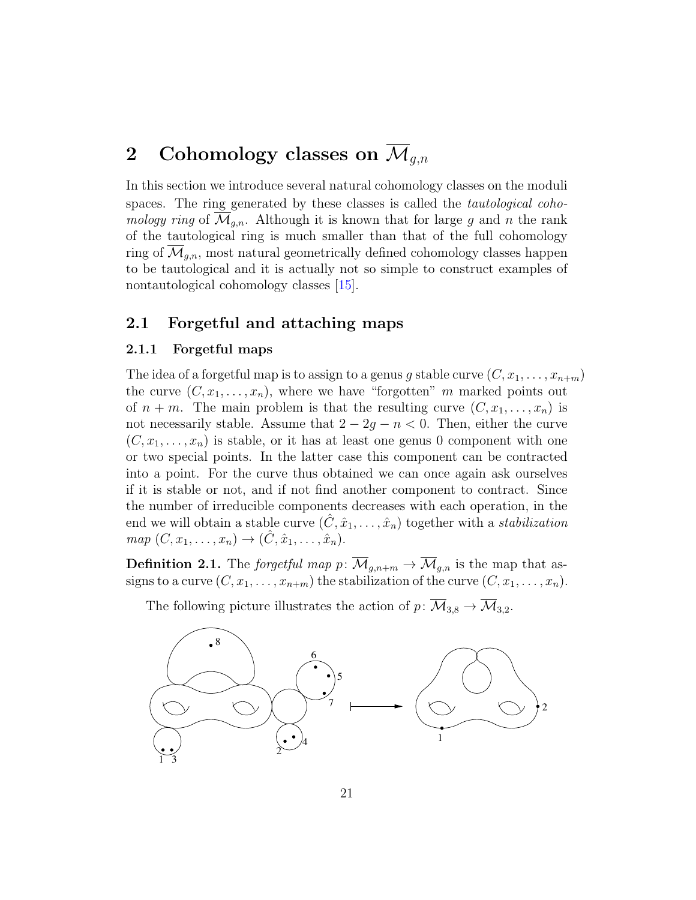# 2 Cohomology classes on $\overline{\mathcal{M}}_{g,n}$

In this section we introduce several natural cohomology classes on the moduli spaces. The ring generated by these classes is called the *tautological cohomology ring* of $\overline{\mathcal{M}}_{g,n}$. Although it is known that for large $g$ and $n$ the rank of the tautological ring is much smaller than that of the full cohomology ring of $\overline{\mathcal{M}}_{g,n}$, most natural geometrically defined cohomology classes happen to be tautological and it is actually not so simple to construct examples of nontautological cohomology classes [15].

## 2.1 Forgetful and attaching maps

### 2.1.1 Forgetful maps

The idea of a forgetful map is to assign to a genus $g$ stable curve $(C, x_1, \ldots, x_{n+m})$ the curve $(C, x_1, \ldots, x_n)$, where we have "forgotten" $m$ marked points out of $n+m$. The main problem is that the resulting curve $(C, x_1, \ldots, x_n)$ is not necessarily stable. Assume that $2 - 2g - n < 0$. Then, either the curve $(C, x_1, \ldots, x_n)$ is stable, or it has at least one genus 0 component with one or two special points. In the latter case this component can be contracted into a point. For the curve thus obtained we can once again ask ourselves if it is stable or not, and if not find another component to contract. Since the number of irreducible components decreases with each operation, in the end we will obtain a stable curve $(\hat{C}, \hat{x}_1, \ldots, \hat{x}_n)$ together with a *stabilization map* $(C, x_1, \ldots, x_n) \to (\hat{C}, \hat{x}_1, \ldots, \hat{x}_n)$.

**Definition 2.1.** The *forgetful map* $p\colon \overline{\mathcal{M}}_{g,n+m} \to \overline{\mathcal{M}}_{g,n}$ is the map that assigns to a curve $(C, x_1, \ldots, x_{n+m})$ the stabilization of the curve $(C, x_1, \ldots, x_n)$.

The following picture illustrates the action of $p\colon \overline{\mathcal{M}}_{3,8} \to \overline{\mathcal{M}}_{3,2}$.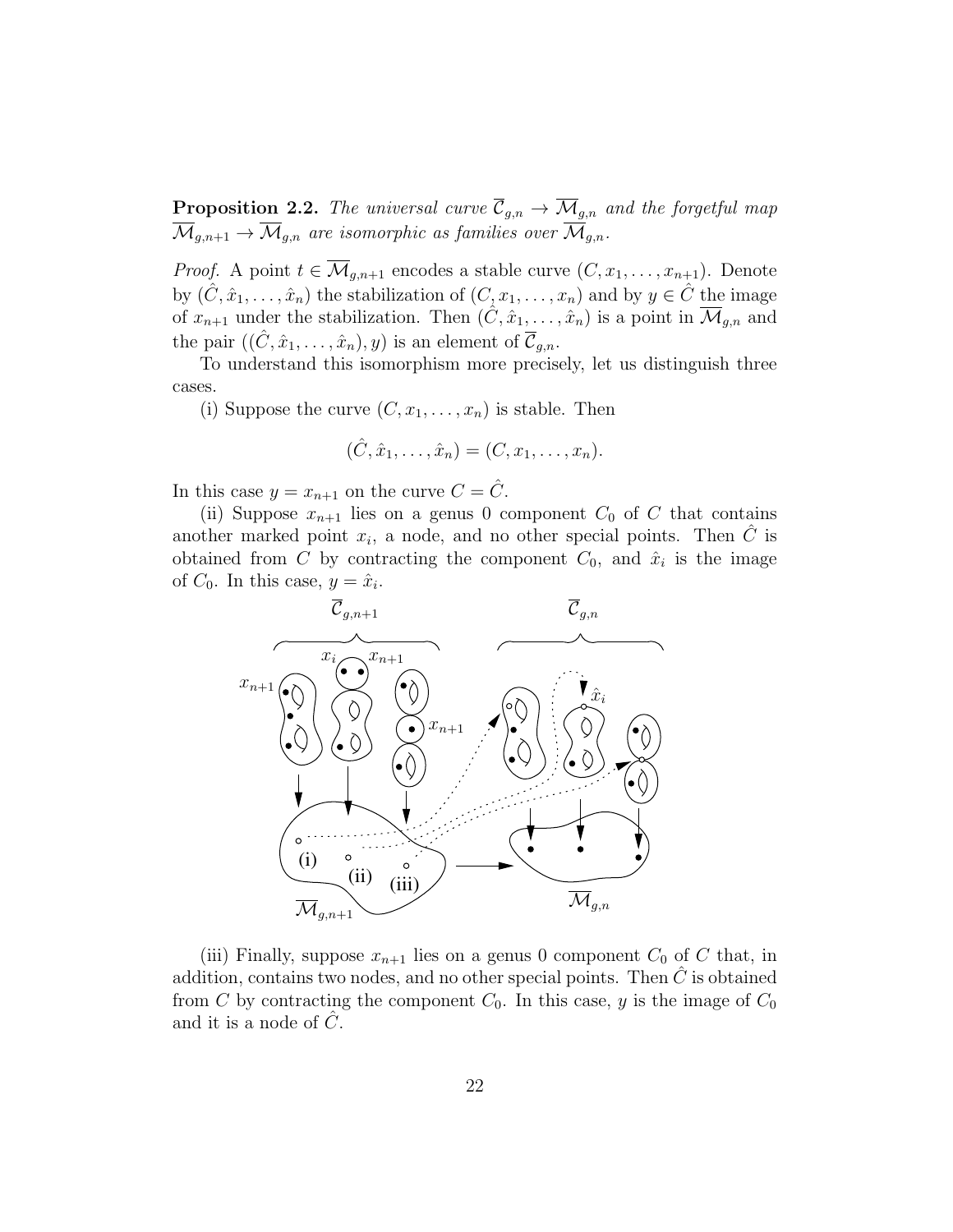**Proposition 2.2.** *The universal curve $\overline{\mathcal{C}}_{g,n} \to \overline{\mathcal{M}}_{g,n}$ and the forgetful map $\overline{\mathcal{M}}_{g,n+1} \to \overline{\mathcal{M}}_{g,n}$ are isomorphic as families over $\overline{\mathcal{M}}_{g,n}$.*

*Proof.* A point $t \in \overline{\mathcal{M}}_{g,n+1}$ encodes a stable curve $(C, x_1, \dots, x_{n+1})$. Denote by $(\hat{C}, \hat{x}_1, \dots, \hat{x}_n)$ the stabilization of $(C, x_1, \dots, x_n)$ and by $y \in \hat{C}$ the image of $x_{n+1}$ under the stabilization. Then $(\hat{C}, \hat{x}_1, \dots, \hat{x}_n)$ is a point in $\overline{\mathcal{M}}_{g,n}$ and the pair $((\hat{C}, \hat{x}_1, \dots, \hat{x}_n), y)$ is an element of $\overline{\mathcal{C}}_{g,n}$.

To understand this isomorphism more precisely, let us distinguish three cases.

(i) Suppose the curve $(C, x_1, \dots, x_n)$ is stable. Then

$$(\hat{C}, \hat{x}_1, \dots, \hat{x}_n) = (C, x_1, \dots, x_n).$$

In this case $y = x_{n+1}$ on the curve $C = \hat{C}$.

(ii) Suppose $x_{n+1}$ lies on a genus 0 component $C_0$ of $C$ that contains another marked point $x_i$, a node, and no other special points. Then $\hat{C}$ is obtained from $C$ by contracting the component $C_0$, and $\hat{x}_i$ is the image of $C_0$. In this case, $y = \hat{x}_i$.

(iii) Finally, suppose $x_{n+1}$ lies on a genus 0 component $C_0$ of $C$ that, in addition, contains two nodes, and no other special points. Then $\hat{C}$ is obtained from $C$ by contracting the component $C_0$. In this case, $y$ is the image of $C_0$ and it is a node of $\hat{C}$.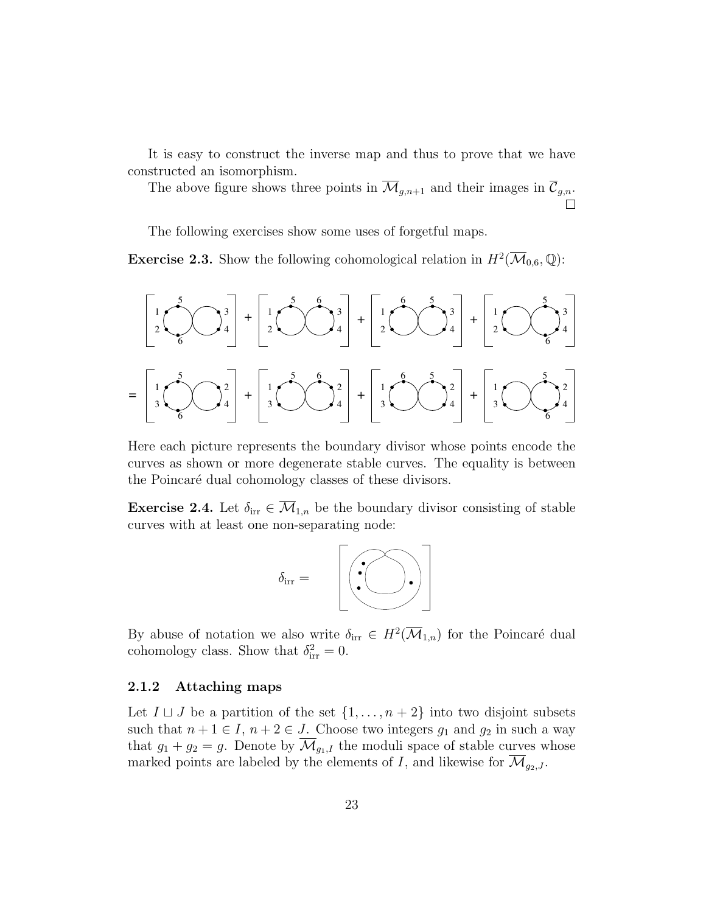It is easy to construct the inverse map and thus to prove that we have constructed an isomorphism.

The above figure shows three points in $\overline{\mathcal{M}}_{g,n+1}$ and their images in $\overline{\mathcal{C}}_{g,n}$. $\square$

The following exercises show some uses of forgetful maps.

**Exercise 2.3.** Show the following cohomological relation in $H^2(\overline{\mathcal{M}}_{0,6}, \mathbb{Q})$:

Here each picture represents the boundary divisor whose points encode the curves as shown or more degenerate stable curves. The equality is between the Poincaré dual cohomology classes of these divisors.

**Exercise 2.4.** Let $\delta_{\rm irr} \in \overline{\mathcal{M}}_{1,n}$ be the boundary divisor consisting of stable curves with at least one non-separating node:

By abuse of notation we also write $\delta_{\rm irr} \in H^2(\overline{\mathcal{M}}_{1,n})$ for the Poincaré dual cohomology class. Show that $\delta_{\rm irr}^2 = 0$.

### 2.1.2 Attaching maps

Let $I \sqcup J$ be a partition of the set $\{1, \ldots, n+2\}$ into two disjoint subsets such that $n+1 \in I$, $n+2 \in J$. Choose two integers $g_1$ and $g_2$ in such a way that $g_1 + g_2 = g$. Denote by $\overline{\mathcal{M}}_{g_1,I}$ the moduli space of stable curves whose marked points are labeled by the elements of $I$, and likewise for $\overline{\mathcal{M}}_{g_2,J}$.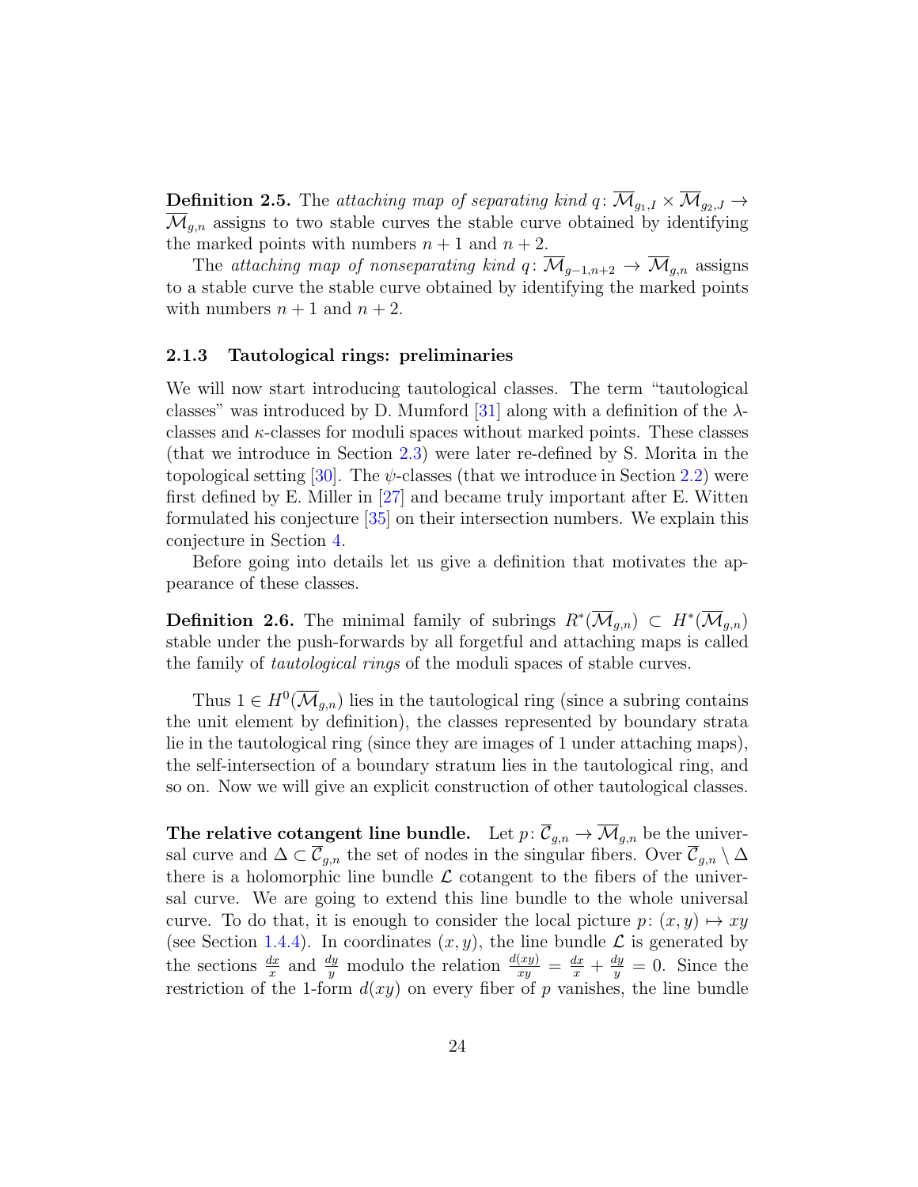**Definition 2.5.** The *attaching map of separating kind* $q\colon \overline{\mathcal{M}}_{g_1,I} \times \overline{\mathcal{M}}_{g_2,J} \to \overline{\mathcal{M}}_{g,n}$ assigns to two stable curves the stable curve obtained by identifying the marked points with numbers $n+1$ and $n+2$.

The *attaching map of nonseparating kind* $q\colon \overline{\mathcal{M}}_{g-1,n+2} \to \overline{\mathcal{M}}_{g,n}$ assigns to a stable curve the stable curve obtained by identifying the marked points with numbers $n+1$ and $n+2$.

### 2.1.3 Tautological rings: preliminaries

We will now start introducing tautological classes. The term "tautological classes" was introduced by D. Mumford [31] along with a definition of the $\lambda$-classes and $\kappa$-classes for moduli spaces without marked points. These classes (that we introduce in Section 2.3) were later re-defined by S. Morita in the topological setting [30]. The $\psi$-classes (that we introduce in Section 2.2) were first defined by E. Miller in [27] and became truly important after E. Witten formulated his conjecture [35] on their intersection numbers. We explain this conjecture in Section 4.

Before going into details let us give a definition that motivates the appearance of these classes.

**Definition 2.6.** The minimal family of subrings $R^*(\overline{\mathcal{M}}_{g,n}) \subset H^*(\overline{\mathcal{M}}_{g,n})$ stable under the push-forwards by all forgetful and attaching maps is called the family of *tautological rings* of the moduli spaces of stable curves.

Thus $1 \in H^0(\overline{\mathcal{M}}_{g,n})$ lies in the tautological ring (since a subring contains the unit element by definition), the classes represented by boundary strata lie in the tautological ring (since they are images of 1 under attaching maps), the self-intersection of a boundary stratum lies in the tautological ring, and so on. Now we will give an explicit construction of other tautological classes.

**The relative cotangent line bundle.** Let $p\colon \overline{\mathcal{C}}_{g,n} \to \overline{\mathcal{M}}_{g,n}$ be the universal curve and $\Delta \subset \overline{\mathcal{C}}_{g,n}$ the set of nodes in the singular fibers. Over $\overline{\mathcal{C}}_{g,n} \setminus \Delta$ there is a holomorphic line bundle $\mathcal{L}$ cotangent to the fibers of the universal curve. We are going to extend this line bundle to the whole universal curve. To do that, it is enough to consider the local picture $p\colon (x,y) \mapsto xy$ (see Section 1.4.4). In coordinates $(x,y)$, the line bundle $\mathcal{L}$ is generated by the sections $\frac{dx}{x}$ and $\frac{dy}{y}$ modulo the relation $\frac{d(xy)}{xy} = \frac{dx}{x} + \frac{dy}{y} = 0$. Since the restriction of the 1-form $d(xy)$ on every fiber of $p$ vanishes, the line bundle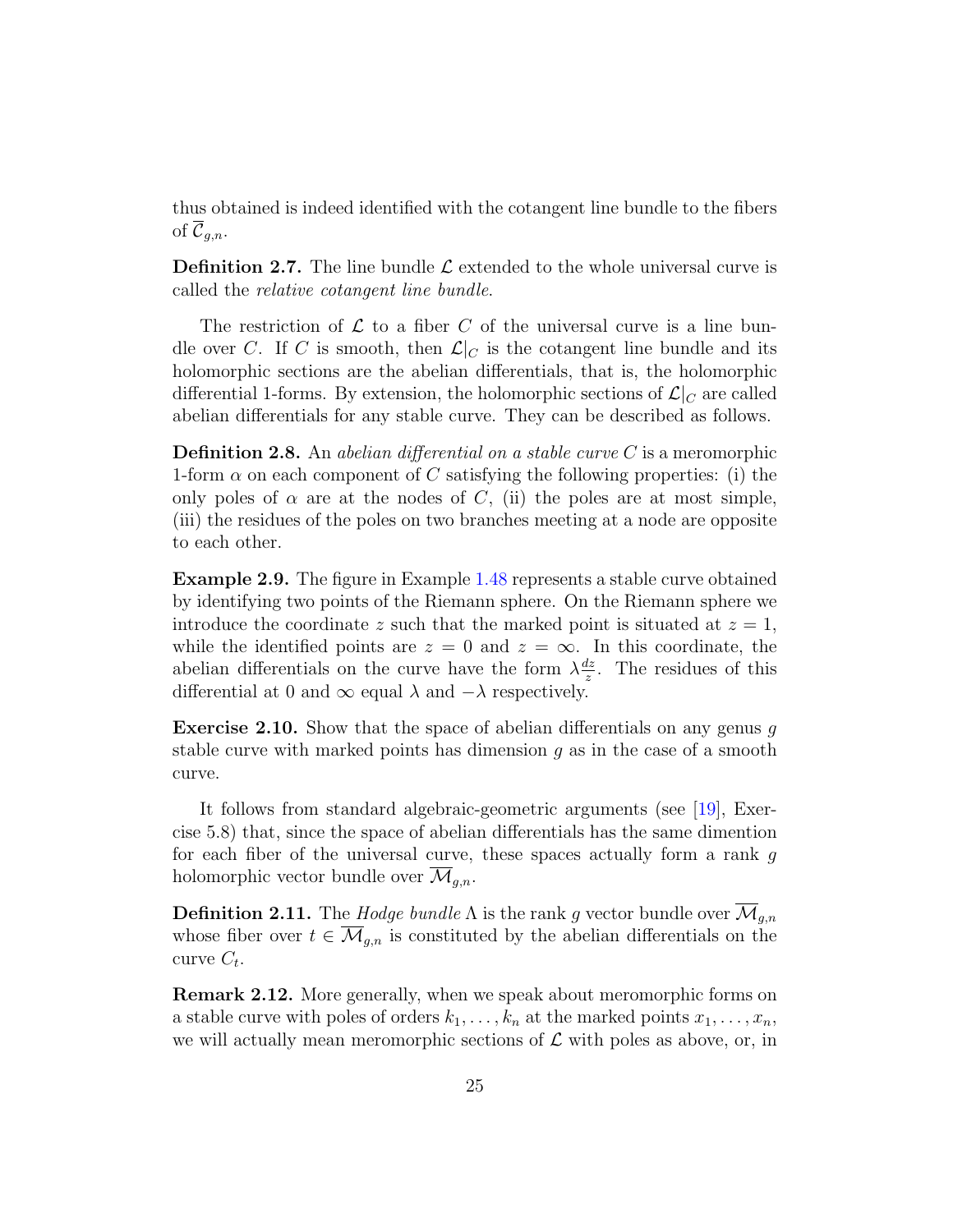thus obtained is indeed identified with the cotangent line bundle to the fibers of $\overline{\mathcal{C}}_{g,n}$.

**Definition 2.7.** The line bundle $\mathcal{L}$ extended to the whole universal curve is called the *relative cotangent line bundle*.

The restriction of $\mathcal{L}$ to a fiber $C$ of the universal curve is a line bundle over $C$. If $C$ is smooth, then $\mathcal{L}|_C$ is the cotangent line bundle and its holomorphic sections are the abelian differentials, that is, the holomorphic differential 1-forms. By extension, the holomorphic sections of $\mathcal{L}|_C$ are called abelian differentials for any stable curve. They can be described as follows.

**Definition 2.8.** An *abelian differential on a stable curve* $C$ is a meromorphic 1-form $\alpha$ on each component of $C$ satisfying the following properties: (i) the only poles of $\alpha$ are at the nodes of $C$, (ii) the poles are at most simple, (iii) the residues of the poles on two branches meeting at a node are opposite to each other.

**Example 2.9.** The figure in Example 1.48 represents a stable curve obtained by identifying two points of the Riemann sphere. On the Riemann sphere we introduce the coordinate $z$ such that the marked point is situated at $z = 1$, while the identified points are $z = 0$ and $z = \infty$. In this coordinate, the abelian differentials on the curve have the form $\lambda \frac{dz}{z}$. The residues of this differential at 0 and $\infty$ equal $\lambda$ and $-\lambda$ respectively.

**Exercise 2.10.** Show that the space of abelian differentials on any genus $g$ stable curve with marked points has dimension $g$ as in the case of a smooth curve.

It follows from standard algebraic-geometric arguments (see [19], Exercise 5.8) that, since the space of abelian differentials has the same dimention for each fiber of the universal curve, these spaces actually form a rank $g$ holomorphic vector bundle over $\overline{\mathcal{M}}_{g,n}$.

**Definition 2.11.** The *Hodge bundle* $\Lambda$ is the rank $g$ vector bundle over $\overline{\mathcal{M}}_{g,n}$ whose fiber over $t \in \overline{\mathcal{M}}_{g,n}$ is constituted by the abelian differentials on the curve $C_t$.

**Remark 2.12.** More generally, when we speak about meromorphic forms on a stable curve with poles of orders $k_1, \ldots, k_n$ at the marked points $x_1, \ldots, x_n$, we will actually mean meromorphic sections of $\mathcal{L}$ with poles as above, or, in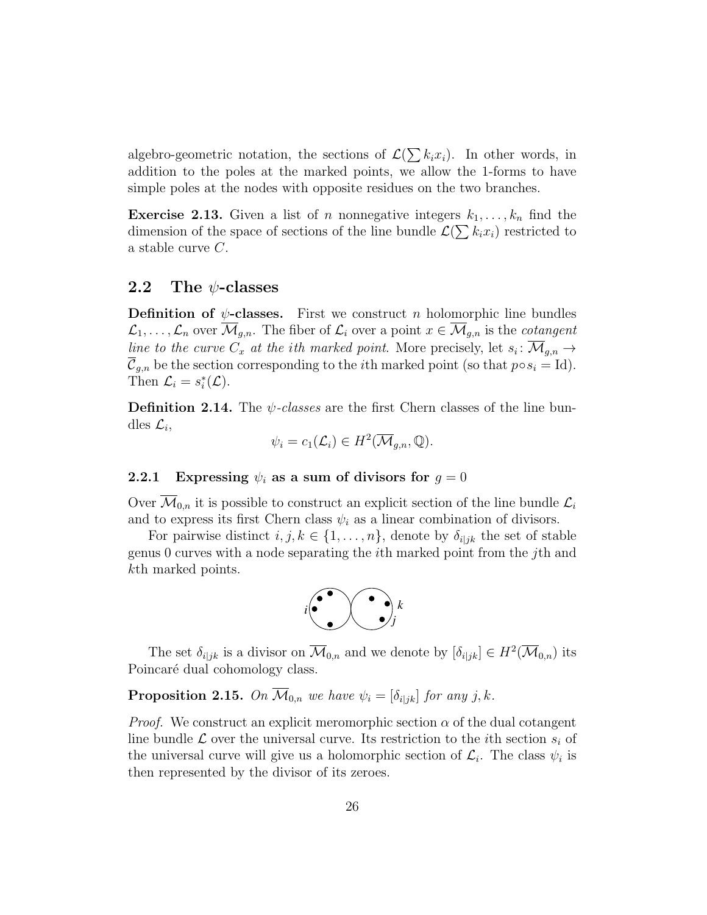algebro-geometric notation, the sections of $\mathcal{L}(\sum k_i x_i)$. In other words, in addition to the poles at the marked points, we allow the 1-forms to have simple poles at the nodes with opposite residues on the two branches.

**Exercise 2.13.** Given a list of $n$ nonnegative integers $k_1, \ldots, k_n$ find the dimension of the space of sections of the line bundle $\mathcal{L}(\sum k_i x_i)$ restricted to a stable curve $C$.

## 2.2 The $\psi$-classes

**Definition of $\psi$-classes.** First we construct $n$ holomorphic line bundles $\mathcal{L}_1, \ldots, \mathcal{L}_n$ over $\overline{\mathcal{M}}_{g,n}$. The fiber of $\mathcal{L}_i$ over a point $x \in \overline{\mathcal{M}}_{g,n}$ is the *cotangent line to the curve $C_x$ at the ith marked point*. More precisely, let $s_i \colon \overline{\mathcal{M}}_{g,n} \to \overline{\mathcal{C}}_{g,n}$ be the section corresponding to the $i$th marked point (so that $p \circ s_i = \mathrm{Id}$). Then $\mathcal{L}_i = s_i^*(\mathcal{L})$.

**Definition 2.14.** The *$\psi$-classes* are the first Chern classes of the line bundles $\mathcal{L}_i$,

$$\psi_i = c_1(\mathcal{L}_i) \in H^2(\overline{\mathcal{M}}_{g,n}, \mathbb{Q}).$$

### 2.2.1 Expressing $\psi_i$ as a sum of divisors for $g = 0$

Over $\overline{\mathcal{M}}_{0,n}$ it is possible to construct an explicit section of the line bundle $\mathcal{L}_i$ and to express its first Chern class $\psi_i$ as a linear combination of divisors.

For pairwise distinct $i, j, k \in \{1, \ldots, n\}$, denote by $\delta_{i|jk}$ the set of stable genus 0 curves with a node separating the $i$th marked point from the $j$th and $k$th marked points.

The set $\delta_{i|jk}$ is a divisor on $\overline{\mathcal{M}}_{0,n}$ and we denote by $[\delta_{i|jk}] \in H^2(\overline{\mathcal{M}}_{0,n})$ its Poincaré dual cohomology class.

**Proposition 2.15.** *On $\overline{\mathcal{M}}_{0,n}$ we have $\psi_i = [\delta_{i|jk}]$ for any $j, k$.*

*Proof.* We construct an explicit meromorphic section $\alpha$ of the dual cotangent line bundle $\mathcal{L}$ over the universal curve. Its restriction to the $i$th section $s_i$ of the universal curve will give us a holomorphic section of $\mathcal{L}_i$. The class $\psi_i$ is then represented by the divisor of its zeroes.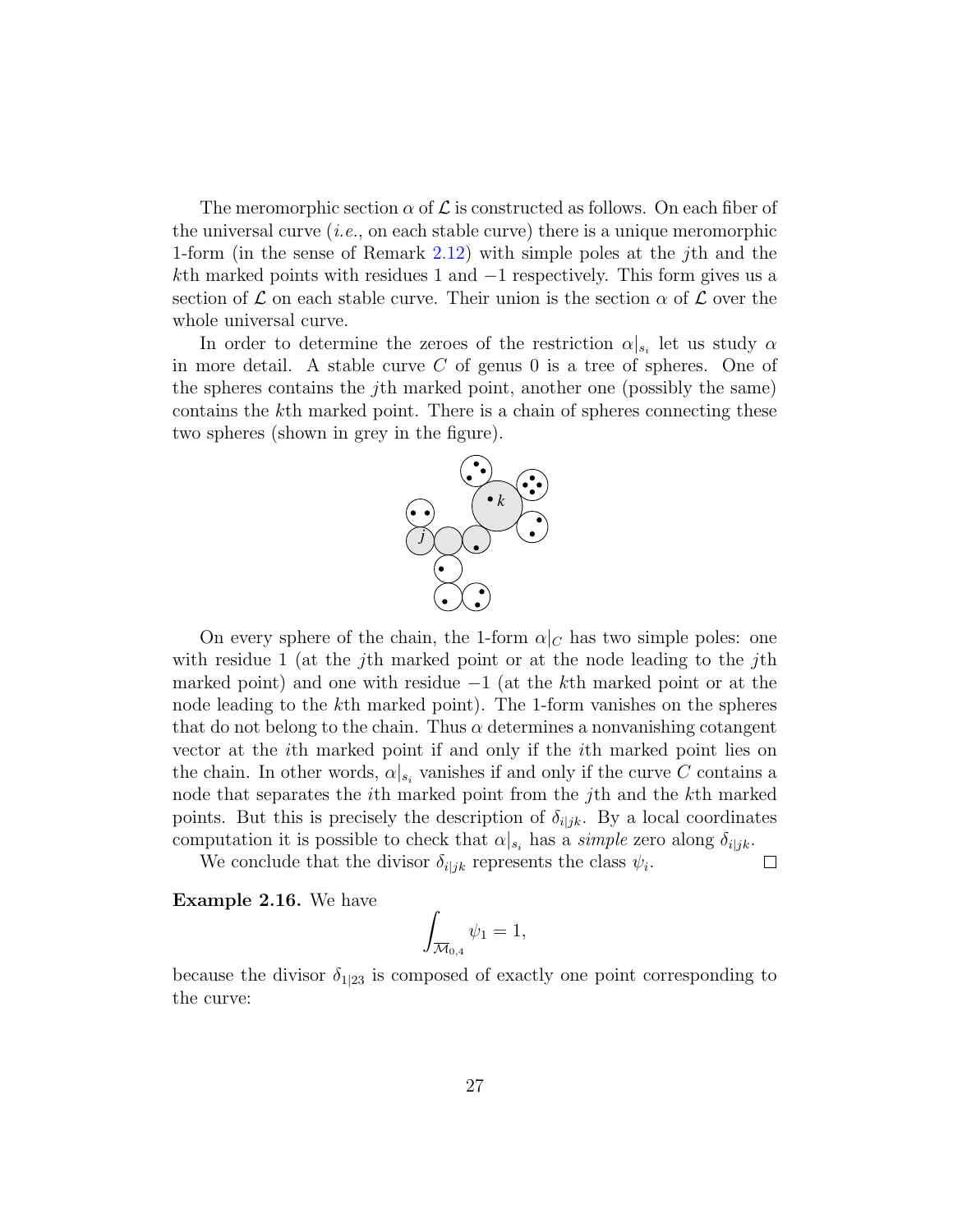The meromorphic section $\alpha$ of $\mathcal{L}$ is constructed as follows. On each fiber of the universal curve (*i.e.*, on each stable curve) there is a unique meromorphic 1-form (in the sense of Remark 2.12) with simple poles at the $j$th and the $k$th marked points with residues 1 and $-1$ respectively. This form gives us a section of $\mathcal{L}$ on each stable curve. Their union is the section $\alpha$ of $\mathcal{L}$ over the whole universal curve.

In order to determine the zeroes of the restriction $\alpha|_{s_i}$ let us study $\alpha$ in more detail. A stable curve $C$ of genus 0 is a tree of spheres. One of the spheres contains the $j$th marked point, another one (possibly the same) contains the $k$th marked point. There is a chain of spheres connecting these two spheres (shown in grey in the figure).

On every sphere of the chain, the 1-form $\alpha|_C$ has two simple poles: one with residue 1 (at the $j$th marked point or at the node leading to the $j$th marked point) and one with residue $-1$ (at the $k$th marked point or at the node leading to the $k$th marked point). The 1-form vanishes on the spheres that do not belong to the chain. Thus $\alpha$ determines a nonvanishing cotangent vector at the $i$th marked point if and only if the $i$th marked point lies on the chain. In other words, $\alpha|_{s_i}$ vanishes if and only if the curve $C$ contains a node that separates the $i$th marked point from the $j$th and the $k$th marked points. But this is precisely the description of $\delta_{i|jk}$. By a local coordinates computation it is possible to check that $\alpha|_{s_i}$ has a *simple* zero along $\delta_{i|jk}$.

We conclude that the divisor $\delta_{i|jk}$ represents the class $\psi_i$. □

**Example 2.16.** We have

$$\int_{\overline{\mathcal{M}}_{0,4}} \psi_1 = 1,$$

because the divisor $\delta_{1|23}$ is composed of exactly one point corresponding to the curve: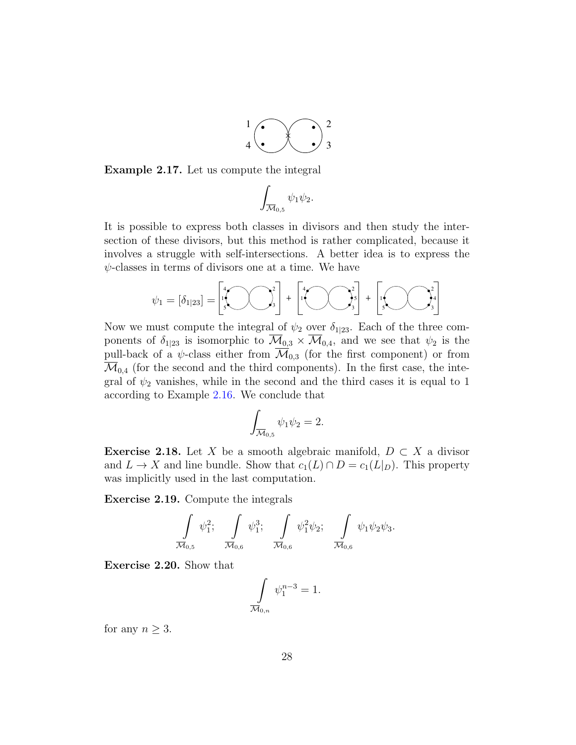**Example 2.17.** Let us compute the integral

$$\int_{\overline{\mathcal{M}}_{0,5}} \psi_1 \psi_2.$$

It is possible to express both classes in divisors and then study the intersection of these divisors, but this method is rather complicated, because it involves a struggle with self-intersections. A better idea is to express the $\psi$-classes in terms of divisors one at a time. We have

$$\psi_1 = [\delta_{1|23}] = [\ldots] + [\ldots] + [\ldots]$$

Now we must compute the integral of $\psi_2$ over $\delta_{1|23}$. Each of the three components of $\delta_{1|23}$ is isomorphic to $\overline{\mathcal{M}}_{0,3} \times \overline{\mathcal{M}}_{0,4}$, and we see that $\psi_2$ is the pull-back of a $\psi$-class either from $\overline{\mathcal{M}}_{0,3}$ (for the first component) or from $\overline{\mathcal{M}}_{0,4}$ (for the second and the third components). In the first case, the integral of $\psi_2$ vanishes, while in the second and the third cases it is equal to 1 according to Example 2.16. We conclude that

$$\int_{\overline{\mathcal{M}}_{0,5}} \psi_1 \psi_2 = 2.$$

**Exercise 2.18.** Let $X$ be a smooth algebraic manifold, $D \subset X$ a divisor and $L \to X$ and line bundle. Show that $c_1(L) \cap D = c_1(L|_D)$. This property was implicitly used in the last computation.

**Exercise 2.19.** Compute the integrals

$$\int_{\overline{\mathcal{M}}_{0,5}} \psi_1^2; \quad \int_{\overline{\mathcal{M}}_{0,6}} \psi_1^3; \quad \int_{\overline{\mathcal{M}}_{0,6}} \psi_1^2 \psi_2; \quad \int_{\overline{\mathcal{M}}_{0,6}} \psi_1 \psi_2 \psi_3.$$

**Exercise 2.20.** Show that

$$\int_{\overline{\mathcal{M}}_{0,n}} \psi_1^{n-3} = 1.$$

for any $n \geq 3$.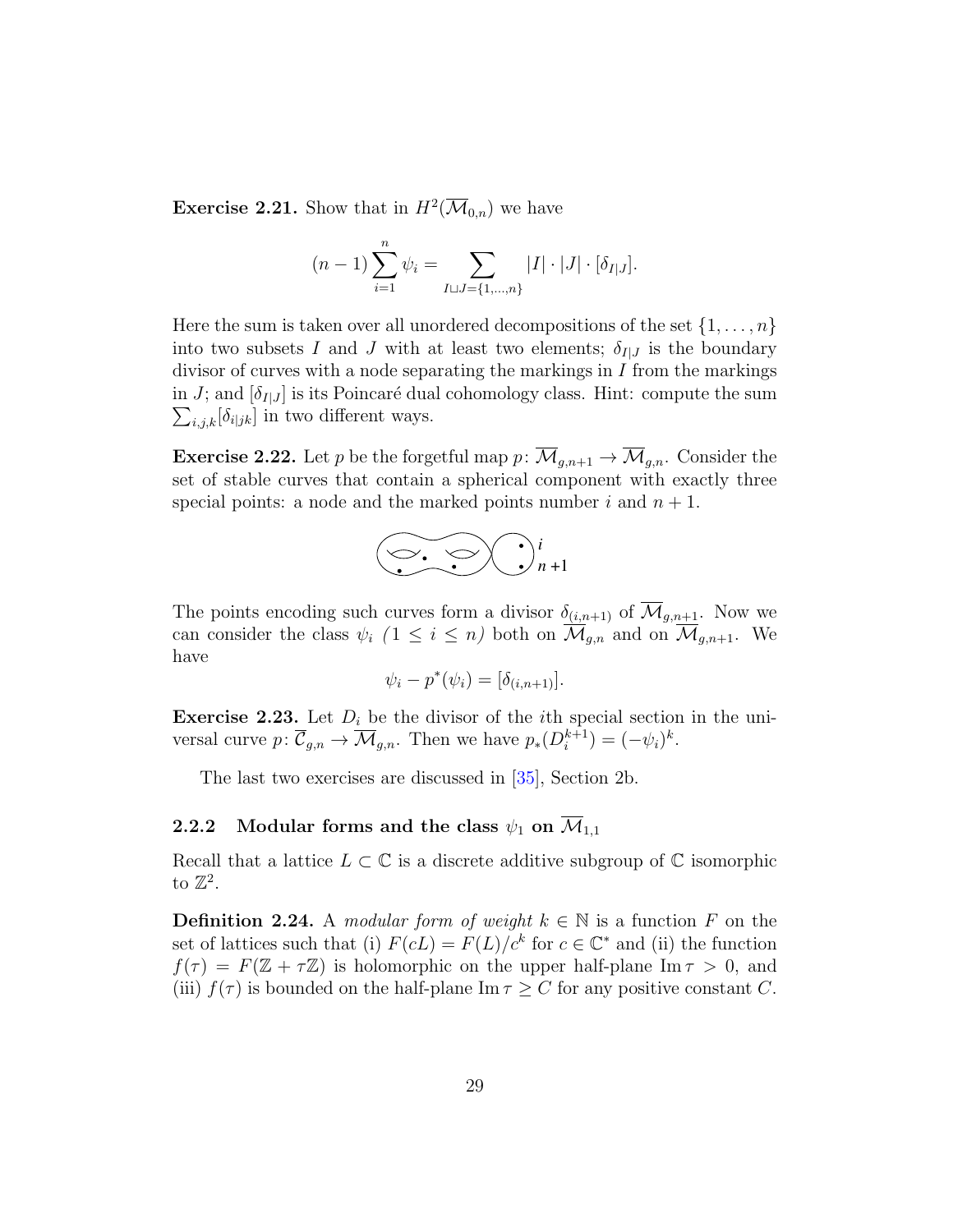**Exercise 2.21.** Show that in $H^2(\overline{\mathcal{M}}_{0,n})$ we have

$$(n-1)\sum_{i=1}^{n} \psi_i = \sum_{I \sqcup J = \{1,\dots,n\}} |I| \cdot |J| \cdot [\delta_{I|J}].$$

Here the sum is taken over all unordered decompositions of the set $\{1, \dots, n\}$ into two subsets $I$ and $J$ with at least two elements; $\delta_{I|J}$ is the boundary divisor of curves with a node separating the markings in $I$ from the markings in $J$; and $[\delta_{I|J}]$ is its Poincaré dual cohomology class. Hint: compute the sum $\sum_{i,j,k} [\delta_{i|jk}]$ in two different ways.

**Exercise 2.22.** Let $p$ be the forgetful map $p \colon \overline{\mathcal{M}}_{g,n+1} \to \overline{\mathcal{M}}_{g,n}$. Consider the set of stable curves that contain a spherical component with exactly three special points: a node and the marked points number $i$ and $n+1$.

The points encoding such curves form a divisor $\delta_{(i,n+1)}$ of $\overline{\mathcal{M}}_{g,n+1}$. Now we can consider the class $\psi_i$ $(1 \le i \le n)$ both on $\overline{\mathcal{M}}_{g,n}$ and on $\overline{\mathcal{M}}_{g,n+1}$. We have

$$\psi_i - p^*(\psi_i) = [\delta_{(i,n+1)}].$$

**Exercise 2.23.** Let $D_i$ be the divisor of the $i$th special section in the universal curve $p \colon \overline{\mathcal{C}}_{g,n} \to \overline{\mathcal{M}}_{g,n}$. Then we have $p_*(D_i^{k+1}) = (-\psi_i)^k$.

The last two exercises are discussed in [35], Section 2b.

### 2.2.2 Modular forms and the class $\psi_1$ on $\overline{\mathcal{M}}_{1,1}$

Recall that a lattice $L \subset \mathbb{C}$ is a discrete additive subgroup of $\mathbb{C}$ isomorphic to $\mathbb{Z}^2$.

**Definition 2.24.** A *modular form of weight* $k \in \mathbb{N}$ is a function $F$ on the set of lattices such that (i) $F(cL) = F(L)/c^k$ for $c \in \mathbb{C}^*$ and (ii) the function $f(\tau) = F(\mathbb{Z} + \tau\mathbb{Z})$ is holomorphic on the upper half-plane $\operatorname{Im} \tau > 0$, and (iii) $f(\tau)$ is bounded on the half-plane $\operatorname{Im} \tau \ge C$ for any positive constant $C$.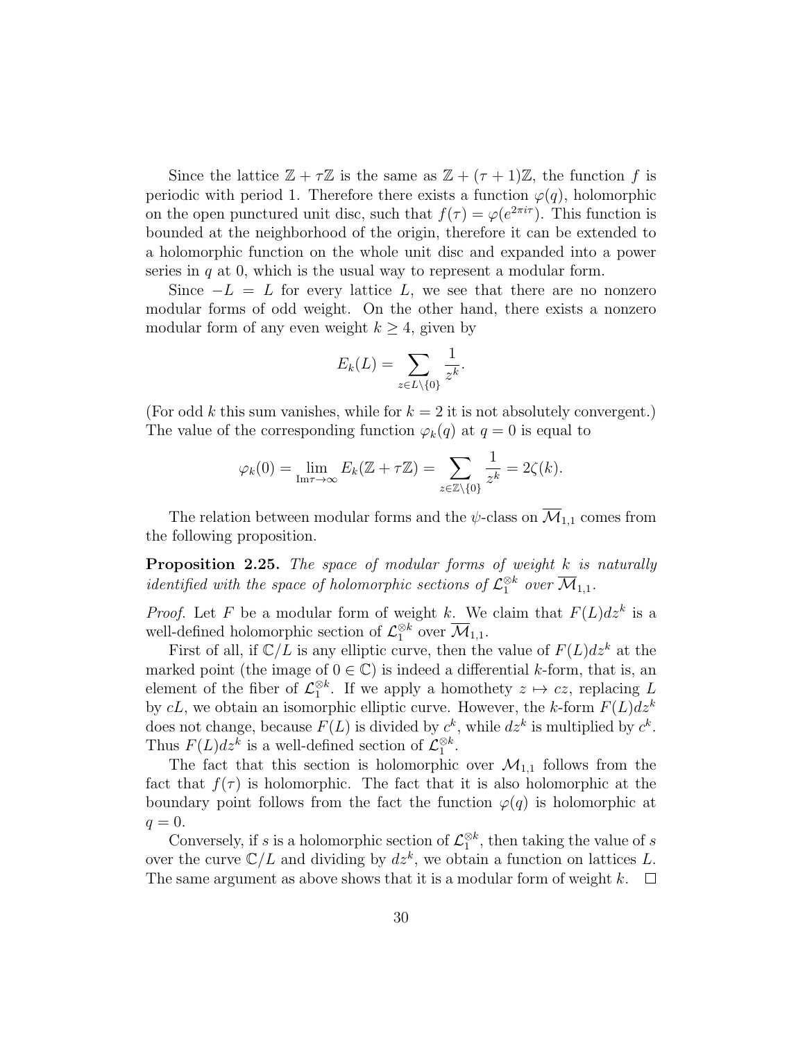Since the lattice $\mathbb{Z} + \tau\mathbb{Z}$ is the same as $\mathbb{Z} + (\tau + 1)\mathbb{Z}$, the function $f$ is periodic with period 1. Therefore there exists a function $\varphi(q)$, holomorphic on the open punctured unit disc, such that $f(\tau) = \varphi(e^{2\pi i\tau})$. This function is bounded at the neighborhood of the origin, therefore it can be extended to a holomorphic function on the whole unit disc and expanded into a power series in $q$ at 0, which is the usual way to represent a modular form.

Since $-L = L$ for every lattice $L$, we see that there are no nonzero modular forms of odd weight. On the other hand, there exists a nonzero modular form of any even weight $k \geq 4$, given by

$$E_k(L) = \sum_{z \in L \setminus \{0\}} \frac{1}{z^k}.$$

(For odd $k$ this sum vanishes, while for $k = 2$ it is not absolutely convergent.) The value of the corresponding function $\varphi_k(q)$ at $q = 0$ is equal to

$$\varphi_k(0) = \lim_{\mathrm{Im}\tau \to \infty} E_k(\mathbb{Z} + \tau\mathbb{Z}) = \sum_{z \in \mathbb{Z} \setminus \{0\}} \frac{1}{z^k} = 2\zeta(k).$$

The relation between modular forms and the $\psi$-class on $\overline{\mathcal{M}}_{1,1}$ comes from the following proposition.

**Proposition 2.25.** *The space of modular forms of weight $k$ is naturally identified with the space of holomorphic sections of $\mathcal{L}_1^{\otimes k}$ over $\overline{\mathcal{M}}_{1,1}$.*

*Proof.* Let $F$ be a modular form of weight $k$. We claim that $F(L)dz^k$ is a well-defined holomorphic section of $\mathcal{L}_1^{\otimes k}$ over $\overline{\mathcal{M}}_{1,1}$.

First of all, if $\mathbb{C}/L$ is any elliptic curve, then the value of $F(L)dz^k$ at the marked point (the image of $0 \in \mathbb{C}$) is indeed a differential $k$-form, that is, an element of the fiber of $\mathcal{L}_1^{\otimes k}$. If we apply a homothety $z \mapsto cz$, replacing $L$ by $cL$, we obtain an isomorphic elliptic curve. However, the $k$-form $F(L)dz^k$ does not change, because $F(L)$ is divided by $c^k$, while $dz^k$ is multiplied by $c^k$. Thus $F(L)dz^k$ is a well-defined section of $\mathcal{L}_1^{\otimes k}$.

The fact that this section is holomorphic over $\mathcal{M}_{1,1}$ follows from the fact that $f(\tau)$ is holomorphic. The fact that it is also holomorphic at the boundary point follows from the fact the function $\varphi(q)$ is holomorphic at $q = 0$.

Conversely, if $s$ is a holomorphic section of $\mathcal{L}_1^{\otimes k}$, then taking the value of $s$ over the curve $\mathbb{C}/L$ and dividing by $dz^k$, we obtain a function on lattices $L$. The same argument as above shows that it is a modular form of weight $k$. $\square$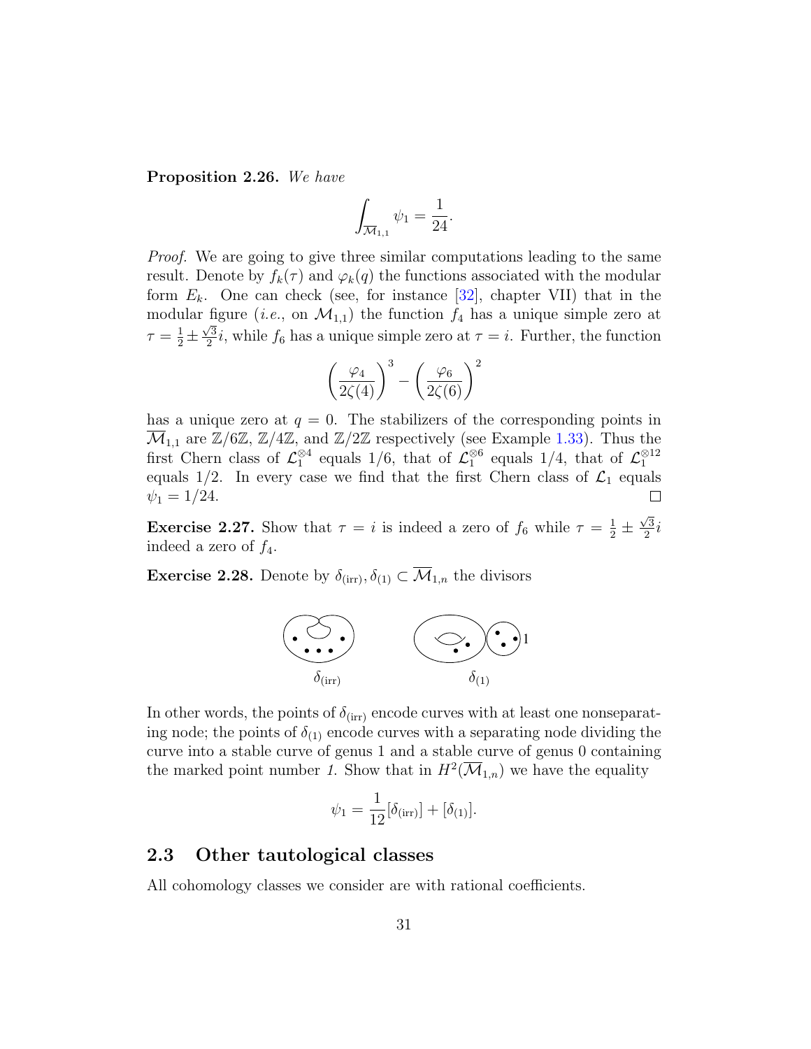**Proposition 2.26.** *We have*

$$\int_{\overline{\mathcal{M}}_{1,1}} \psi_1 = \frac{1}{24}.$$

*Proof.* We are going to give three similar computations leading to the same result. Denote by $f_k(\tau)$ and $\varphi_k(q)$ the functions associated with the modular form $E_k$. One can check (see, for instance [32], chapter VII) that in the modular figure (*i.e.*, on $\mathcal{M}_{1,1}$) the function $f_4$ has a unique simple zero at $\tau = \frac{1}{2} \pm \frac{\sqrt{3}}{2}i$, while $f_6$ has a unique simple zero at $\tau = i$. Further, the function

$$\left(\frac{\varphi_4}{2\zeta(4)}\right)^3 - \left(\frac{\varphi_6}{2\zeta(6)}\right)^2$$

has a unique zero at $q = 0$. The stabilizers of the corresponding points in $\overline{\mathcal{M}}_{1,1}$ are $\mathbb{Z}/6\mathbb{Z}$, $\mathbb{Z}/4\mathbb{Z}$, and $\mathbb{Z}/2\mathbb{Z}$ respectively (see Example 1.33). Thus the first Chern class of $\mathcal{L}_1^{\otimes 4}$ equals 1/6, that of $\mathcal{L}_1^{\otimes 6}$ equals 1/4, that of $\mathcal{L}_1^{\otimes 12}$ equals 1/2. In every case we find that the first Chern class of $\mathcal{L}_1$ equals $\psi_1 = 1/24$. ☐

**Exercise 2.27.** Show that $\tau = i$ is indeed a zero of $f_6$ while $\tau = \frac{1}{2} \pm \frac{\sqrt{3}}{2}i$ indeed a zero of $f_4$.

**Exercise 2.28.** Denote by $\delta_{(\mathrm{irr})}, \delta_{(1)} \subset \overline{\mathcal{M}}_{1,n}$ the divisors

$\delta_{(\mathrm{irr})}$ $\qquad\qquad$ $\delta_{(1)}$

In other words, the points of $\delta_{(\mathrm{irr})}$ encode curves with at least one nonseparating node; the points of $\delta_{(1)}$ encode curves with a separating node dividing the curve into a stable curve of genus 1 and a stable curve of genus 0 containing the marked point number *1*. Show that in $H^2(\overline{\mathcal{M}}_{1,n})$ we have the equality

$$\psi_1 = \frac{1}{12}[\delta_{(\mathrm{irr})}] + [\delta_{(1)}].$$

## 2.3 Other tautological classes

All cohomology classes we consider are with rational coefficients.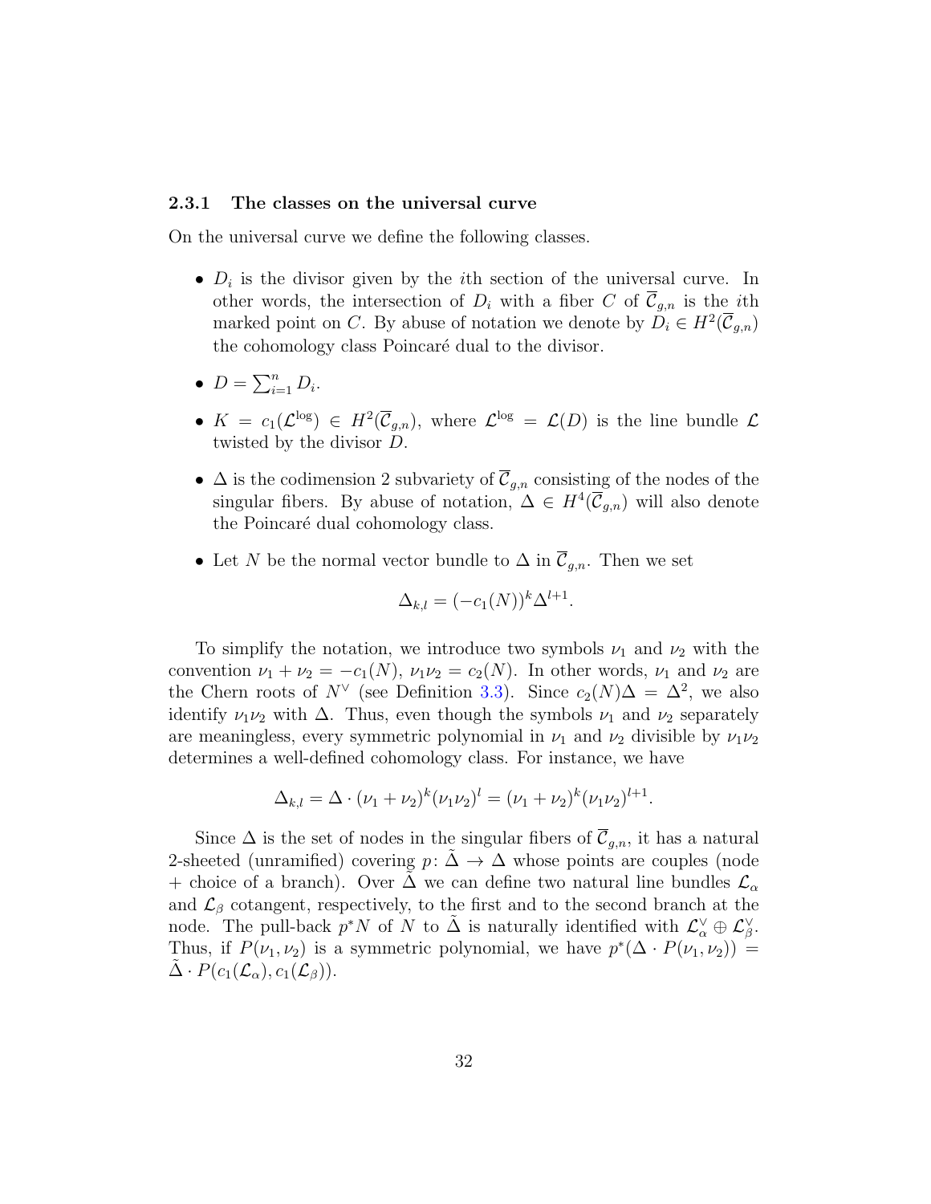### 2.3.1 The classes on the universal curve

On the universal curve we define the following classes.

- $D_i$ is the divisor given by the $i$th section of the universal curve. In other words, the intersection of $D_i$ with a fiber $C$ of $\overline{\mathcal{C}}_{g,n}$ is the $i$th marked point on $C$. By abuse of notation we denote by $D_i \in H^2(\overline{\mathcal{C}}_{g,n})$ the cohomology class Poincaré dual to the divisor.

- $D = \sum_{i=1}^n D_i$.

- $K = c_1(\mathcal{L}^{\log}) \in H^2(\overline{\mathcal{C}}_{g,n})$, where $\mathcal{L}^{\log} = \mathcal{L}(D)$ is the line bundle $\mathcal{L}$ twisted by the divisor $D$.

- $\Delta$ is the codimension 2 subvariety of $\overline{\mathcal{C}}_{g,n}$ consisting of the nodes of the singular fibers. By abuse of notation, $\Delta \in H^4(\overline{\mathcal{C}}_{g,n})$ will also denote the Poincaré dual cohomology class.

- Let $N$ be the normal vector bundle to $\Delta$ in $\overline{\mathcal{C}}_{g,n}$. Then we set

$$\Delta_{k,l} = (-c_1(N))^k \Delta^{l+1}.$$

To simplify the notation, we introduce two symbols $\nu_1$ and $\nu_2$ with the convention $\nu_1 + \nu_2 = -c_1(N)$, $\nu_1\nu_2 = c_2(N)$. In other words, $\nu_1$ and $\nu_2$ are the Chern roots of $N^\vee$ (see Definition 3.3). Since $c_2(N)\Delta = \Delta^2$, we also identify $\nu_1\nu_2$ with $\Delta$. Thus, even though the symbols $\nu_1$ and $\nu_2$ separately are meaningless, every symmetric polynomial in $\nu_1$ and $\nu_2$ divisible by $\nu_1\nu_2$ determines a well-defined cohomology class. For instance, we have

$$\Delta_{k,l} = \Delta \cdot (\nu_1 + \nu_2)^k (\nu_1\nu_2)^l = (\nu_1 + \nu_2)^k (\nu_1\nu_2)^{l+1}.$$

Since $\Delta$ is the set of nodes in the singular fibers of $\overline{\mathcal{C}}_{g,n}$, it has a natural 2-sheeted (unramified) covering $p \colon \tilde{\Delta} \to \Delta$ whose points are couples (node + choice of a branch). Over $\tilde{\Delta}$ we can define two natural line bundles $\mathcal{L}_\alpha$ and $\mathcal{L}_\beta$ cotangent, respectively, to the first and to the second branch at the node. The pull-back $p^*N$ of $N$ to $\tilde{\Delta}$ is naturally identified with $\mathcal{L}_\alpha^\vee \oplus \mathcal{L}_\beta^\vee$. Thus, if $P(\nu_1, \nu_2)$ is a symmetric polynomial, we have $p^*(\Delta \cdot P(\nu_1, \nu_2)) = \tilde{\Delta} \cdot P(c_1(\mathcal{L}_\alpha), c_1(\mathcal{L}_\beta))$.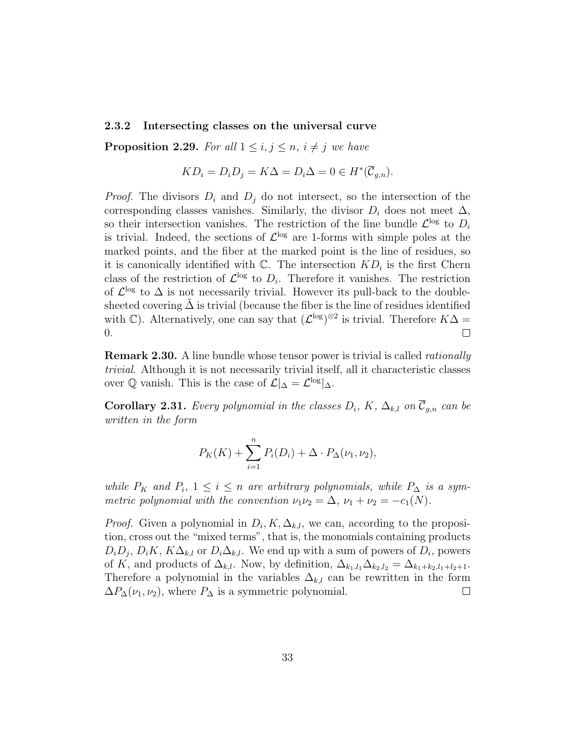### 2.3.2 Intersecting classes on the universal curve

**Proposition 2.29.** *For all $1 \le i, j \le n$, $i \neq j$ we have*

$$KD_i = D_iD_j = K\Delta = D_i\Delta = 0 \in H^*(\overline{\mathcal{C}}_{g,n}).$$

*Proof.* The divisors $D_i$ and $D_j$ do not intersect, so the intersection of the corresponding classes vanishes. Similarly, the divisor $D_i$ does not meet $\Delta$, so their intersection vanishes. The restriction of the line bundle $\mathcal{L}^{\log}$ to $D_i$ is trivial. Indeed, the sections of $\mathcal{L}^{\log}$ are 1-forms with simple poles at the marked points, and the fiber at the marked point is the line of residues, so it is canonically identified with $\mathbb{C}$. The intersection $KD_i$ is the first Chern class of the restriction of $\mathcal{L}^{\log}$ to $D_i$. Therefore it vanishes. The restriction of $\mathcal{L}^{\log}$ to $\Delta$ is not necessarily trivial. However its pull-back to the double-sheeted covering $\tilde{\Delta}$ is trivial (because the fiber is the line of residues identified with $\mathbb{C}$). Alternatively, one can say that $(\mathcal{L}^{\log})^{\otimes 2}$ is trivial. Therefore $K\Delta = 0$. ◻

**Remark 2.30.** A line bundle whose tensor power is trivial is called *rationally trivial*. Although it is not necessarily trivial itself, all it characteristic classes over $\mathbb{Q}$ vanish. This is the case of $\mathcal{L}|_\Delta = \mathcal{L}^{\log}|_\Delta$.

**Corollary 2.31.** *Every polynomial in the classes $D_i$, $K$, $\Delta_{k,l}$ on $\overline{\mathcal{C}}_{g,n}$ can be written in the form*

$$P_K(K) + \sum_{i=1}^{n} P_i(D_i) + \Delta \cdot P_\Delta(\nu_1, \nu_2),$$

*while $P_K$ and $P_i$, $1 \le i \le n$ are arbitrary polynomials, while $P_\Delta$ is a symmetric polynomial with the convention $\nu_1\nu_2 = \Delta$, $\nu_1 + \nu_2 = -c_1(N)$.*

*Proof.* Given a polynomial in $D_i, K, \Delta_{k,l}$, we can, according to the proposition, cross out the "mixed terms", that is, the monomials containing products $D_iD_j$, $D_iK$, $K\Delta_{k,l}$ or $D_i\Delta_{k,l}$. We end up with a sum of powers of $D_i$, powers of $K$, and products of $\Delta_{k,l}$. Now, by definition, $\Delta_{k_1,l_1}\Delta_{k_2,l_2} = \Delta_{k_1+k_2,l_1+l_2+1}$. Therefore a polynomial in the variables $\Delta_{k,l}$ can be rewritten in the form $\Delta P_\Delta(\nu_1, \nu_2)$, where $P_\Delta$ is a symmetric polynomial. ◻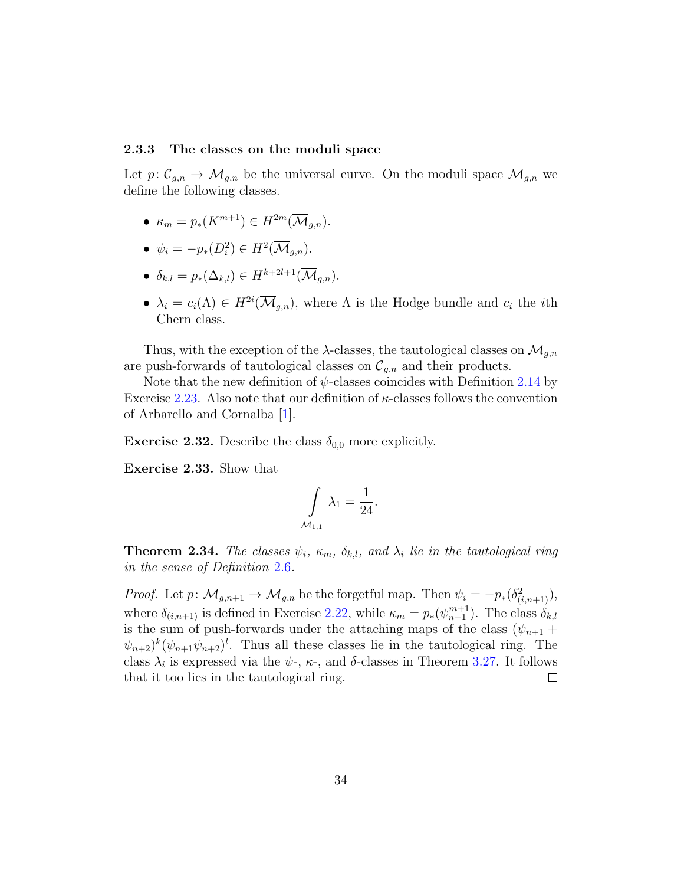### 2.3.3 The classes on the moduli space

Let $p\colon \overline{\mathcal{C}}_{g,n} \to \overline{\mathcal{M}}_{g,n}$ be the universal curve. On the moduli space $\overline{\mathcal{M}}_{g,n}$ we define the following classes.

- $\kappa_m = p_*(K^{m+1}) \in H^{2m}(\overline{\mathcal{M}}_{g,n})$.
- $\psi_i = -p_*(D_i^2) \in H^2(\overline{\mathcal{M}}_{g,n})$.
- $\delta_{k,l} = p_*(\Delta_{k,l}) \in H^{k+2l+1}(\overline{\mathcal{M}}_{g,n})$.
- $\lambda_i = c_i(\Lambda) \in H^{2i}(\overline{\mathcal{M}}_{g,n})$, where $\Lambda$ is the Hodge bundle and $c_i$ the $i$th Chern class.

Thus, with the exception of the $\lambda$-classes, the tautological classes on $\overline{\mathcal{M}}_{g,n}$ are push-forwards of tautological classes on $\overline{\mathcal{C}}_{g,n}$ and their products.

Note that the new definition of $\psi$-classes coincides with Definition 2.14 by Exercise 2.23. Also note that our definition of $\kappa$-classes follows the convention of Arbarello and Cornalba [1].

**Exercise 2.32.** Describe the class $\delta_{0,0}$ more explicitly.

**Exercise 2.33.** Show that

$$\int_{\overline{\mathcal{M}}_{1,1}} \lambda_1 = \frac{1}{24}.$$

**Theorem 2.34.** *The classes $\psi_i$, $\kappa_m$, $\delta_{k,l}$, and $\lambda_i$ lie in the tautological ring in the sense of Definition 2.6.*

*Proof.* Let $p\colon \overline{\mathcal{M}}_{g,n+1} \to \overline{\mathcal{M}}_{g,n}$ be the forgetful map. Then $\psi_i = -p_*(\delta^2_{(i,n+1)})$, where $\delta_{(i,n+1)}$ is defined in Exercise 2.22, while $\kappa_m = p_*(\psi_{n+1}^{m+1})$. The class $\delta_{k,l}$ is the sum of push-forwards under the attaching maps of the class $(\psi_{n+1} + \psi_{n+2})^k(\psi_{n+1}\psi_{n+2})^l$. Thus all these classes lie in the tautological ring. The class $\lambda_i$ is expressed via the $\psi$-, $\kappa$-, and $\delta$-classes in Theorem 3.27. It follows that it too lies in the tautological ring. $\square$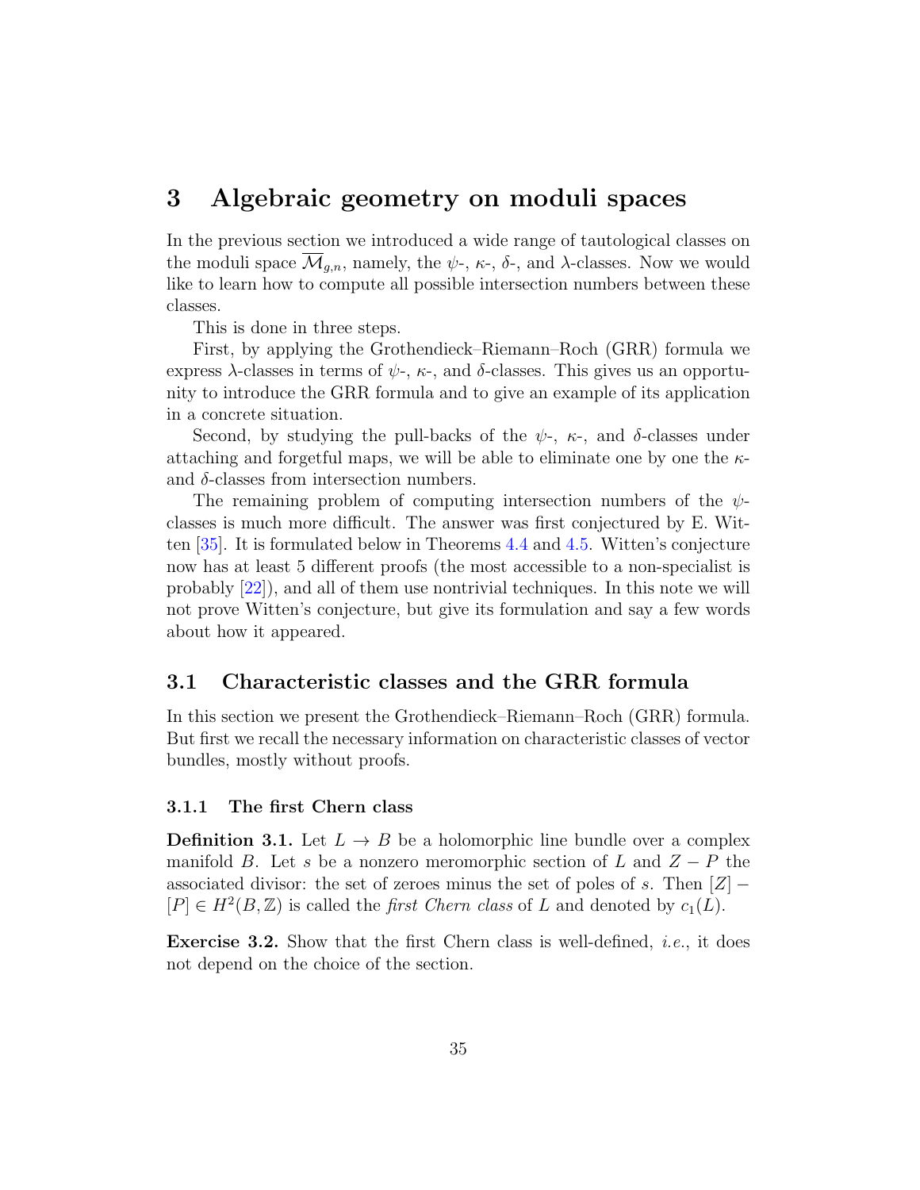# 3 Algebraic geometry on moduli spaces

In the previous section we introduced a wide range of tautological classes on the moduli space $\overline{\mathcal{M}}_{g,n}$, namely, the $\psi$-, $\kappa$-, $\delta$-, and $\lambda$-classes. Now we would like to learn how to compute all possible intersection numbers between these classes.

This is done in three steps.

First, by applying the Grothendieck–Riemann–Roch (GRR) formula we express $\lambda$-classes in terms of $\psi$-, $\kappa$-, and $\delta$-classes. This gives us an opportunity to introduce the GRR formula and to give an example of its application in a concrete situation.

Second, by studying the pull-backs of the $\psi$-, $\kappa$-, and $\delta$-classes under attaching and forgetful maps, we will be able to eliminate one by one the $\kappa$- and $\delta$-classes from intersection numbers.

The remaining problem of computing intersection numbers of the $\psi$-classes is much more difficult. The answer was first conjectured by E. Witten [35]. It is formulated below in Theorems 4.4 and 4.5. Witten's conjecture now has at least 5 different proofs (the most accessible to a non-specialist is probably [22]), and all of them use nontrivial techniques. In this note we will not prove Witten's conjecture, but give its formulation and say a few words about how it appeared.

## 3.1 Characteristic classes and the GRR formula

In this section we present the Grothendieck–Riemann–Roch (GRR) formula. But first we recall the necessary information on characteristic classes of vector bundles, mostly without proofs.

### 3.1.1 The first Chern class

**Definition 3.1.** Let $L \to B$ be a holomorphic line bundle over a complex manifold $B$. Let $s$ be a nonzero meromorphic section of $L$ and $Z - P$ the associated divisor: the set of zeroes minus the set of poles of $s$. Then $[Z] - [P] \in H^2(B, \mathbb{Z})$ is called the *first Chern class* of $L$ and denoted by $c_1(L)$.

**Exercise 3.2.** Show that the first Chern class is well-defined, *i.e.*, it does not depend on the choice of the section.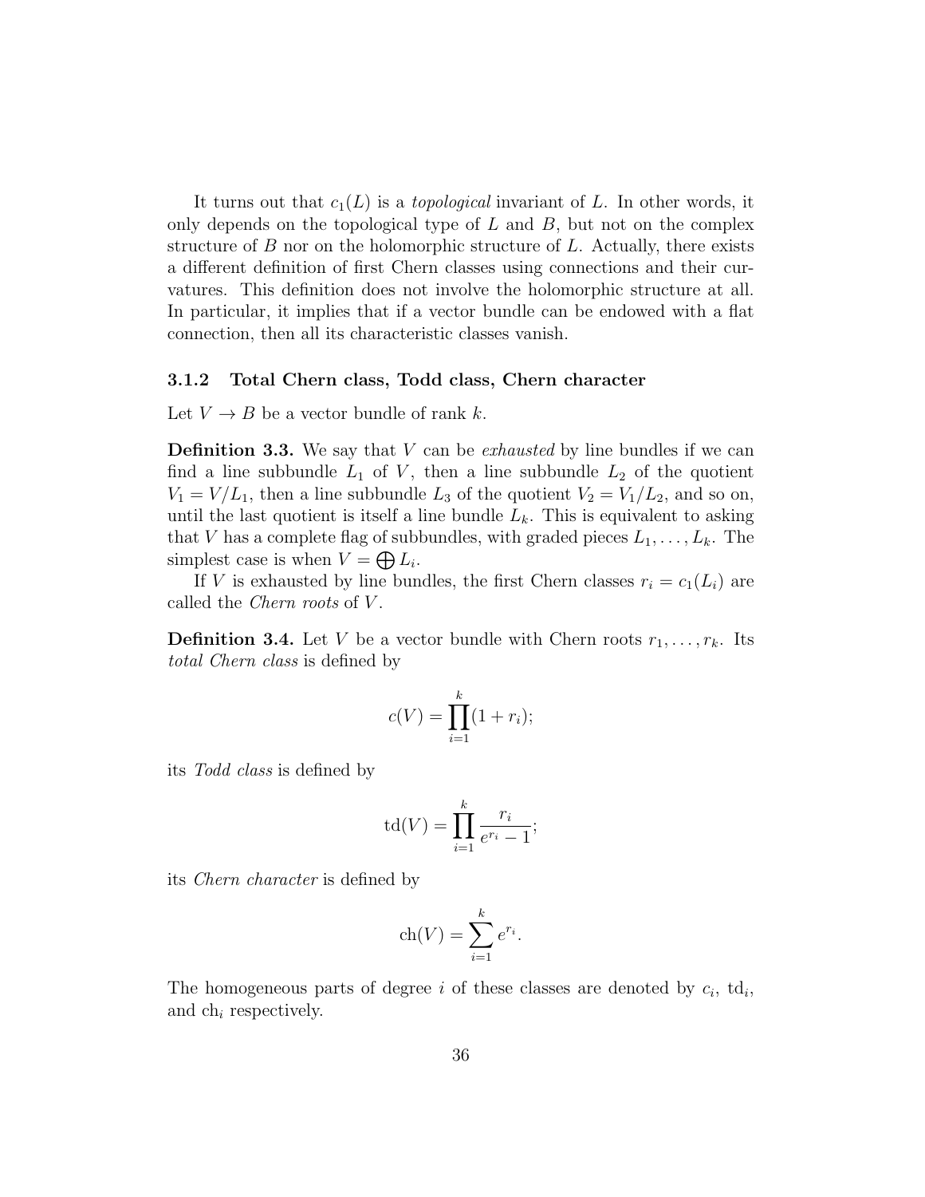It turns out that $c_1(L)$ is a *topological* invariant of $L$. In other words, it only depends on the topological type of $L$ and $B$, but not on the complex structure of $B$ nor on the holomorphic structure of $L$. Actually, there exists a different definition of first Chern classes using connections and their curvatures. This definition does not involve the holomorphic structure at all. In particular, it implies that if a vector bundle can be endowed with a flat connection, then all its characteristic classes vanish.

### 3.1.2 Total Chern class, Todd class, Chern character

Let $V \to B$ be a vector bundle of rank $k$.

**Definition 3.3.** We say that $V$ can be *exhausted* by line bundles if we can find a line subbundle $L_1$ of $V$, then a line subbundle $L_2$ of the quotient $V_1 = V/L_1$, then a line subbundle $L_3$ of the quotient $V_2 = V_1/L_2$, and so on, until the last quotient is itself a line bundle $L_k$. This is equivalent to asking that $V$ has a complete flag of subbundles, with graded pieces $L_1, \ldots, L_k$. The simplest case is when $V = \bigoplus L_i$.

If $V$ is exhausted by line bundles, the first Chern classes $r_i = c_1(L_i)$ are called the *Chern roots* of $V$.

**Definition 3.4.** Let $V$ be a vector bundle with Chern roots $r_1, \ldots, r_k$. Its *total Chern class* is defined by

$$c(V) = \prod_{i=1}^{k}(1 + r_i);$$

its *Todd class* is defined by

$$\mathrm{td}(V) = \prod_{i=1}^{k} \frac{r_i}{e^{r_i} - 1};$$

its *Chern character* is defined by

$$\mathrm{ch}(V) = \sum_{i=1}^{k} e^{r_i}.$$

The homogeneous parts of degree $i$ of these classes are denoted by $c_i$, $\mathrm{td}_i$, and $\mathrm{ch}_i$ respectively.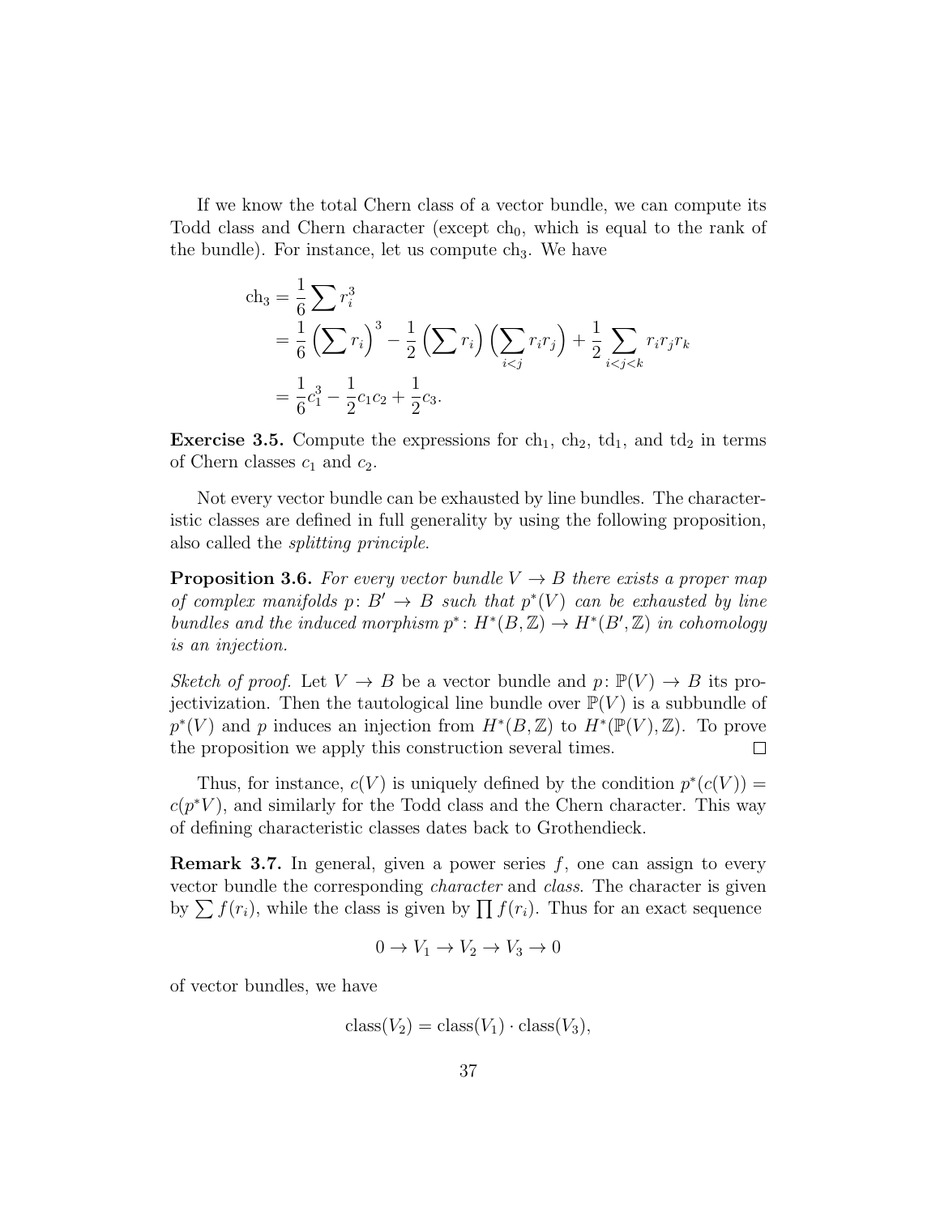If we know the total Chern class of a vector bundle, we can compute its Todd class and Chern character (except $\mathrm{ch}_0$, which is equal to the rank of the bundle). For instance, let us compute $\mathrm{ch}_3$. We have

$$\begin{aligned}
\mathrm{ch}_3 &= \frac{1}{6}\sum r_i^3 \\
&= \frac{1}{6}\Big(\sum r_i\Big)^3 - \frac{1}{2}\Big(\sum r_i\Big)\Big(\sum_{i<j} r_i r_j\Big) + \frac{1}{2}\sum_{i<j<k} r_i r_j r_k \\
&= \frac{1}{6}c_1^3 - \frac{1}{2}c_1 c_2 + \frac{1}{2}c_3.
\end{aligned}$$

**Exercise 3.5.** Compute the expressions for $\mathrm{ch}_1$, $\mathrm{ch}_2$, $\mathrm{td}_1$, and $\mathrm{td}_2$ in terms of Chern classes $c_1$ and $c_2$.

Not every vector bundle can be exhausted by line bundles. The characteristic classes are defined in full generality by using the following proposition, also called the *splitting principle*.

**Proposition 3.6.** *For every vector bundle $V \to B$ there exists a proper map of complex manifolds $p\colon B' \to B$ such that $p^*(V)$ can be exhausted by line bundles and the induced morphism $p^*\colon H^*(B,\mathbb{Z}) \to H^*(B',\mathbb{Z})$ in cohomology is an injection.*

*Sketch of proof.* Let $V \to B$ be a vector bundle and $p\colon \mathbb{P}(V) \to B$ its projectivization. Then the tautological line bundle over $\mathbb{P}(V)$ is a subbundle of $p^*(V)$ and $p$ induces an injection from $H^*(B,\mathbb{Z})$ to $H^*(\mathbb{P}(V),\mathbb{Z})$. To prove the proposition we apply this construction several times. □

Thus, for instance, $c(V)$ is uniquely defined by the condition $p^*(c(V)) = c(p^*V)$, and similarly for the Todd class and the Chern character. This way of defining characteristic classes dates back to Grothendieck.

**Remark 3.7.** In general, given a power series $f$, one can assign to every vector bundle the corresponding *character* and *class*. The character is given by $\sum f(r_i)$, while the class is given by $\prod f(r_i)$. Thus for an exact sequence

$$0 \to V_1 \to V_2 \to V_3 \to 0$$

of vector bundles, we have

$$\mathrm{class}(V_2) = \mathrm{class}(V_1) \cdot \mathrm{class}(V_3),$$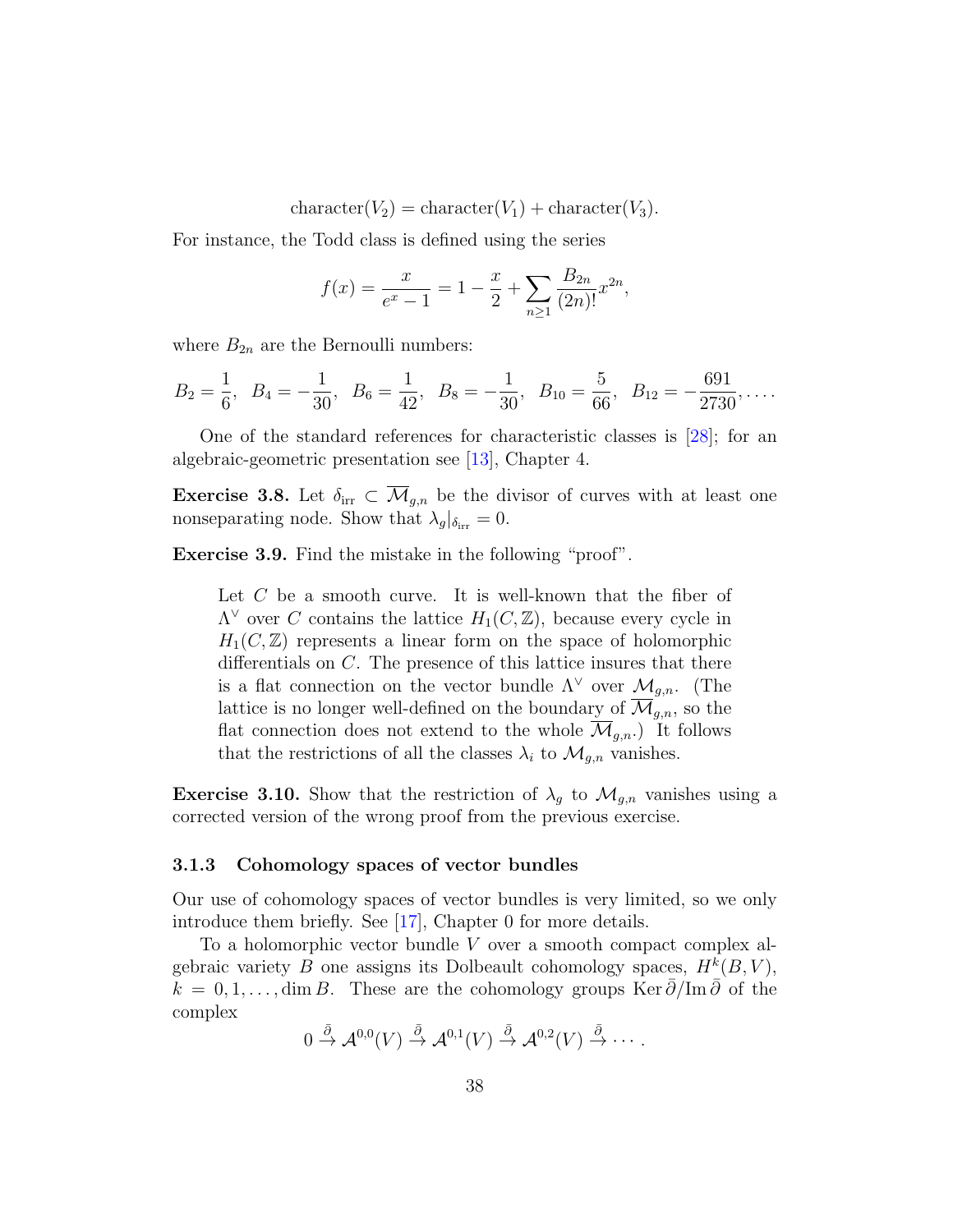$$\text{character}(V_2) = \text{character}(V_1) + \text{character}(V_3).$$

For instance, the Todd class is defined using the series

$$f(x) = \frac{x}{e^x - 1} = 1 - \frac{x}{2} + \sum_{n \geq 1} \frac{B_{2n}}{(2n)!} x^{2n},$$

where $B_{2n}$ are the Bernoulli numbers:

$$B_2 = \frac{1}{6}, \;\; B_4 = -\frac{1}{30}, \;\; B_6 = \frac{1}{42}, \;\; B_8 = -\frac{1}{30}, \;\; B_{10} = \frac{5}{66}, \;\; B_{12} = -\frac{691}{2730}, \ldots.$$

One of the standard references for characteristic classes is [28]; for an algebraic-geometric presentation see [13], Chapter 4.

**Exercise 3.8.** Let $\delta_{\text{irr}} \subset \overline{\mathcal{M}}_{g,n}$ be the divisor of curves with at least one nonseparating node. Show that $\lambda_g|_{\delta_{\text{irr}}} = 0$.

**Exercise 3.9.** Find the mistake in the following "proof".

> Let $C$ be a smooth curve. It is well-known that the fiber of $\Lambda^\vee$ over $C$ contains the lattice $H_1(C, \mathbb{Z})$, because every cycle in $H_1(C, \mathbb{Z})$ represents a linear form on the space of holomorphic differentials on $C$. The presence of this lattice insures that there is a flat connection on the vector bundle $\Lambda^\vee$ over $\mathcal{M}_{g,n}$. (The lattice is no longer well-defined on the boundary of $\overline{\mathcal{M}}_{g,n}$, so the flat connection does not extend to the whole $\overline{\mathcal{M}}_{g,n}$.) It follows that the restrictions of all the classes $\lambda_i$ to $\mathcal{M}_{g,n}$ vanishes.

**Exercise 3.10.** Show that the restriction of $\lambda_g$ to $\mathcal{M}_{g,n}$ vanishes using a corrected version of the wrong proof from the previous exercise.

### 3.1.3 Cohomology spaces of vector bundles

Our use of cohomology spaces of vector bundles is very limited, so we only introduce them briefly. See [17], Chapter 0 for more details.

To a holomorphic vector bundle $V$ over a smooth compact complex algebraic variety $B$ one assigns its Dolbeault cohomology spaces, $H^k(B, V)$, $k = 0, 1, \ldots, \dim B$. These are the cohomology groups $\operatorname{Ker} \bar\partial / \operatorname{Im} \bar\partial$ of the complex

$$0 \xrightarrow{\bar\partial} \mathcal{A}^{0,0}(V) \xrightarrow{\bar\partial} \mathcal{A}^{0,1}(V) \xrightarrow{\bar\partial} \mathcal{A}^{0,2}(V) \xrightarrow{\bar\partial} \cdots.$$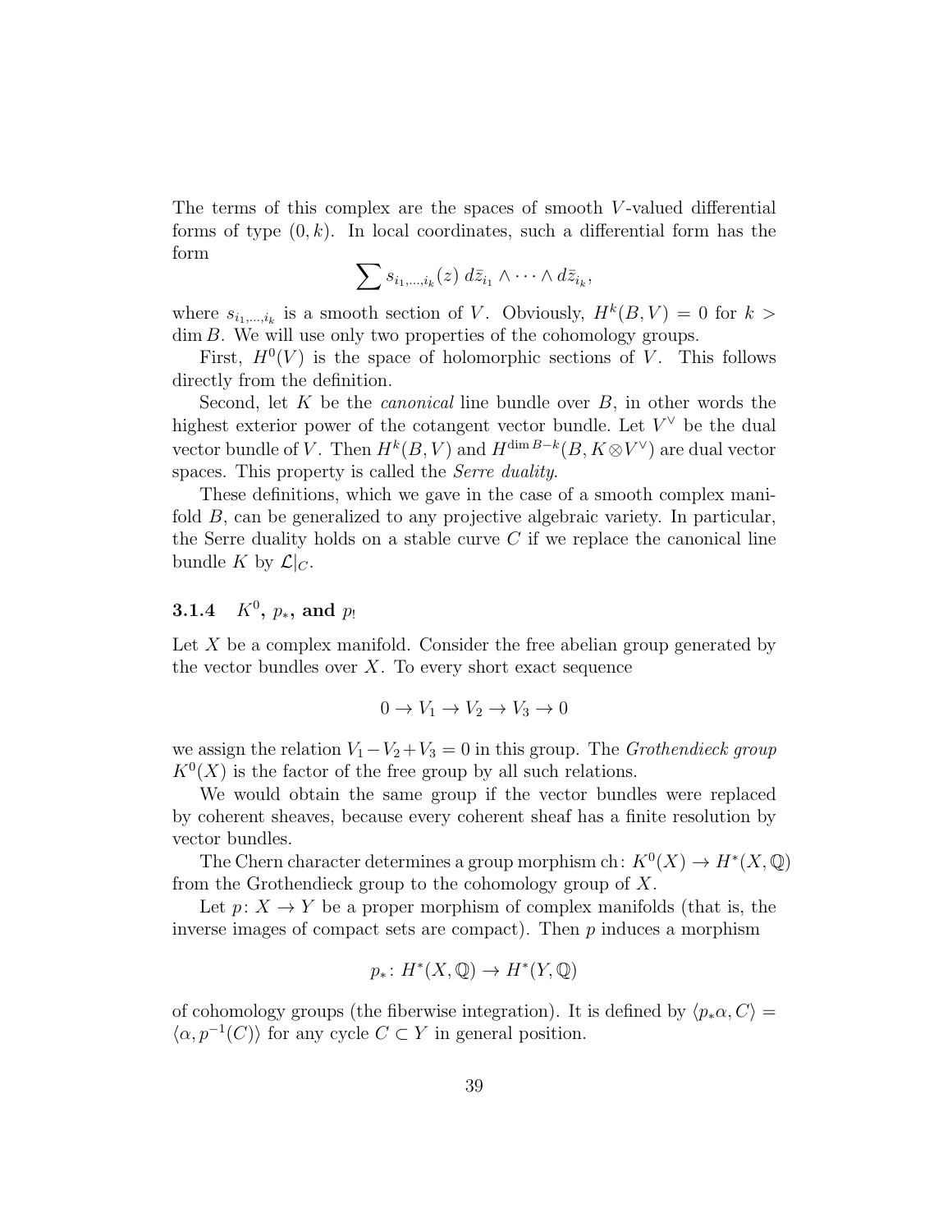The terms of this complex are the spaces of smooth $V$-valued differential forms of type $(0, k)$. In local coordinates, such a differential form has the form

$$\sum s_{i_1,\ldots,i_k}(z)\; d\bar{z}_{i_1} \wedge \cdots \wedge d\bar{z}_{i_k},$$

where $s_{i_1,\ldots,i_k}$ is a smooth section of $V$. Obviously, $H^k(B, V) = 0$ for $k > \dim B$. We will use only two properties of the cohomology groups.

First, $H^0(V)$ is the space of holomorphic sections of $V$. This follows directly from the definition.

Second, let $K$ be the *canonical* line bundle over $B$, in other words the highest exterior power of the cotangent vector bundle. Let $V^\vee$ be the dual vector bundle of $V$. Then $H^k(B, V)$ and $H^{\dim B - k}(B, K \otimes V^\vee)$ are dual vector spaces. This property is called the *Serre duality*.

These definitions, which we gave in the case of a smooth complex manifold $B$, can be generalized to any projective algebraic variety. In particular, the Serre duality holds on a stable curve $C$ if we replace the canonical line bundle $K$ by $\mathcal{L}|_C$.

### 3.1.4 $K^0$, $p_*$, and $p_!$

Let $X$ be a complex manifold. Consider the free abelian group generated by the vector bundles over $X$. To every short exact sequence

$$0 \to V_1 \to V_2 \to V_3 \to 0$$

we assign the relation $V_1 - V_2 + V_3 = 0$ in this group. The *Grothendieck group* $K^0(X)$ is the factor of the free group by all such relations.

We would obtain the same group if the vector bundles were replaced by coherent sheaves, because every coherent sheaf has a finite resolution by vector bundles.

The Chern character determines a group morphism $\mathrm{ch}\colon K^0(X) \to H^*(X, \mathbb{Q})$ from the Grothendieck group to the cohomology group of $X$.

Let $p\colon X \to Y$ be a proper morphism of complex manifolds (that is, the inverse images of compact sets are compact). Then $p$ induces a morphism

$$p_*\colon H^*(X, \mathbb{Q}) \to H^*(Y, \mathbb{Q})$$

of cohomology groups (the fiberwise integration). It is defined by $\langle p_*\alpha, C\rangle = \langle \alpha, p^{-1}(C)\rangle$ for any cycle $C \subset Y$ in general position.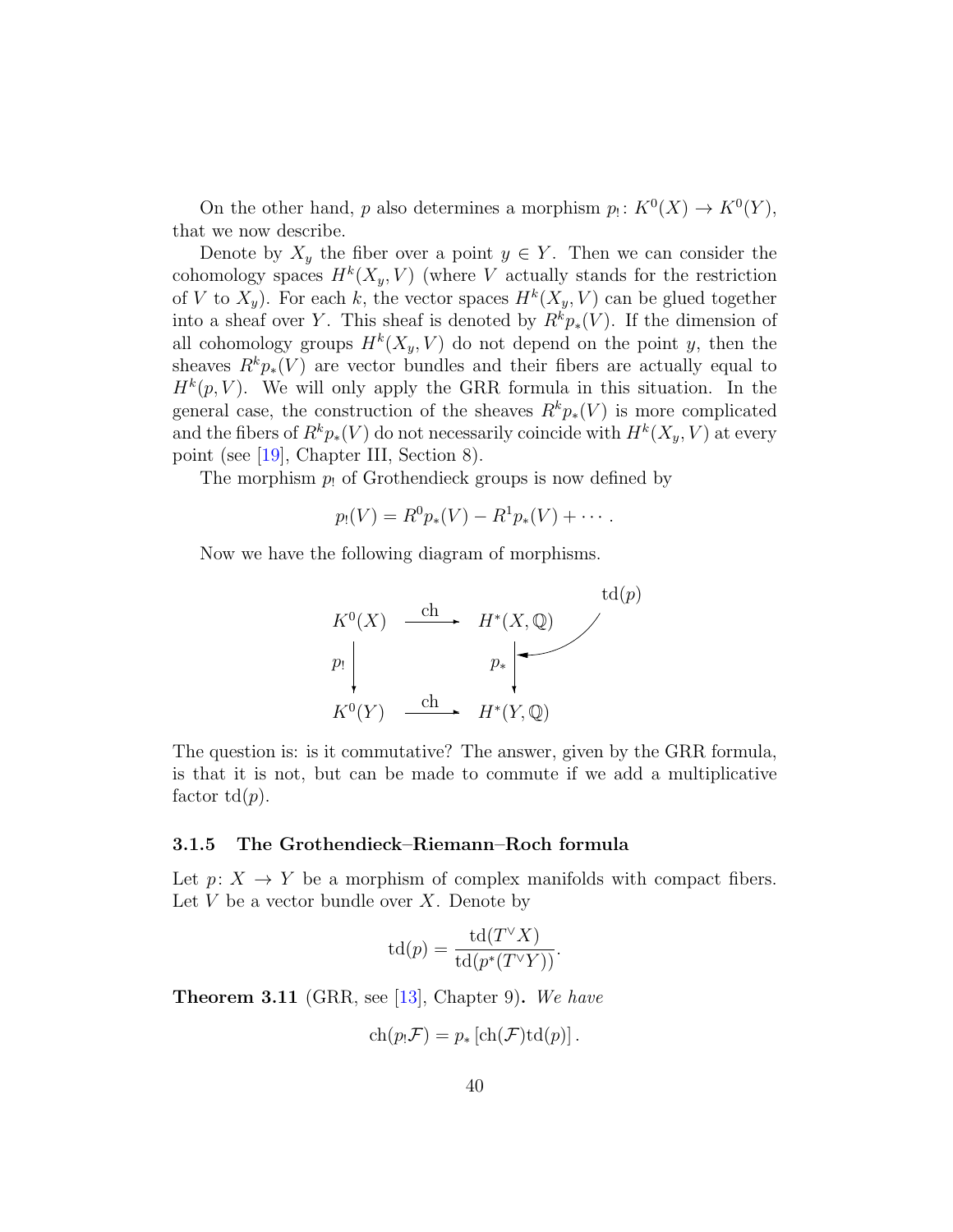On the other hand, $p$ also determines a morphism $p_! \colon K^0(X) \to K^0(Y)$, that we now describe.

Denote by $X_y$ the fiber over a point $y \in Y$. Then we can consider the cohomology spaces $H^k(X_y, V)$ (where $V$ actually stands for the restriction of $V$ to $X_y$). For each $k$, the vector spaces $H^k(X_y, V)$ can be glued together into a sheaf over $Y$. This sheaf is denoted by $R^k p_*(V)$. If the dimension of all cohomology groups $H^k(X_y, V)$ do not depend on the point $y$, then the sheaves $R^k p_*(V)$ are vector bundles and their fibers are actually equal to $H^k(p, V)$. We will only apply the GRR formula in this situation. In the general case, the construction of the sheaves $R^k p_*(V)$ is more complicated and the fibers of $R^k p_*(V)$ do not necessarily coincide with $H^k(X_y, V)$ at every point (see [19], Chapter III, Section 8).

The morphism $p_!$ of Grothendieck groups is now defined by

$$p_!(V) = R^0 p_*(V) - R^1 p_*(V) + \cdots .$$

Now we have the following diagram of morphisms.

$$\begin{array}{ccc} K^0(X) & \xrightarrow{\ \mathrm{ch}\ } & H^*(X, \mathbb{Q}) \\ {\scriptstyle p_!}\downarrow & & \downarrow{\scriptstyle p_*} \quad \curvearrowleft \mathrm{td}(p) \\ K^0(Y) & \xrightarrow{\ \mathrm{ch}\ } & H^*(Y, \mathbb{Q}) \end{array}$$

The question is: is it commutative? The answer, given by the GRR formula, is that it is not, but can be made to commute if we add a multiplicative factor $\mathrm{td}(p)$.

### 3.1.5 The Grothendieck–Riemann–Roch formula

Let $p \colon X \to Y$ be a morphism of complex manifolds with compact fibers. Let $V$ be a vector bundle over $X$. Denote by

$$\mathrm{td}(p) = \frac{\mathrm{td}(T^\vee X)}{\mathrm{td}(p^*(T^\vee Y))}.$$

**Theorem 3.11** (GRR, see [13], Chapter 9)**.** *We have*

$$\mathrm{ch}(p_! \mathcal{F}) = p_* \left[ \mathrm{ch}(\mathcal{F}) \mathrm{td}(p) \right].$$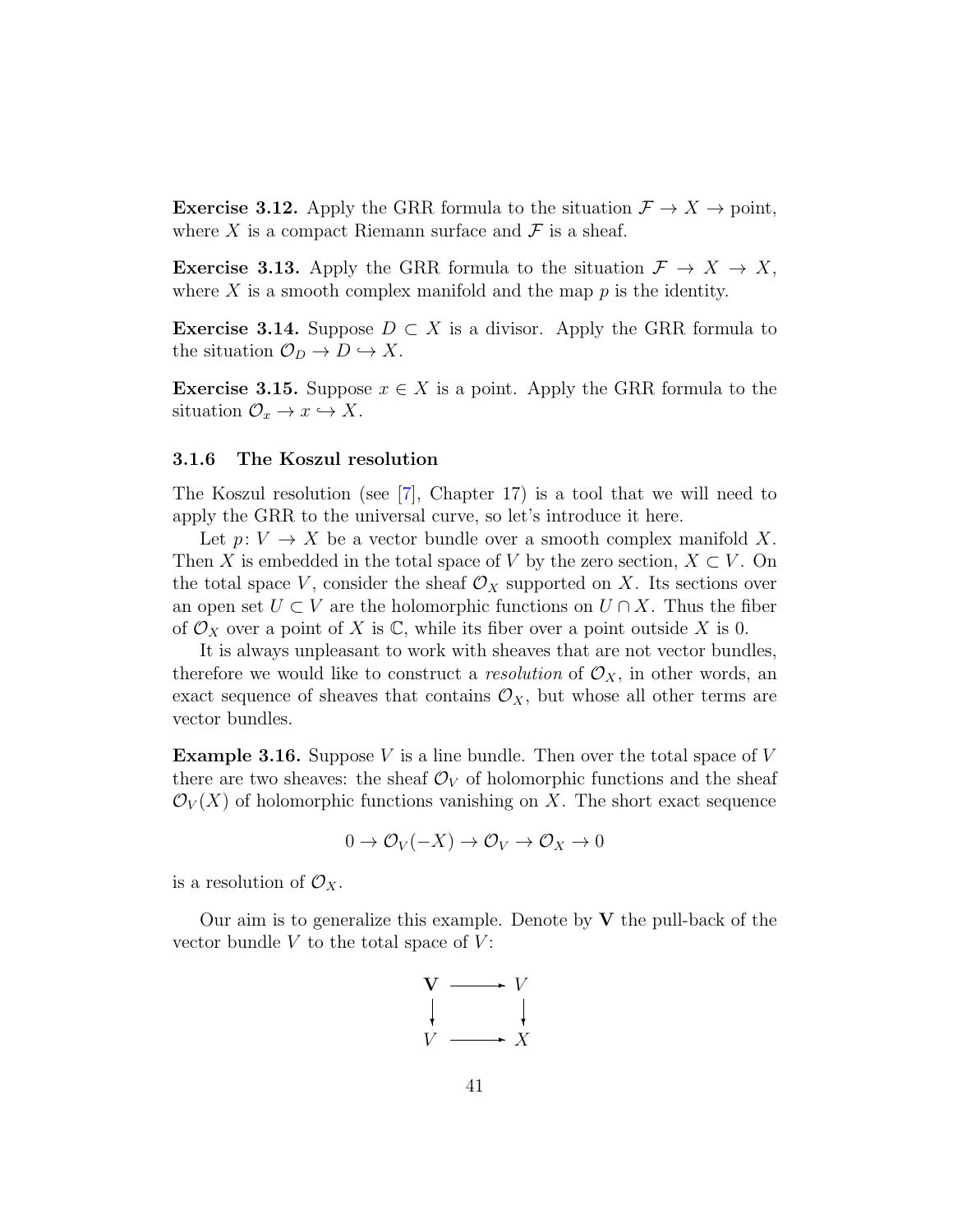**Exercise 3.12.** Apply the GRR formula to the situation $\mathcal{F} \to X \to \text{point}$, where $X$ is a compact Riemann surface and $\mathcal{F}$ is a sheaf.

**Exercise 3.13.** Apply the GRR formula to the situation $\mathcal{F} \to X \to X$, where $X$ is a smooth complex manifold and the map $p$ is the identity.

**Exercise 3.14.** Suppose $D \subset X$ is a divisor. Apply the GRR formula to the situation $\mathcal{O}_D \to D \hookrightarrow X$.

**Exercise 3.15.** Suppose $x \in X$ is a point. Apply the GRR formula to the situation $\mathcal{O}_x \to x \hookrightarrow X$.

### 3.1.6 The Koszul resolution

The Koszul resolution (see [7], Chapter 17) is a tool that we will need to apply the GRR to the universal curve, so let's introduce it here.

Let $p\colon V \to X$ be a vector bundle over a smooth complex manifold $X$. Then $X$ is embedded in the total space of $V$ by the zero section, $X \subset V$. On the total space $V$, consider the sheaf $\mathcal{O}_X$ supported on $X$. Its sections over an open set $U \subset V$ are the holomorphic functions on $U \cap X$. Thus the fiber of $\mathcal{O}_X$ over a point of $X$ is $\mathbb{C}$, while its fiber over a point outside $X$ is 0.

It is always unpleasant to work with sheaves that are not vector bundles, therefore we would like to construct a *resolution* of $\mathcal{O}_X$, in other words, an exact sequence of sheaves that contains $\mathcal{O}_X$, but whose all other terms are vector bundles.

**Example 3.16.** Suppose $V$ is a line bundle. Then over the total space of $V$ there are two sheaves: the sheaf $\mathcal{O}_V$ of holomorphic functions and the sheaf $\mathcal{O}_V(X)$ of holomorphic functions vanishing on $X$. The short exact sequence

$$0 \to \mathcal{O}_V(-X) \to \mathcal{O}_V \to \mathcal{O}_X \to 0$$

is a resolution of $\mathcal{O}_X$.

Our aim is to generalize this example. Denote by $\mathbf{V}$ the pull-back of the vector bundle $V$ to the total space of $V$:

$$\begin{array}{ccc}
\mathbf{V} & \longrightarrow & V \\
\downarrow & & \downarrow \\
V & \longrightarrow & X
\end{array}$$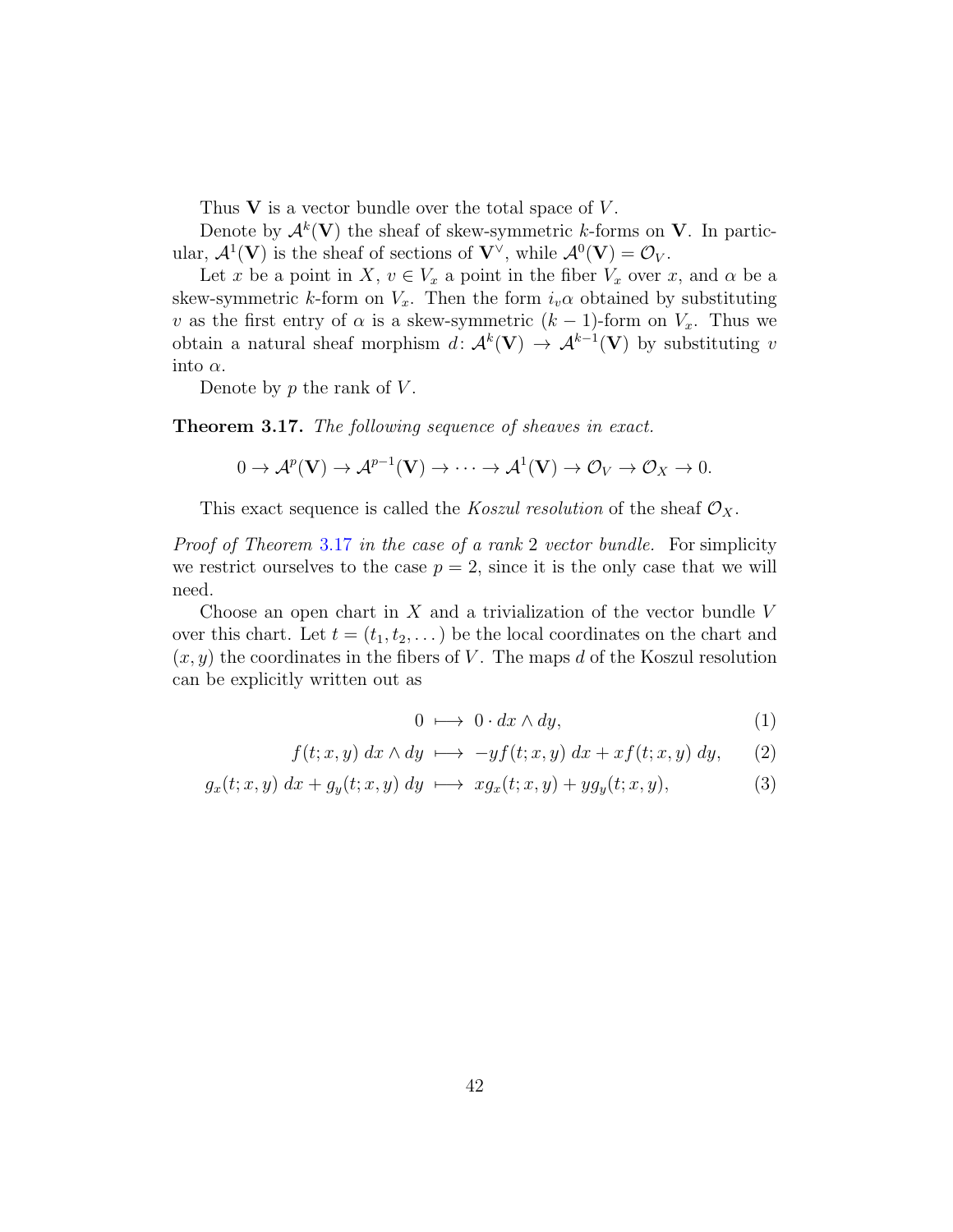Thus $\mathbf{V}$ is a vector bundle over the total space of $V$.

Denote by $\mathcal{A}^k(\mathbf{V})$ the sheaf of skew-symmetric $k$-forms on $\mathbf{V}$. In particular, $\mathcal{A}^1(\mathbf{V})$ is the sheaf of sections of $\mathbf{V}^\vee$, while $\mathcal{A}^0(\mathbf{V}) = \mathcal{O}_V$.

Let $x$ be a point in $X$, $v \in V_x$ a point in the fiber $V_x$ over $x$, and $\alpha$ be a skew-symmetric $k$-form on $V_x$. Then the form $i_v\alpha$ obtained by substituting $v$ as the first entry of $\alpha$ is a skew-symmetric $(k-1)$-form on $V_x$. Thus we obtain a natural sheaf morphism $d\colon \mathcal{A}^k(\mathbf{V}) \to \mathcal{A}^{k-1}(\mathbf{V})$ by substituting $v$ into $\alpha$.

Denote by $p$ the rank of $V$.

**Theorem 3.17.** *The following sequence of sheaves in exact.*

$$0 \to \mathcal{A}^p(\mathbf{V}) \to \mathcal{A}^{p-1}(\mathbf{V}) \to \cdots \to \mathcal{A}^1(\mathbf{V}) \to \mathcal{O}_V \to \mathcal{O}_X \to 0.$$

This exact sequence is called the *Koszul resolution* of the sheaf $\mathcal{O}_X$.

*Proof of Theorem 3.17 in the case of a rank 2 vector bundle.* For simplicity we restrict ourselves to the case $p = 2$, since it is the only case that we will need.

Choose an open chart in $X$ and a trivialization of the vector bundle $V$ over this chart. Let $t = (t_1, t_2, \dots)$ be the local coordinates on the chart and $(x, y)$ the coordinates in the fibers of $V$. The maps $d$ of the Koszul resolution can be explicitly written out as

$$0 \longmapsto 0 \cdot dx \wedge dy, \tag{1}$$

$$f(t; x, y)\, dx \wedge dy \longmapsto -yf(t; x, y)\, dx + xf(t; x, y)\, dy, \tag{2}$$

$$g_x(t; x, y)\, dx + g_y(t; x, y)\, dy \longmapsto xg_x(t; x, y) + yg_y(t; x, y), \tag{3}$$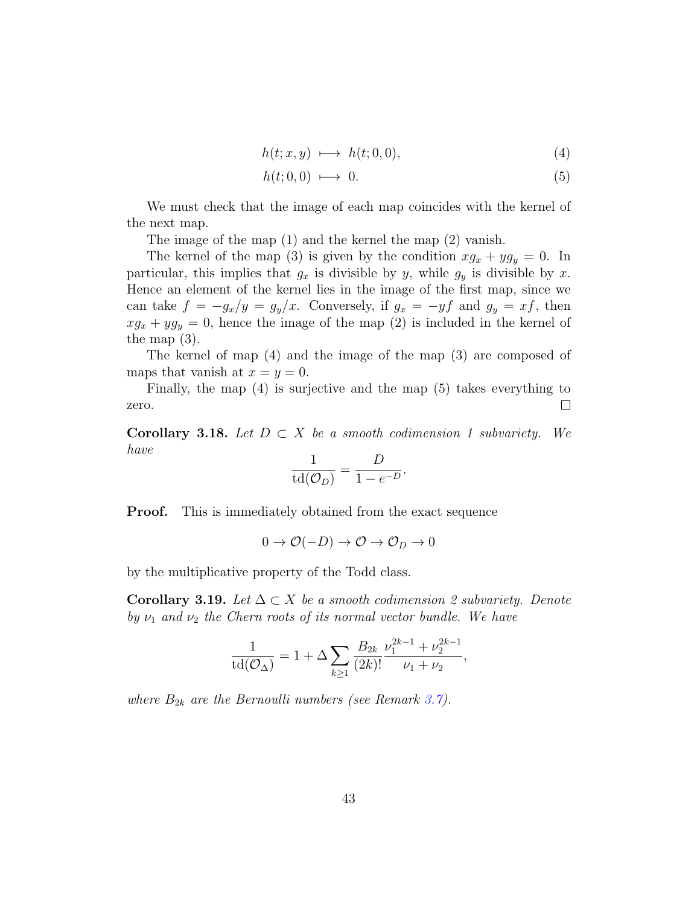$$h(t;x,y) \longmapsto h(t;0,0), \tag{4}$$

$$h(t;0,0) \longmapsto 0. \tag{5}$$

We must check that the image of each map coincides with the kernel of the next map.

The image of the map (1) and the kernel the map (2) vanish.

The kernel of the map (3) is given by the condition $xg_x + yg_y = 0$. In particular, this implies that $g_x$ is divisible by $y$, while $g_y$ is divisible by $x$. Hence an element of the kernel lies in the image of the first map, since we can take $f = -g_x/y = g_y/x$. Conversely, if $g_x = -yf$ and $g_y = xf$, then $xg_x + yg_y = 0$, hence the image of the map (2) is included in the kernel of the map (3).

The kernel of map (4) and the image of the map (3) are composed of maps that vanish at $x = y = 0$.

Finally, the map (4) is surjective and the map (5) takes everything to zero. □

**Corollary 3.18.** *Let $D \subset X$ be a smooth codimension 1 subvariety. We have*

$$\frac{1}{\mathrm{td}(\mathcal{O}_D)} = \frac{D}{1 - e^{-D}}.$$

**Proof.** This is immediately obtained from the exact sequence

$$0 \to \mathcal{O}(-D) \to \mathcal{O} \to \mathcal{O}_D \to 0$$

by the multiplicative property of the Todd class.

**Corollary 3.19.** *Let $\Delta \subset X$ be a smooth codimension 2 subvariety. Denote by $\nu_1$ and $\nu_2$ the Chern roots of its normal vector bundle. We have*

$$\frac{1}{\mathrm{td}(\mathcal{O}_\Delta)} = 1 + \Delta \sum_{k \geq 1} \frac{B_{2k}}{(2k)!} \frac{\nu_1^{2k-1} + \nu_2^{2k-1}}{\nu_1 + \nu_2},$$

*where $B_{2k}$ are the Bernoulli numbers (see Remark 3.7).*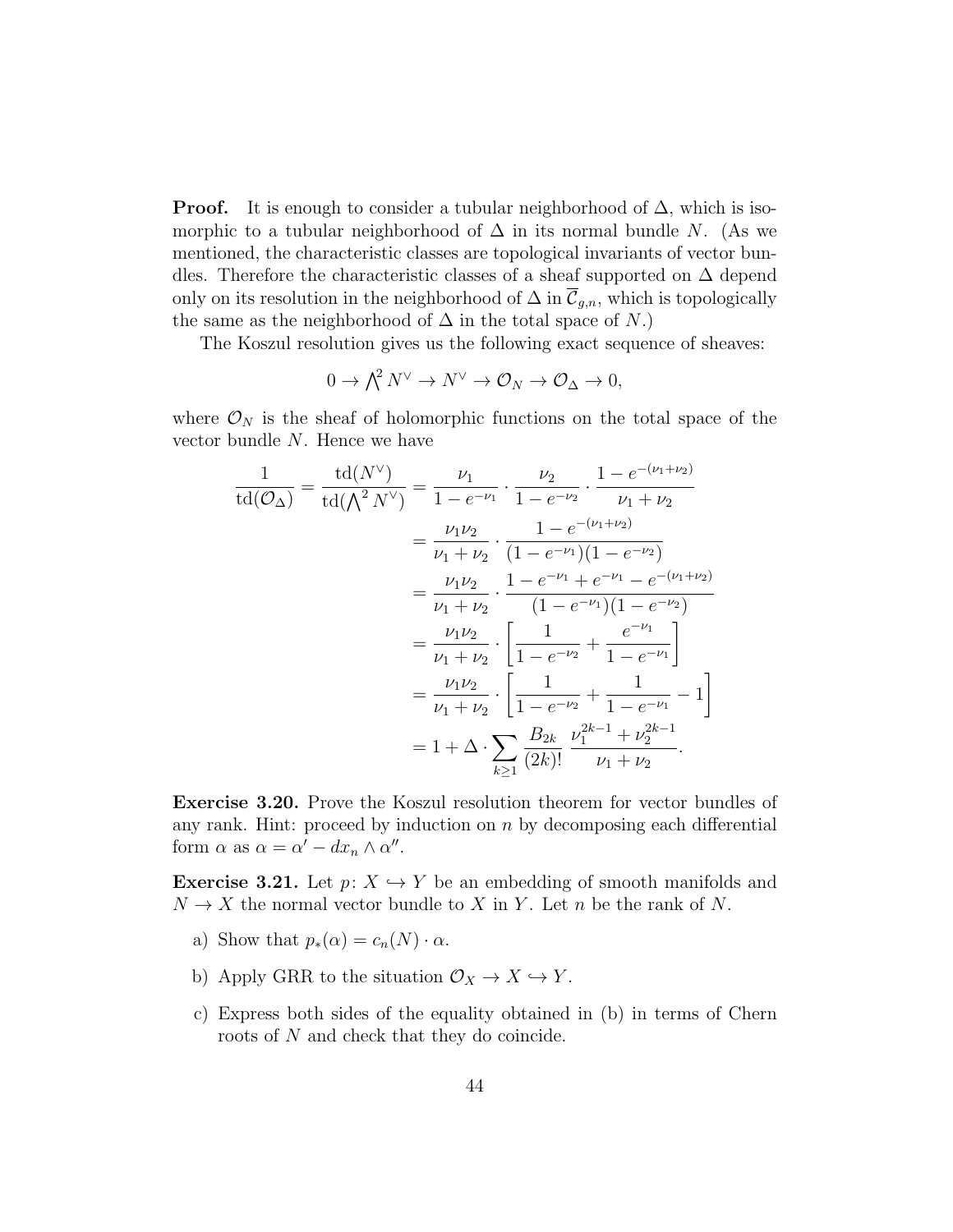**Proof.** It is enough to consider a tubular neighborhood of $\Delta$, which is isomorphic to a tubular neighborhood of $\Delta$ in its normal bundle $N$. (As we mentioned, the characteristic classes are topological invariants of vector bundles. Therefore the characteristic classes of a sheaf supported on $\Delta$ depend only on its resolution in the neighborhood of $\Delta$ in $\overline{\mathcal{C}}_{g,n}$, which is topologically the same as the neighborhood of $\Delta$ in the total space of $N$.)

The Koszul resolution gives us the following exact sequence of sheaves:

$$0 \to \bigwedge^2 N^\vee \to N^\vee \to \mathcal{O}_N \to \mathcal{O}_\Delta \to 0,$$

where $\mathcal{O}_N$ is the sheaf of holomorphic functions on the total space of the vector bundle $N$. Hence we have

$$\begin{aligned}
\frac{1}{\operatorname{td}(\mathcal{O}_\Delta)} = \frac{\operatorname{td}(N^\vee)}{\operatorname{td}(\bigwedge^2 N^\vee)} &= \frac{\nu_1}{1-e^{-\nu_1}} \cdot \frac{\nu_2}{1-e^{-\nu_2}} \cdot \frac{1-e^{-(\nu_1+\nu_2)}}{\nu_1+\nu_2} \\
&= \frac{\nu_1\nu_2}{\nu_1+\nu_2} \cdot \frac{1-e^{-(\nu_1+\nu_2)}}{(1-e^{-\nu_1})(1-e^{-\nu_2})} \\
&= \frac{\nu_1\nu_2}{\nu_1+\nu_2} \cdot \frac{1-e^{-\nu_1}+e^{-\nu_1}-e^{-(\nu_1+\nu_2)}}{(1-e^{-\nu_1})(1-e^{-\nu_2})} \\
&= \frac{\nu_1\nu_2}{\nu_1+\nu_2} \cdot \left[\frac{1}{1-e^{-\nu_2}} + \frac{e^{-\nu_1}}{1-e^{-\nu_1}}\right] \\
&= \frac{\nu_1\nu_2}{\nu_1+\nu_2} \cdot \left[\frac{1}{1-e^{-\nu_2}} + \frac{1}{1-e^{-\nu_1}} - 1\right] \\
&= 1 + \Delta \cdot \sum_{k\geq 1} \frac{B_{2k}}{(2k)!} \, \frac{\nu_1^{2k-1}+\nu_2^{2k-1}}{\nu_1+\nu_2}.
\end{aligned}$$

**Exercise 3.20.** Prove the Koszul resolution theorem for vector bundles of any rank. Hint: proceed by induction on $n$ by decomposing each differential form $\alpha$ as $\alpha = \alpha' - dx_n \wedge \alpha''$.

**Exercise 3.21.** Let $p\colon X \hookrightarrow Y$ be an embedding of smooth manifolds and $N \to X$ the normal vector bundle to $X$ in $Y$. Let $n$ be the rank of $N$.

a) Show that $p_*(\alpha) = c_n(N) \cdot \alpha$.

b) Apply GRR to the situation $\mathcal{O}_X \to X \hookrightarrow Y$.

c) Express both sides of the equality obtained in (b) in terms of Chern roots of $N$ and check that they do coincide.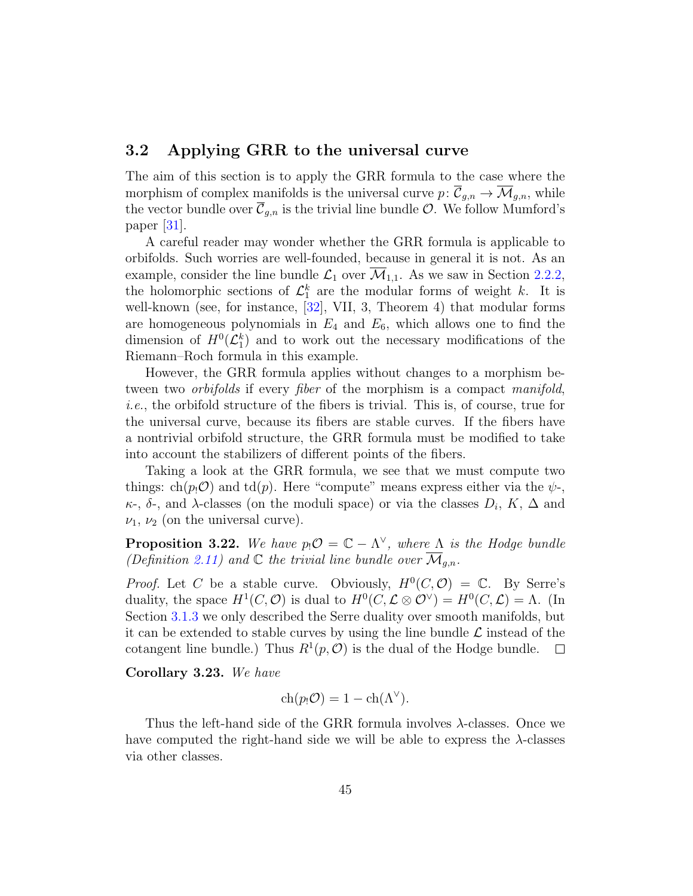## 3.2 Applying GRR to the universal curve

The aim of this section is to apply the GRR formula to the case where the morphism of complex manifolds is the universal curve $p \colon \overline{\mathcal{C}}_{g,n} \to \overline{\mathcal{M}}_{g,n}$, while the vector bundle over $\overline{\mathcal{C}}_{g,n}$ is the trivial line bundle $\mathcal{O}$. We follow Mumford's paper [31].

A careful reader may wonder whether the GRR formula is applicable to orbifolds. Such worries are well-founded, because in general it is not. As an example, consider the line bundle $\mathcal{L}_1$ over $\overline{\mathcal{M}}_{1,1}$. As we saw in Section 2.2.2, the holomorphic sections of $\mathcal{L}_1^k$ are the modular forms of weight $k$. It is well-known (see, for instance, [32], VII, 3, Theorem 4) that modular forms are homogeneous polynomials in $E_4$ and $E_6$, which allows one to find the dimension of $H^0(\mathcal{L}_1^k)$ and to work out the necessary modifications of the Riemann–Roch formula in this example.

However, the GRR formula applies without changes to a morphism between two *orbifolds* if every *fiber* of the morphism is a compact *manifold*, *i.e.*, the orbifold structure of the fibers is trivial. This is, of course, true for the universal curve, because its fibers are stable curves. If the fibers have a nontrivial orbifold structure, the GRR formula must be modified to take into account the stabilizers of different points of the fibers.

Taking a look at the GRR formula, we see that we must compute two things: $\mathrm{ch}(p_!\mathcal{O})$ and $\mathrm{td}(p)$. Here "compute" means express either via the $\psi$-, $\kappa$-, $\delta$-, and $\lambda$-classes (on the moduli space) or via the classes $D_i$, $K$, $\Delta$ and $\nu_1$, $\nu_2$ (on the universal curve).

**Proposition 3.22.** *We have $p_!\mathcal{O} = \mathbb{C} - \Lambda^\vee$, where $\Lambda$ is the Hodge bundle (Definition 2.11) and $\mathbb{C}$ the trivial line bundle over $\overline{\mathcal{M}}_{g,n}$.*

*Proof.* Let $C$ be a stable curve. Obviously, $H^0(C,\mathcal{O}) = \mathbb{C}$. By Serre's duality, the space $H^1(C,\mathcal{O})$ is dual to $H^0(C,\mathcal{L}\otimes\mathcal{O}^\vee) = H^0(C,\mathcal{L}) = \Lambda$. (In Section 3.1.3 we only described the Serre duality over smooth manifolds, but it can be extended to stable curves by using the line bundle $\mathcal{L}$ instead of the cotangent line bundle.) Thus $R^1(p,\mathcal{O})$ is the dual of the Hodge bundle. □

**Corollary 3.23.** *We have*

$$\mathrm{ch}(p_!\mathcal{O}) = 1 - \mathrm{ch}(\Lambda^\vee).$$

Thus the left-hand side of the GRR formula involves $\lambda$-classes. Once we have computed the right-hand side we will be able to express the $\lambda$-classes via other classes.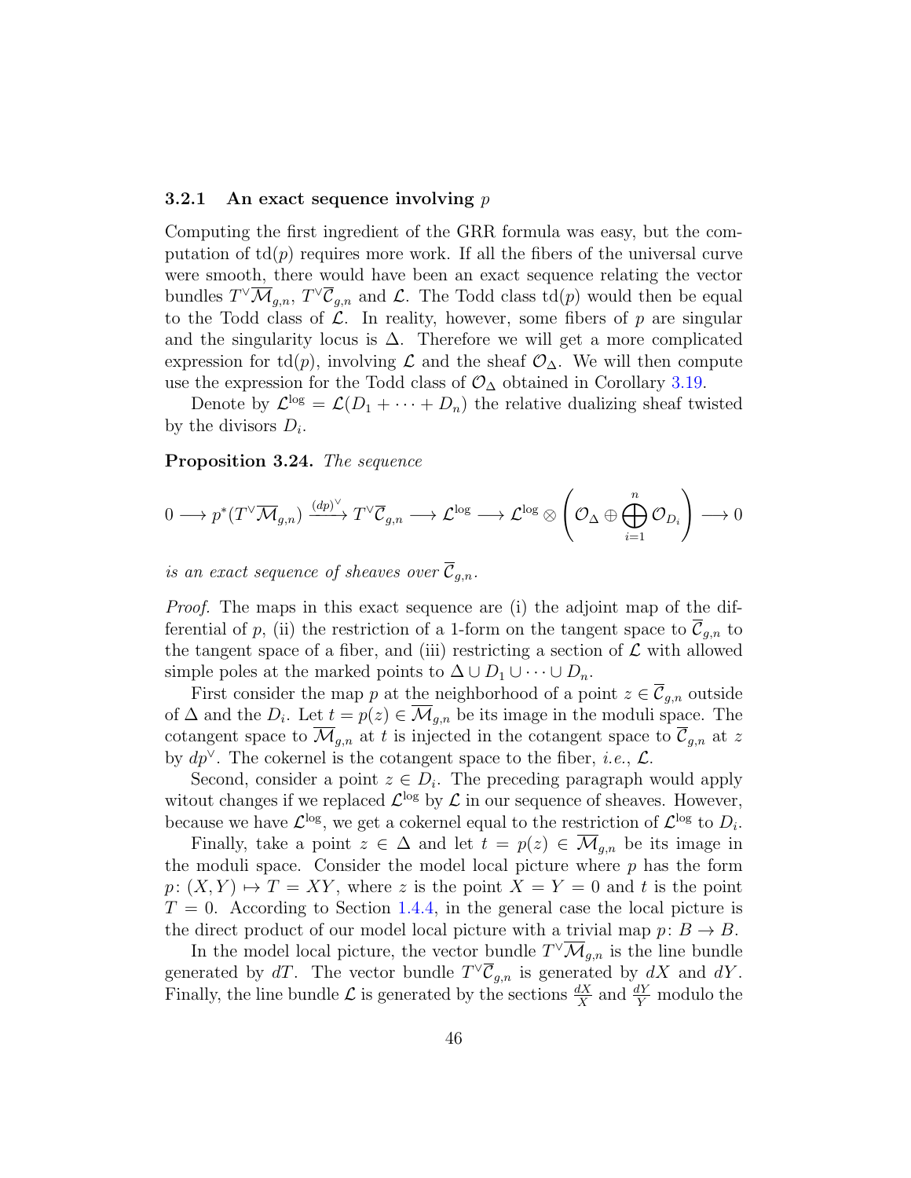### 3.2.1 An exact sequence involving $p$

Computing the first ingredient of the GRR formula was easy, but the computation of $\mathrm{td}(p)$ requires more work. If all the fibers of the universal curve were smooth, there would have been an exact sequence relating the vector bundles $T^\vee \overline{\mathcal{M}}_{g,n}$, $T^\vee \overline{\mathcal{C}}_{g,n}$ and $\mathcal{L}$. The Todd class $\mathrm{td}(p)$ would then be equal to the Todd class of $\mathcal{L}$. In reality, however, some fibers of $p$ are singular and the singularity locus is $\Delta$. Therefore we will get a more complicated expression for $\mathrm{td}(p)$, involving $\mathcal{L}$ and the sheaf $\mathcal{O}_\Delta$. We will then compute use the expression for the Todd class of $\mathcal{O}_\Delta$ obtained in Corollary 3.19.

Denote by $\mathcal{L}^{\log} = \mathcal{L}(D_1 + \cdots + D_n)$ the relative dualizing sheaf twisted by the divisors $D_i$.

**Proposition 3.24.** *The sequence*

$$0 \longrightarrow p^*(T^\vee \overline{\mathcal{M}}_{g,n}) \xrightarrow{(dp)^\vee} T^\vee \overline{\mathcal{C}}_{g,n} \longrightarrow \mathcal{L}^{\log} \longrightarrow \mathcal{L}^{\log} \otimes \left( \mathcal{O}_\Delta \oplus \bigoplus_{i=1}^n \mathcal{O}_{D_i} \right) \longrightarrow 0$$

*is an exact sequence of sheaves over* $\overline{\mathcal{C}}_{g,n}$.

*Proof.* The maps in this exact sequence are (i) the adjoint map of the differential of $p$, (ii) the restriction of a 1-form on the tangent space to $\overline{\mathcal{C}}_{g,n}$ to the tangent space of a fiber, and (iii) restricting a section of $\mathcal{L}$ with allowed simple poles at the marked points to $\Delta \cup D_1 \cup \cdots \cup D_n$.

First consider the map $p$ at the neighborhood of a point $z \in \overline{\mathcal{C}}_{g,n}$ outside of $\Delta$ and the $D_i$. Let $t = p(z) \in \overline{\mathcal{M}}_{g,n}$ be its image in the moduli space. The cotangent space to $\overline{\mathcal{M}}_{g,n}$ at $t$ is injected in the cotangent space to $\overline{\mathcal{C}}_{g,n}$ at $z$ by $dp^\vee$. The cokernel is the cotangent space to the fiber, *i.e.*, $\mathcal{L}$.

Second, consider a point $z \in D_i$. The preceding paragraph would apply witout changes if we replaced $\mathcal{L}^{\log}$ by $\mathcal{L}$ in our sequence of sheaves. However, because we have $\mathcal{L}^{\log}$, we get a cokernel equal to the restriction of $\mathcal{L}^{\log}$ to $D_i$.

Finally, take a point $z \in \Delta$ and let $t = p(z) \in \overline{\mathcal{M}}_{g,n}$ be its image in the moduli space. Consider the model local picture where $p$ has the form $p\colon (X,Y) \mapsto T = XY$, where $z$ is the point $X = Y = 0$ and $t$ is the point $T = 0$. According to Section 1.4.4, in the general case the local picture is the direct product of our model local picture with a trivial map $p\colon B \to B$.

In the model local picture, the vector bundle $T^\vee \overline{\mathcal{M}}_{g,n}$ is the line bundle generated by $dT$. The vector bundle $T^\vee \overline{\mathcal{C}}_{g,n}$ is generated by $dX$ and $dY$. Finally, the line bundle $\mathcal{L}$ is generated by the sections $\frac{dX}{X}$ and $\frac{dY}{Y}$ modulo the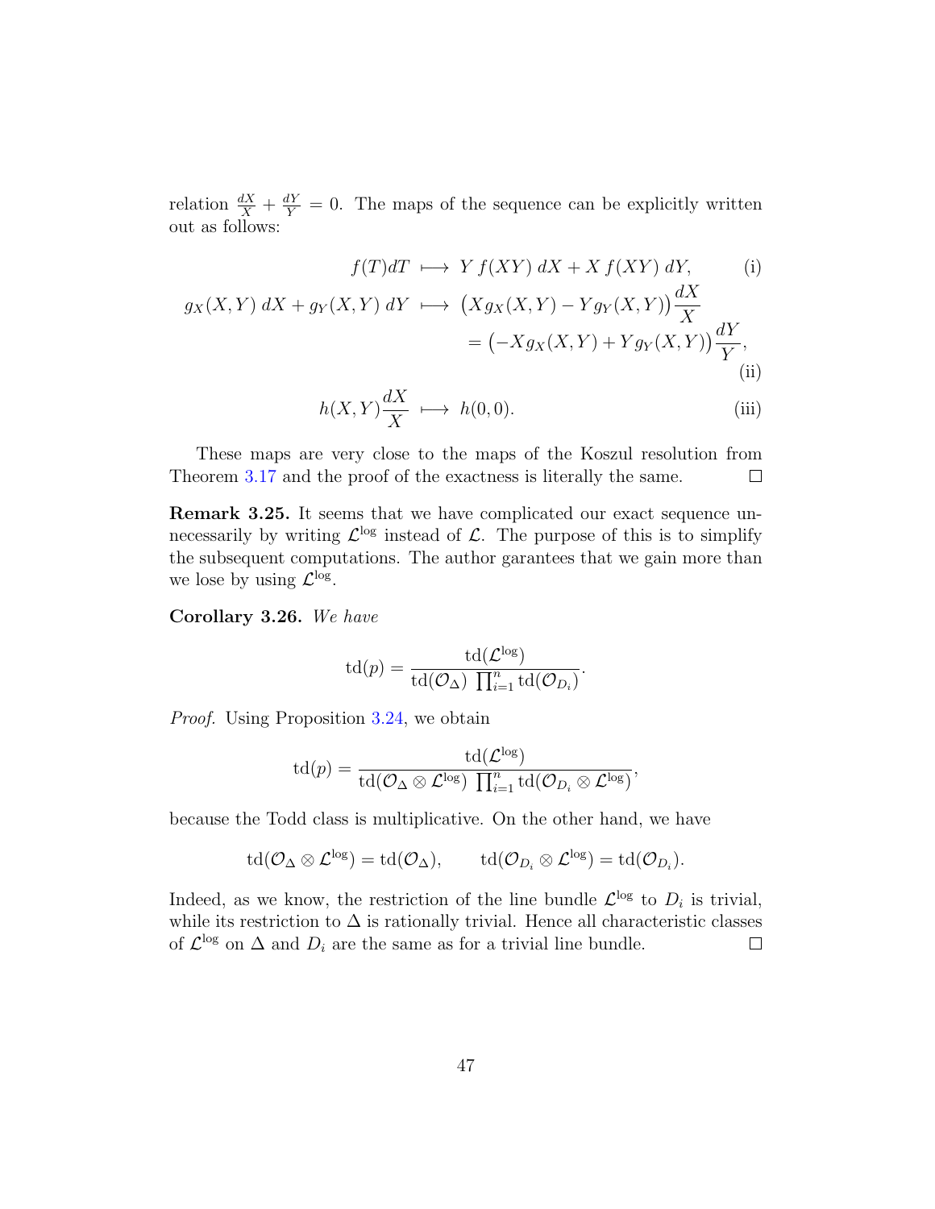relation $\frac{dX}{X} + \frac{dY}{Y} = 0$. The maps of the sequence can be explicitly written out as follows:

$$f(T)dT \longmapsto Y\,f(XY)\;dX + X\,f(XY)\;dY, \tag{i}$$

$$\begin{aligned} g_X(X,Y)\;dX + g_Y(X,Y)\;dY \;\longmapsto\; & \big(X g_X(X,Y) - Y g_Y(X,Y)\big)\frac{dX}{X} \\ &= \big(-X g_X(X,Y) + Y g_Y(X,Y)\big)\frac{dY}{Y}, \end{aligned} \tag{ii}$$

$$h(X,Y)\frac{dX}{X} \longmapsto h(0,0). \tag{iii}$$

These maps are very close to the maps of the Koszul resolution from Theorem 3.17 and the proof of the exactness is literally the same. ∎

**Remark 3.25.** It seems that we have complicated our exact sequence unnecessarily by writing $\mathcal{L}^{\log}$ instead of $\mathcal{L}$. The purpose of this is to simplify the subsequent computations. The author garantees that we gain more than we lose by using $\mathcal{L}^{\log}$.

**Corollary 3.26.** *We have*

$$\operatorname{td}(p) = \frac{\operatorname{td}(\mathcal{L}^{\log})}{\operatorname{td}(\mathcal{O}_\Delta)\,\prod_{i=1}^n \operatorname{td}(\mathcal{O}_{D_i})}.$$

*Proof.* Using Proposition 3.24, we obtain

$$\operatorname{td}(p) = \frac{\operatorname{td}(\mathcal{L}^{\log})}{\operatorname{td}(\mathcal{O}_\Delta \otimes \mathcal{L}^{\log})\,\prod_{i=1}^n \operatorname{td}(\mathcal{O}_{D_i} \otimes \mathcal{L}^{\log})},$$

because the Todd class is multiplicative. On the other hand, we have

$$\operatorname{td}(\mathcal{O}_\Delta \otimes \mathcal{L}^{\log}) = \operatorname{td}(\mathcal{O}_\Delta), \qquad \operatorname{td}(\mathcal{O}_{D_i} \otimes \mathcal{L}^{\log}) = \operatorname{td}(\mathcal{O}_{D_i}).$$

Indeed, as we know, the restriction of the line bundle $\mathcal{L}^{\log}$ to $D_i$ is trivial, while its restriction to $\Delta$ is rationally trivial. Hence all characteristic classes of $\mathcal{L}^{\log}$ on $\Delta$ and $D_i$ are the same as for a trivial line bundle. ∎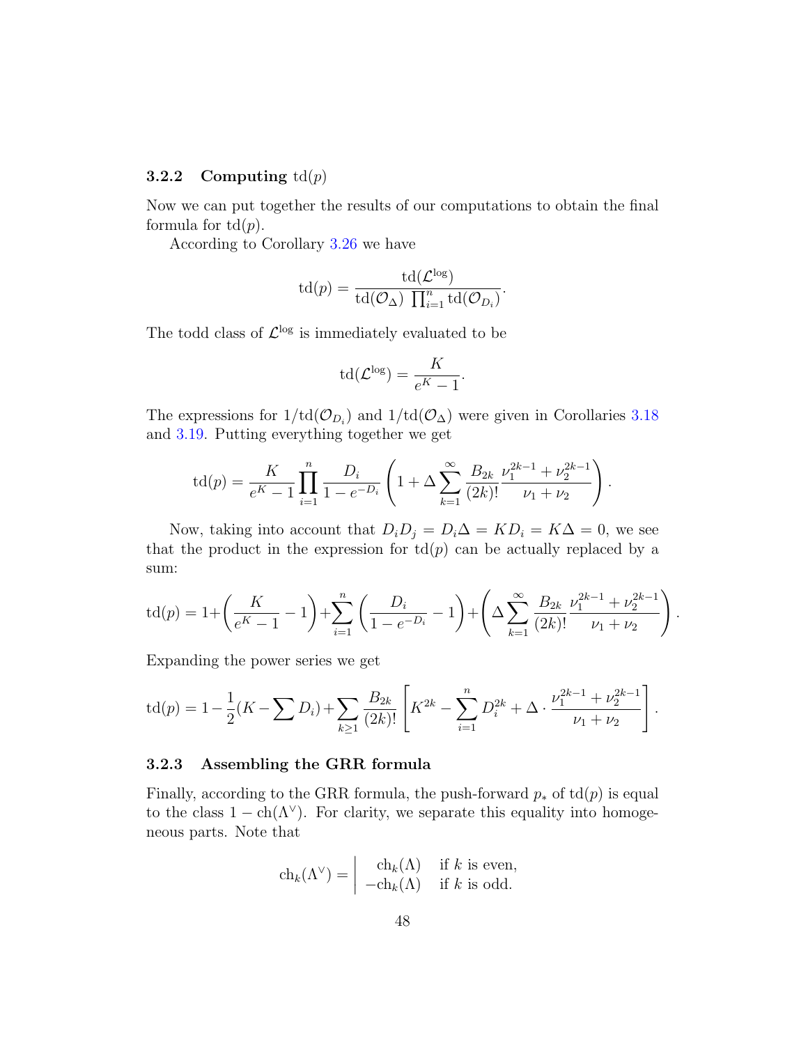### 3.2.2 Computing $\mathrm{td}(p)$

Now we can put together the results of our computations to obtain the final formula for $\mathrm{td}(p)$.

According to Corollary 3.26 we have

$$\mathrm{td}(p) = \frac{\mathrm{td}(\mathcal{L}^{\log})}{\mathrm{td}(\mathcal{O}_\Delta)\ \prod_{i=1}^n \mathrm{td}(\mathcal{O}_{D_i})}.$$

The todd class of $\mathcal{L}^{\log}$ is immediately evaluated to be

$$\mathrm{td}(\mathcal{L}^{\log}) = \frac{K}{e^K - 1}.$$

The expressions for $1/\mathrm{td}(\mathcal{O}_{D_i})$ and $1/\mathrm{td}(\mathcal{O}_\Delta)$ were given in Corollaries 3.18 and 3.19. Putting everything together we get

$$\mathrm{td}(p) = \frac{K}{e^K - 1} \prod_{i=1}^n \frac{D_i}{1 - e^{-D_i}} \left( 1 + \Delta \sum_{k=1}^\infty \frac{B_{2k}}{(2k)!} \frac{\nu_1^{2k-1} + \nu_2^{2k-1}}{\nu_1 + \nu_2} \right).$$

Now, taking into account that $D_i D_j = D_i \Delta = K D_i = K\Delta = 0$, we see that the product in the expression for $\mathrm{td}(p)$ can be actually replaced by a sum:

$$\mathrm{td}(p) = 1 + \left( \frac{K}{e^K - 1} - 1 \right) + \sum_{i=1}^n \left( \frac{D_i}{1 - e^{-D_i}} - 1 \right) + \left( \Delta \sum_{k=1}^\infty \frac{B_{2k}}{(2k)!} \frac{\nu_1^{2k-1} + \nu_2^{2k-1}}{\nu_1 + \nu_2} \right).$$

Expanding the power series we get

$$\mathrm{td}(p) = 1 - \frac{1}{2}(K - \sum D_i) + \sum_{k \geq 1} \frac{B_{2k}}{(2k)!} \left[ K^{2k} - \sum_{i=1}^n D_i^{2k} + \Delta \cdot \frac{\nu_1^{2k-1} + \nu_2^{2k-1}}{\nu_1 + \nu_2} \right].$$

### 3.2.3 Assembling the GRR formula

Finally, according to the GRR formula, the push-forward $p_*$ of $\mathrm{td}(p)$ is equal to the class $1 - \mathrm{ch}(\Lambda^\vee)$. For clarity, we separate this equality into homogeneous parts. Note that

$$\mathrm{ch}_k(\Lambda^\vee) = \left| \begin{array}{ll} \mathrm{ch}_k(\Lambda) & \text{if } k \text{ is even,} \\ -\mathrm{ch}_k(\Lambda) & \text{if } k \text{ is odd.} \end{array} \right.$$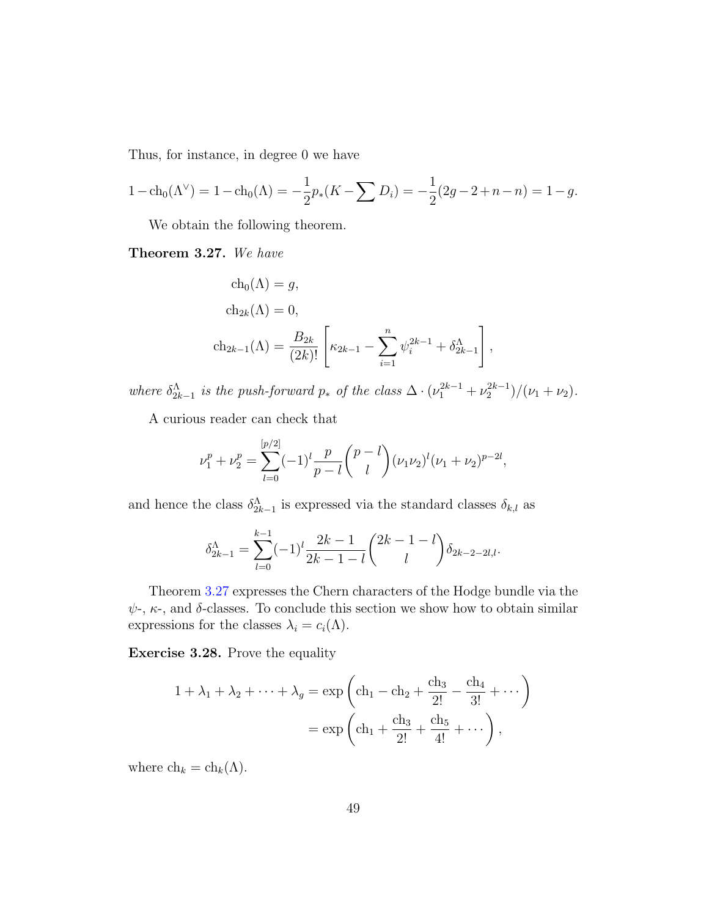Thus, for instance, in degree 0 we have

$$1 - \mathrm{ch}_0(\Lambda^\vee) = 1 - \mathrm{ch}_0(\Lambda) = -\frac{1}{2}p_*(K - \sum D_i) = -\frac{1}{2}(2g-2+n-n) = 1-g.$$

We obtain the following theorem.

**Theorem 3.27.** *We have*

$$\mathrm{ch}_0(\Lambda) = g,$$
$$\mathrm{ch}_{2k}(\Lambda) = 0,$$
$$\mathrm{ch}_{2k-1}(\Lambda) = \frac{B_{2k}}{(2k)!}\left[\kappa_{2k-1} - \sum_{i=1}^{n}\psi_i^{2k-1} + \delta_{2k-1}^{\Lambda}\right],$$

*where $\delta_{2k-1}^{\Lambda}$ is the push-forward $p_*$ of the class $\Delta \cdot (\nu_1^{2k-1} + \nu_2^{2k-1})/(\nu_1+\nu_2)$.*

A curious reader can check that

$$\nu_1^p + \nu_2^p = \sum_{l=0}^{[p/2]} (-1)^l \frac{p}{p-l}\binom{p-l}{l}(\nu_1\nu_2)^l(\nu_1+\nu_2)^{p-2l},$$

and hence the class $\delta_{2k-1}^{\Lambda}$ is expressed via the standard classes $\delta_{k,l}$ as

$$\delta_{2k-1}^{\Lambda} = \sum_{l=0}^{k-1}(-1)^l \frac{2k-1}{2k-1-l}\binom{2k-1-l}{l}\delta_{2k-2-2l,l}.$$

Theorem 3.27 expresses the Chern characters of the Hodge bundle via the $\psi$-, $\kappa$-, and $\delta$-classes. To conclude this section we show how to obtain similar expressions for the classes $\lambda_i = c_i(\Lambda)$.

**Exercise 3.28.** Prove the equality

$$\begin{aligned}1 + \lambda_1 + \lambda_2 + \cdots + \lambda_g &= \exp\left(\mathrm{ch}_1 - \mathrm{ch}_2 + \frac{\mathrm{ch}_3}{2!} - \frac{\mathrm{ch}_4}{3!} + \cdots\right) \\ &= \exp\left(\mathrm{ch}_1 + \frac{\mathrm{ch}_3}{2!} + \frac{\mathrm{ch}_5}{4!} + \cdots\right),\end{aligned}$$

where $\mathrm{ch}_k = \mathrm{ch}_k(\Lambda)$.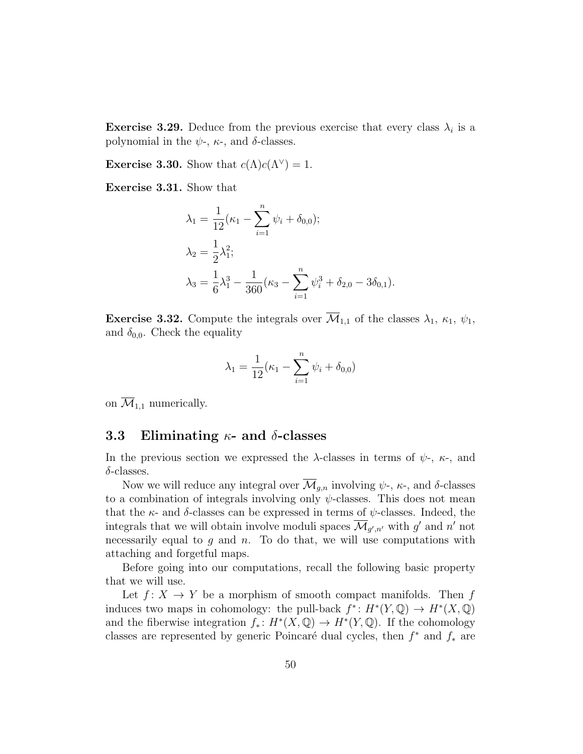**Exercise 3.29.** Deduce from the previous exercise that every class $\lambda_i$ is a polynomial in the $\psi$-, $\kappa$-, and $\delta$-classes.

**Exercise 3.30.** Show that $c(\Lambda)c(\Lambda^\vee) = 1$.

**Exercise 3.31.** Show that

$$
\begin{aligned}
\lambda_1 &= \frac{1}{12}(\kappa_1 - \sum_{i=1}^{n} \psi_i + \delta_{0,0}); \\
\lambda_2 &= \frac{1}{2}\lambda_1^2; \\
\lambda_3 &= \frac{1}{6}\lambda_1^3 - \frac{1}{360}(\kappa_3 - \sum_{i=1}^{n} \psi_i^3 + \delta_{2,0} - 3\delta_{0,1}).
\end{aligned}
$$

**Exercise 3.32.** Compute the integrals over $\overline{\mathcal{M}}_{1,1}$ of the classes $\lambda_1$, $\kappa_1$, $\psi_1$, and $\delta_{0,0}$. Check the equality

$$
\lambda_1 = \frac{1}{12}(\kappa_1 - \sum_{i=1}^{n} \psi_i + \delta_{0,0})
$$

on $\overline{\mathcal{M}}_{1,1}$ numerically.

## 3.3 Eliminating $\kappa$- and $\delta$-classes

In the previous section we expressed the $\lambda$-classes in terms of $\psi$-, $\kappa$-, and $\delta$-classes.

Now we will reduce any integral over $\overline{\mathcal{M}}_{g,n}$ involving $\psi$-, $\kappa$-, and $\delta$-classes to a combination of integrals involving only $\psi$-classes. This does not mean that the $\kappa$- and $\delta$-classes can be expressed in terms of $\psi$-classes. Indeed, the integrals that we will obtain involve moduli spaces $\overline{\mathcal{M}}_{g',n'}$ with $g'$ and $n'$ not necessarily equal to $g$ and $n$. To do that, we will use computations with attaching and forgetful maps.

Before going into our computations, recall the following basic property that we will use.

Let $f\colon X \to Y$ be a morphism of smooth compact manifolds. Then $f$ induces two maps in cohomology: the pull-back $f^*\colon H^*(Y, \mathbb{Q}) \to H^*(X, \mathbb{Q})$ and the fiberwise integration $f_*\colon H^*(X, \mathbb{Q}) \to H^*(Y, \mathbb{Q})$. If the cohomology classes are represented by generic Poincaré dual cycles, then $f^*$ and $f_*$ are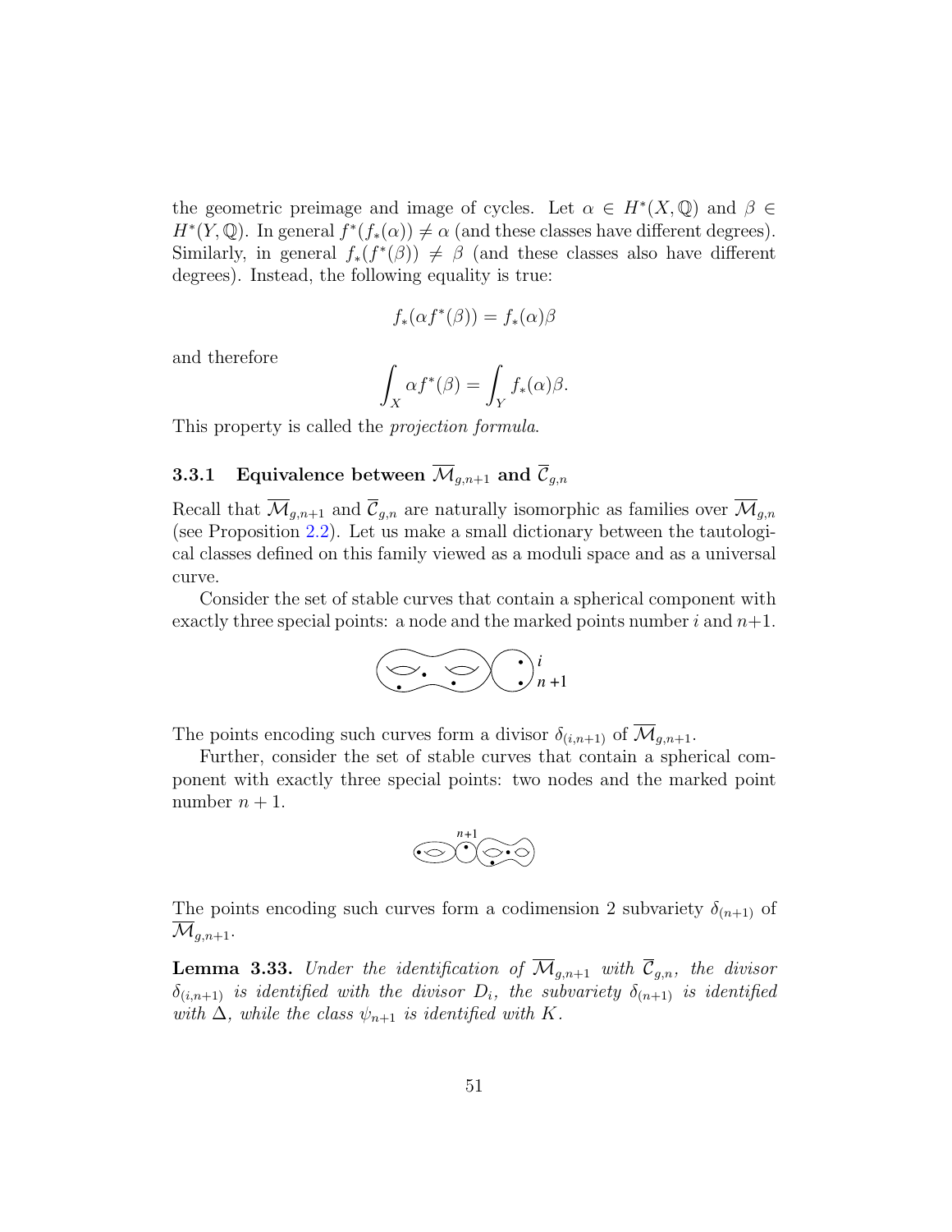the geometric preimage and image of cycles. Let $\alpha \in H^*(X, \mathbb{Q})$ and $\beta \in H^*(Y, \mathbb{Q})$. In general $f^*(f_*(\alpha)) \neq \alpha$ (and these classes have different degrees). Similarly, in general $f_*(f^*(\beta)) \neq \beta$ (and these classes also have different degrees). Instead, the following equality is true:

$$f_*(\alpha f^*(\beta)) = f_*(\alpha)\beta$$

and therefore

$$\int_X \alpha f^*(\beta) = \int_Y f_*(\alpha)\beta.$$

This property is called the *projection formula*.

### 3.3.1 Equivalence between $\overline{\mathcal{M}}_{g,n+1}$ and $\overline{\mathcal{C}}_{g,n}$

Recall that $\overline{\mathcal{M}}_{g,n+1}$ and $\overline{\mathcal{C}}_{g,n}$ are naturally isomorphic as families over $\overline{\mathcal{M}}_{g,n}$ (see Proposition 2.2). Let us make a small dictionary between the tautological classes defined on this family viewed as a moduli space and as a universal curve.

Consider the set of stable curves that contain a spherical component with exactly three special points: a node and the marked points number $i$ and $n+1$.

The points encoding such curves form a divisor $\delta_{(i,n+1)}$ of $\overline{\mathcal{M}}_{g,n+1}$.

Further, consider the set of stable curves that contain a spherical component with exactly three special points: two nodes and the marked point number $n+1$.

The points encoding such curves form a codimension 2 subvariety $\delta_{(n+1)}$ of $\overline{\mathcal{M}}_{g,n+1}$.

**Lemma 3.33.** *Under the identification of $\overline{\mathcal{M}}_{g,n+1}$ with $\overline{\mathcal{C}}_{g,n}$, the divisor $\delta_{(i,n+1)}$ is identified with the divisor $D_i$, the subvariety $\delta_{(n+1)}$ is identified with $\Delta$, while the class $\psi_{n+1}$ is identified with $K$.*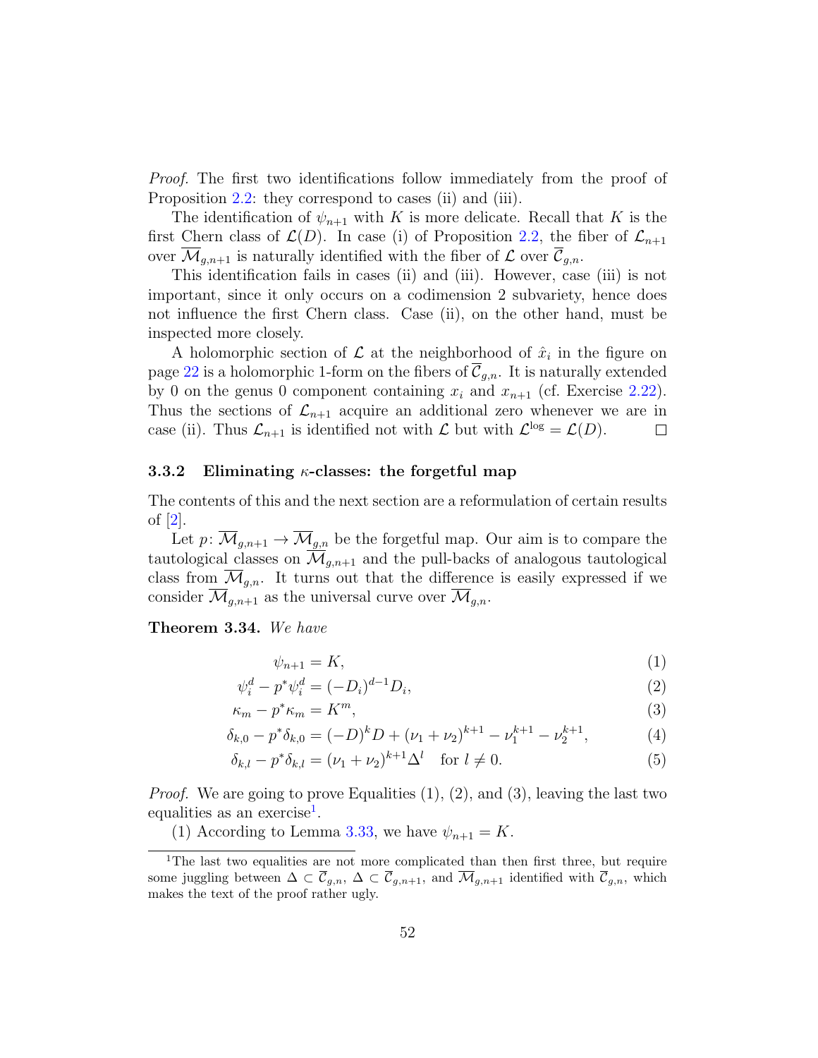*Proof.* The first two identifications follow immediately from the proof of Proposition 2.2: they correspond to cases (ii) and (iii).

The identification of $\psi_{n+1}$ with $K$ is more delicate. Recall that $K$ is the first Chern class of $\mathcal{L}(D)$. In case (i) of Proposition 2.2, the fiber of $\mathcal{L}_{n+1}$ over $\overline{\mathcal{M}}_{g,n+1}$ is naturally identified with the fiber of $\mathcal{L}$ over $\overline{\mathcal{C}}_{g,n}$.

This identification fails in cases (ii) and (iii). However, case (iii) is not important, since it only occurs on a codimension 2 subvariety, hence does not influence the first Chern class. Case (ii), on the other hand, must be inspected more closely.

A holomorphic section of $\mathcal{L}$ at the neighborhood of $\hat{x}_i$ in the figure on page 22 is a holomorphic 1-form on the fibers of $\overline{\mathcal{C}}_{g,n}$. It is naturally extended by 0 on the genus 0 component containing $x_i$ and $x_{n+1}$ (cf. Exercise 2.22). Thus the sections of $\mathcal{L}_{n+1}$ acquire an additional zero whenever we are in case (ii). Thus $\mathcal{L}_{n+1}$ is identified not with $\mathcal{L}$ but with $\mathcal{L}^{\log} = \mathcal{L}(D)$. □

### 3.3.2 Eliminating $\kappa$-classes: the forgetful map

The contents of this and the next section are a reformulation of certain results of [2].

Let $p \colon \overline{\mathcal{M}}_{g,n+1} \to \overline{\mathcal{M}}_{g,n}$ be the forgetful map. Our aim is to compare the tautological classes on $\overline{\mathcal{M}}_{g,n+1}$ and the pull-backs of analogous tautological class from $\overline{\mathcal{M}}_{g,n}$. It turns out that the difference is easily expressed if we consider $\overline{\mathcal{M}}_{g,n+1}$ as the universal curve over $\overline{\mathcal{M}}_{g,n}$.

**Theorem 3.34.** *We have*

$$\psi_{n+1} = K, \tag{1}$$

$$\psi_i^d - p^*\psi_i^d = (-D_i)^{d-1} D_i, \tag{2}$$

$$\kappa_m - p^*\kappa_m = K^m, \tag{3}$$

$$\delta_{k,0} - p^*\delta_{k,0} = (-D)^k D + (\nu_1 + \nu_2)^{k+1} - \nu_1^{k+1} - \nu_2^{k+1}, \tag{4}$$

$$\delta_{k,l} - p^*\delta_{k,l} = (\nu_1 + \nu_2)^{k+1} \Delta^l \quad \text{for } l \neq 0. \tag{5}$$

*Proof.* We are going to prove Equalities (1), (2), and (3), leaving the last two equalities as an exercise[1].

(1) According to Lemma 3.33, we have $\psi_{n+1} = K$.

[1] The last two equalities are not more complicated than then first three, but require some juggling between $\Delta \subset \overline{\mathcal{C}}_{g,n}$, $\Delta \subset \overline{\mathcal{C}}_{g,n+1}$, and $\overline{\mathcal{M}}_{g,n+1}$ identified with $\overline{\mathcal{C}}_{g,n}$, which makes the text of the proof rather ugly.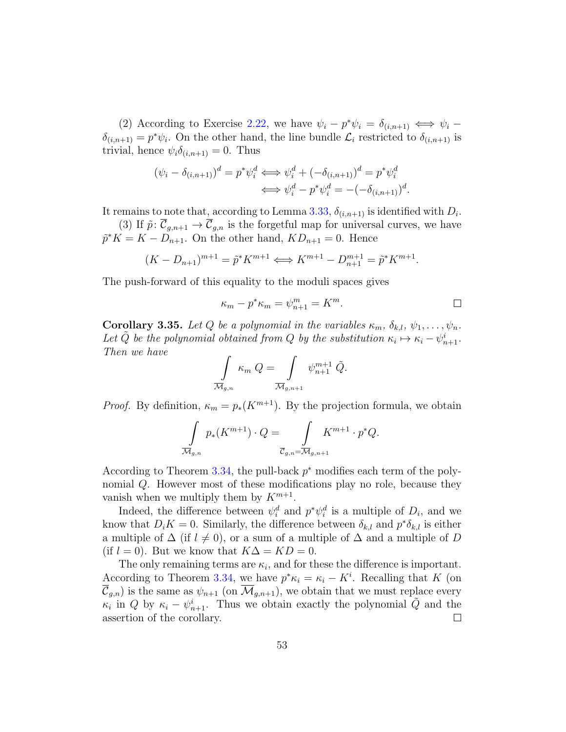(2) According to Exercise 2.22, we have $\psi_i - p^*\psi_i = \delta_{(i,n+1)} \iff \psi_i - \delta_{(i,n+1)} = p^*\psi_i$. On the other hand, the line bundle $\mathcal{L}_i$ restricted to $\delta_{(i,n+1)}$ is trivial, hence $\psi_i \delta_{(i,n+1)} = 0$. Thus

$$(\psi_i - \delta_{(i,n+1)})^d = p^*\psi_i^d \iff \psi_i^d + (-\delta_{(i,n+1)})^d = p^*\psi_i^d$$
$$\iff \psi_i^d - p^*\psi_i^d = -(-\delta_{(i,n+1)})^d.$$

It remains to note that, according to Lemma 3.33, $\delta_{(i,n+1)}$ is identified with $D_i$.

(3) If $\tilde{p} \colon \overline{\mathcal{C}}_{g,n+1} \to \overline{\mathcal{C}}_{g,n}$ is the forgetful map for universal curves, we have $\tilde{p}^*K = K - D_{n+1}$. On the other hand, $KD_{n+1} = 0$. Hence

$$(K - D_{n+1})^{m+1} = \tilde{p}^*K^{m+1} \iff K^{m+1} - D_{n+1}^{m+1} = \tilde{p}^*K^{m+1}.$$

The push-forward of this equality to the moduli spaces gives

$$\kappa_m - p^*\kappa_m = \psi_{n+1}^m = K^m. \qquad \square$$

**Corollary 3.35.** *Let $Q$ be a polynomial in the variables $\kappa_m$, $\delta_{k,l}$, $\psi_1, \ldots, \psi_n$. Let $\tilde{Q}$ be the polynomial obtained from $Q$ by the substitution $\kappa_i \mapsto \kappa_i - \psi_{n+1}^i$. Then we have*

$$\int\limits_{\overline{\mathcal{M}}_{g,n}} \kappa_m \, Q = \int\limits_{\overline{\mathcal{M}}_{g,n+1}} \psi_{n+1}^{m+1} \, \tilde{Q}.$$

*Proof.* By definition, $\kappa_m = p_*(K^{m+1})$. By the projection formula, we obtain

$$\int\limits_{\overline{\mathcal{M}}_{g,n}} p_*(K^{m+1}) \cdot Q = \int\limits_{\overline{\mathcal{C}}_{g,n} = \overline{\mathcal{M}}_{g,n+1}} K^{m+1} \cdot p^*Q.$$

According to Theorem 3.34, the pull-back $p^*$ modifies each term of the polynomial $Q$. However most of these modifications play no role, because they vanish when we multiply them by $K^{m+1}$.

Indeed, the difference between $\psi_i^d$ and $p^*\psi_i^d$ is a multiple of $D_i$, and we know that $D_i K = 0$. Similarly, the difference between $\delta_{k,l}$ and $p^*\delta_{k,l}$ is either a multiple of $\Delta$ (if $l \neq 0$), or a sum of a multiple of $\Delta$ and a multiple of $D$ (if $l = 0$). But we know that $K\Delta = KD = 0$.

The only remaining terms are $\kappa_i$, and for these the difference is important. According to Theorem 3.34, we have $p^*\kappa_i = \kappa_i - K^i$. Recalling that $K$ (on $\overline{\mathcal{C}}_{g,n}$) is the same as $\psi_{n+1}$ (on $\overline{\mathcal{M}}_{g,n+1}$), we obtain that we must replace every $\kappa_i$ in $Q$ by $\kappa_i - \psi_{n+1}^i$. Thus we obtain exactly the polynomial $\tilde{Q}$ and the assertion of the corollary. $\square$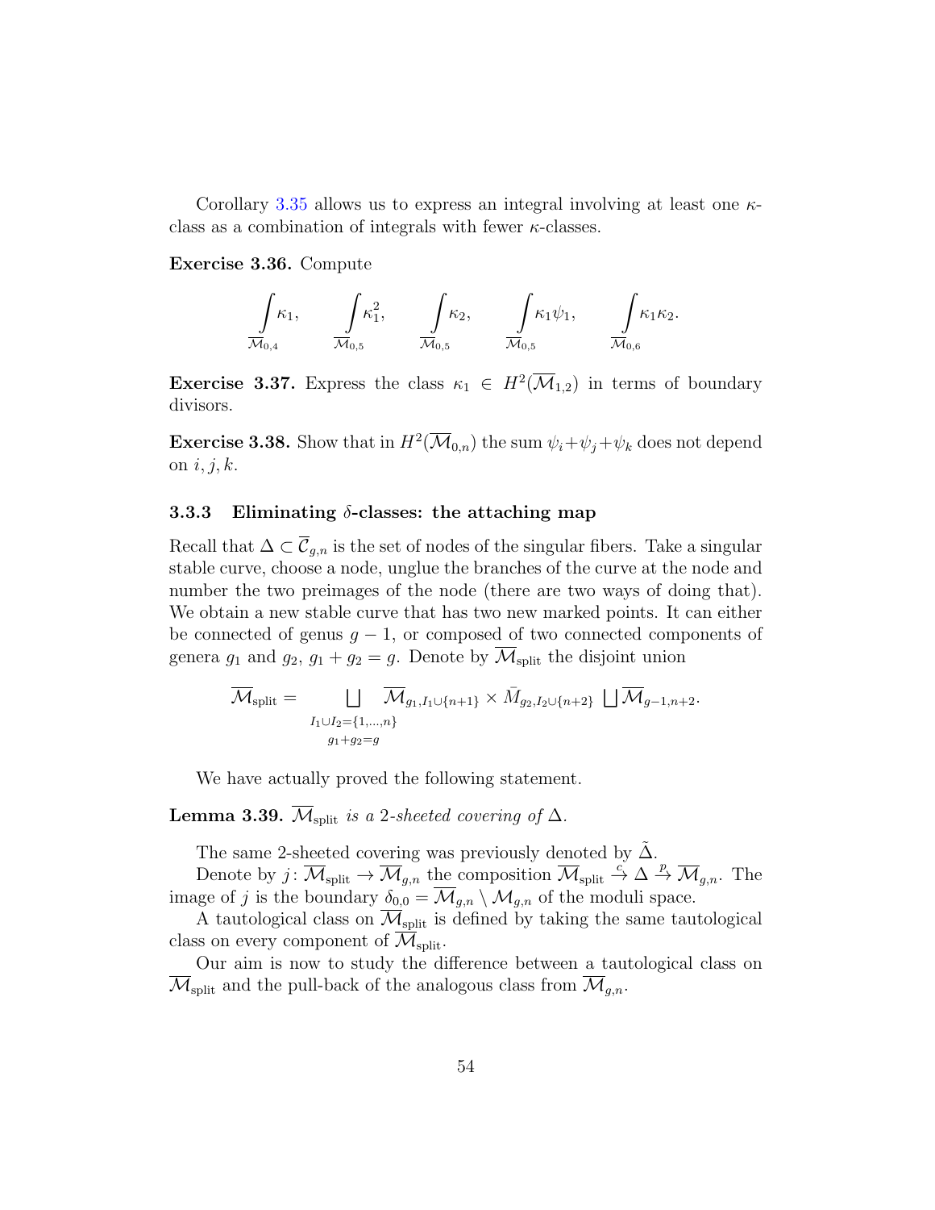Corollary 3.35 allows us to express an integral involving at least one $\kappa$-class as a combination of integrals with fewer $\kappa$-classes.

**Exercise 3.36.** Compute

$$\int\limits_{\overline{\mathcal{M}}_{0,4}} \kappa_1, \qquad \int\limits_{\overline{\mathcal{M}}_{0,5}} \kappa_1^2, \qquad \int\limits_{\overline{\mathcal{M}}_{0,5}} \kappa_2, \qquad \int\limits_{\overline{\mathcal{M}}_{0,5}} \kappa_1 \psi_1, \qquad \int\limits_{\overline{\mathcal{M}}_{0,6}} \kappa_1 \kappa_2.$$

**Exercise 3.37.** Express the class $\kappa_1 \in H^2(\overline{\mathcal{M}}_{1,2})$ in terms of boundary divisors.

**Exercise 3.38.** Show that in $H^2(\overline{\mathcal{M}}_{0,n})$ the sum $\psi_i + \psi_j + \psi_k$ does not depend on $i, j, k$.

### 3.3.3 Eliminating $\delta$-classes: the attaching map

Recall that $\Delta \subset \overline{\mathcal{C}}_{g,n}$ is the set of nodes of the singular fibers. Take a singular stable curve, choose a node, unglue the branches of the curve at the node and number the two preimages of the node (there are two ways of doing that). We obtain a new stable curve that has two new marked points. It can either be connected of genus $g-1$, or composed of two connected components of genera $g_1$ and $g_2$, $g_1 + g_2 = g$. Denote by $\overline{\mathcal{M}}_{\text{split}}$ the disjoint union

$$\overline{\mathcal{M}}_{\text{split}} = \bigsqcup_{\substack{I_1 \cup I_2 = \{1,\ldots,n\} \\ g_1 + g_2 = g}} \overline{\mathcal{M}}_{g_1, I_1 \cup \{n+1\}} \times \bar{M}_{g_2, I_2 \cup \{n+2\}} \bigsqcup \overline{\mathcal{M}}_{g-1,n+2}.$$

We have actually proved the following statement.

**Lemma 3.39.** *$\overline{\mathcal{M}}_{\text{split}}$ is a 2-sheeted covering of $\Delta$.*

The same 2-sheeted covering was previously denoted by $\tilde{\Delta}$.

Denote by $j \colon \overline{\mathcal{M}}_{\text{split}} \to \overline{\mathcal{M}}_{g,n}$ the composition $\overline{\mathcal{M}}_{\text{split}} \xrightarrow{c} \Delta \xrightarrow{p} \overline{\mathcal{M}}_{g,n}$. The image of $j$ is the boundary $\delta_{0,0} = \overline{\mathcal{M}}_{g,n} \setminus \mathcal{M}_{g,n}$ of the moduli space.

A tautological class on $\overline{\mathcal{M}}_{\text{split}}$ is defined by taking the same tautological class on every component of $\overline{\mathcal{M}}_{\text{split}}$.

Our aim is now to study the difference between a tautological class on $\overline{\mathcal{M}}_{\text{split}}$ and the pull-back of the analogous class from $\overline{\mathcal{M}}_{g,n}$.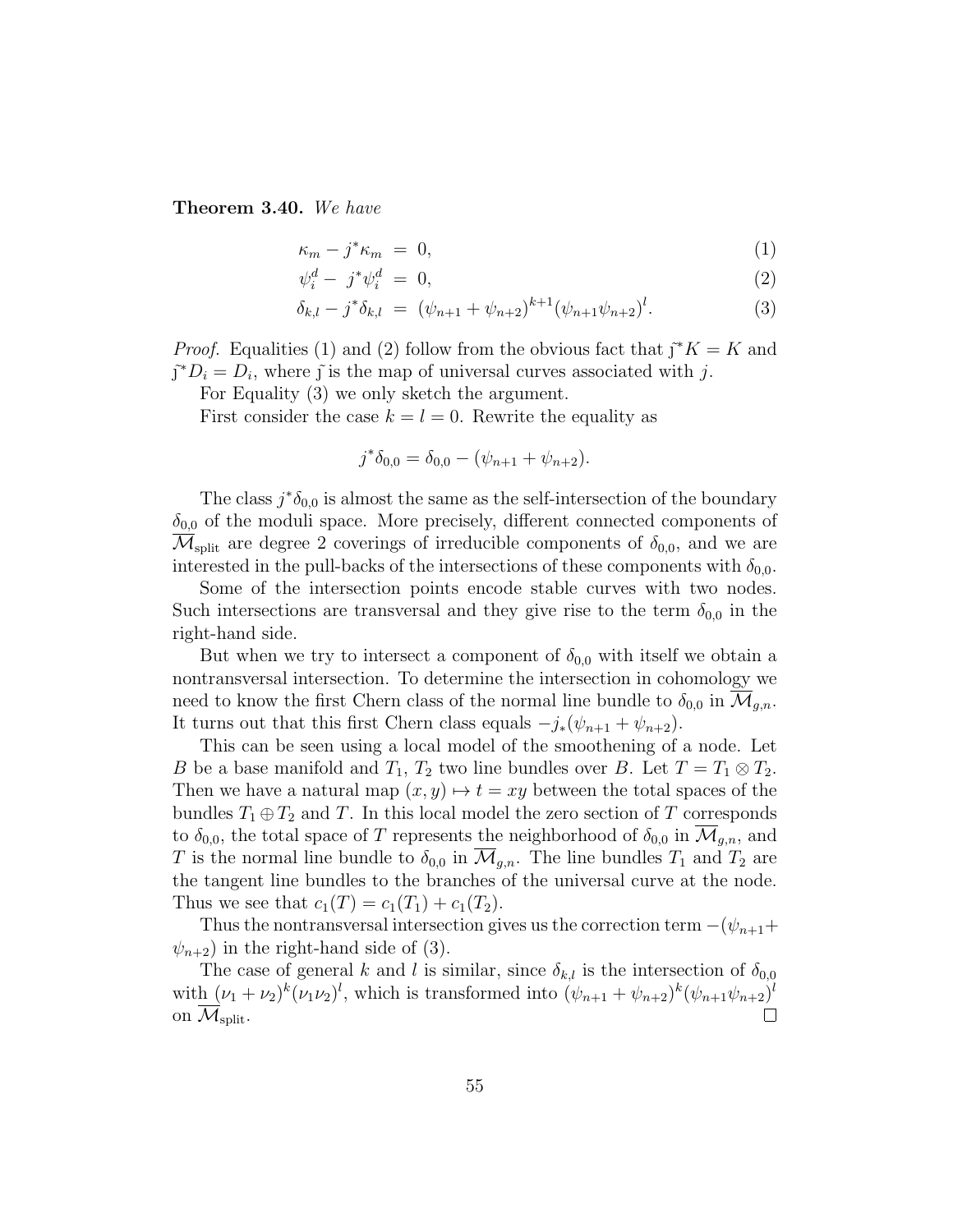**Theorem 3.40.** *We have*

$$\kappa_m - j^*\kappa_m = 0, \tag{1}$$

$$\psi_i^d - j^*\psi_i^d = 0, \tag{2}$$

$$\delta_{k,l} - j^*\delta_{k,l} = (\psi_{n+1} + \psi_{n+2})^{k+1}(\psi_{n+1}\psi_{n+2})^l. \tag{3}$$

*Proof.* Equalities (1) and (2) follow from the obvious fact that $\tilde{j}^*K = K$ and $\tilde{j}^*D_i = D_i$, where $\tilde{j}$ is the map of universal curves associated with $j$.

For Equality (3) we only sketch the argument.

First consider the case $k = l = 0$. Rewrite the equality as

$$j^*\delta_{0,0} = \delta_{0,0} - (\psi_{n+1} + \psi_{n+2}).$$

The class $j^*\delta_{0,0}$ is almost the same as the self-intersection of the boundary $\delta_{0,0}$ of the moduli space. More precisely, different connected components of $\overline{\mathcal{M}}_{\text{split}}$ are degree 2 coverings of irreducible components of $\delta_{0,0}$, and we are interested in the pull-backs of the intersections of these components with $\delta_{0,0}$.

Some of the intersection points encode stable curves with two nodes. Such intersections are transversal and they give rise to the term $\delta_{0,0}$ in the right-hand side.

But when we try to intersect a component of $\delta_{0,0}$ with itself we obtain a nontransversal intersection. To determine the intersection in cohomology we need to know the first Chern class of the normal line bundle to $\delta_{0,0}$ in $\overline{\mathcal{M}}_{g,n}$. It turns out that this first Chern class equals $-j_*(\psi_{n+1} + \psi_{n+2})$.

This can be seen using a local model of the smoothening of a node. Let $B$ be a base manifold and $T_1$, $T_2$ two line bundles over $B$. Let $T = T_1 \otimes T_2$. Then we have a natural map $(x, y) \mapsto t = xy$ between the total spaces of the bundles $T_1 \oplus T_2$ and $T$. In this local model the zero section of $T$ corresponds to $\delta_{0,0}$, the total space of $T$ represents the neighborhood of $\delta_{0,0}$ in $\overline{\mathcal{M}}_{g,n}$, and $T$ is the normal line bundle to $\delta_{0,0}$ in $\overline{\mathcal{M}}_{g,n}$. The line bundles $T_1$ and $T_2$ are the tangent line bundles to the branches of the universal curve at the node. Thus we see that $c_1(T) = c_1(T_1) + c_1(T_2)$.

Thus the nontransversal intersection gives us the correction term $-(\psi_{n+1} + \psi_{n+2})$ in the right-hand side of (3).

The case of general $k$ and $l$ is similar, since $\delta_{k,l}$ is the intersection of $\delta_{0,0}$ with $(\nu_1 + \nu_2)^k(\nu_1\nu_2)^l$, which is transformed into $(\psi_{n+1} + \psi_{n+2})^k(\psi_{n+1}\psi_{n+2})^l$ on $\overline{\mathcal{M}}_{\text{split}}$. ∎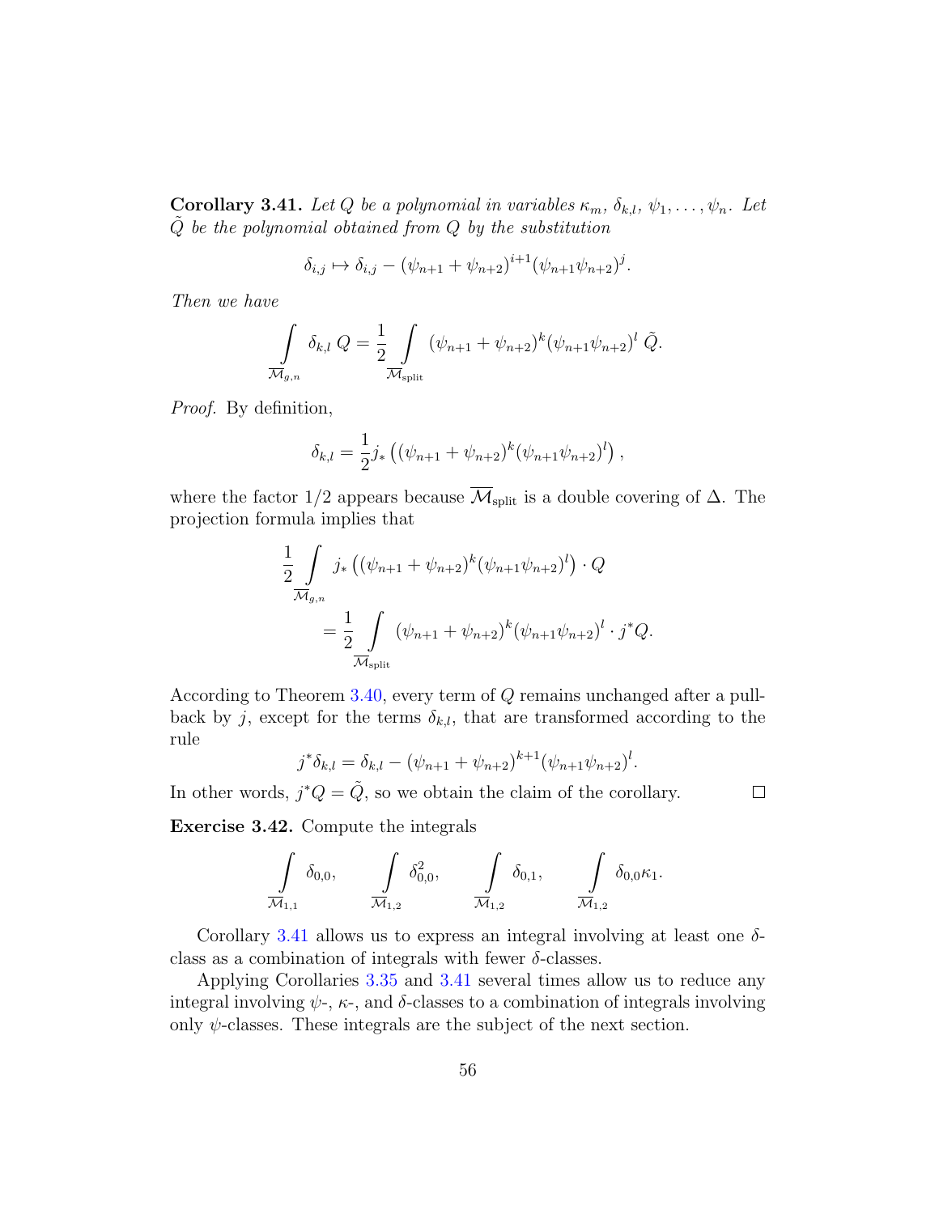**Corollary 3.41.** *Let $Q$ be a polynomial in variables $\kappa_m$, $\delta_{k,l}$, $\psi_1, \ldots, \psi_n$. Let $\tilde{Q}$ be the polynomial obtained from $Q$ by the substitution*

$$\delta_{i,j} \mapsto \delta_{i,j} - (\psi_{n+1} + \psi_{n+2})^{i+1} (\psi_{n+1}\psi_{n+2})^j.$$

*Then we have*

$$\int\limits_{\overline{\mathcal{M}}_{g,n}} \delta_{k,l} \, Q = \frac{1}{2} \int\limits_{\overline{\mathcal{M}}_{\mathrm{split}}} (\psi_{n+1} + \psi_{n+2})^k (\psi_{n+1}\psi_{n+2})^l \, \tilde{Q}.$$

*Proof.* By definition,

$$\delta_{k,l} = \frac{1}{2} j_* \left( (\psi_{n+1} + \psi_{n+2})^k (\psi_{n+1}\psi_{n+2})^l \right),$$

where the factor $1/2$ appears because $\overline{\mathcal{M}}_{\mathrm{split}}$ is a double covering of $\Delta$. The projection formula implies that

$$\frac{1}{2} \int\limits_{\overline{\mathcal{M}}_{g,n}} j_* \left( (\psi_{n+1} + \psi_{n+2})^k (\psi_{n+1}\psi_{n+2})^l \right) \cdot Q$$
$$= \frac{1}{2} \int\limits_{\overline{\mathcal{M}}_{\mathrm{split}}} (\psi_{n+1} + \psi_{n+2})^k (\psi_{n+1}\psi_{n+2})^l \cdot j^* Q.$$

According to Theorem 3.40, every term of $Q$ remains unchanged after a pull-back by $j$, except for the terms $\delta_{k,l}$, that are transformed according to the rule

$$j^* \delta_{k,l} = \delta_{k,l} - (\psi_{n+1} + \psi_{n+2})^{k+1} (\psi_{n+1}\psi_{n+2})^l.$$

In other words, $j^* Q = \tilde{Q}$, so we obtain the claim of the corollary. □

**Exercise 3.42.** Compute the integrals

$$\int\limits_{\overline{\mathcal{M}}_{1,1}} \delta_{0,0}, \qquad \int\limits_{\overline{\mathcal{M}}_{1,2}} \delta_{0,0}^2, \qquad \int\limits_{\overline{\mathcal{M}}_{1,2}} \delta_{0,1}, \qquad \int\limits_{\overline{\mathcal{M}}_{1,2}} \delta_{0,0}\kappa_1.$$

Corollary 3.41 allows us to express an integral involving at least one $\delta$-class as a combination of integrals with fewer $\delta$-classes.

Applying Corollaries 3.35 and 3.41 several times allow us to reduce any integral involving $\psi$-, $\kappa$-, and $\delta$-classes to a combination of integrals involving only $\psi$-classes. These integrals are the subject of the next section.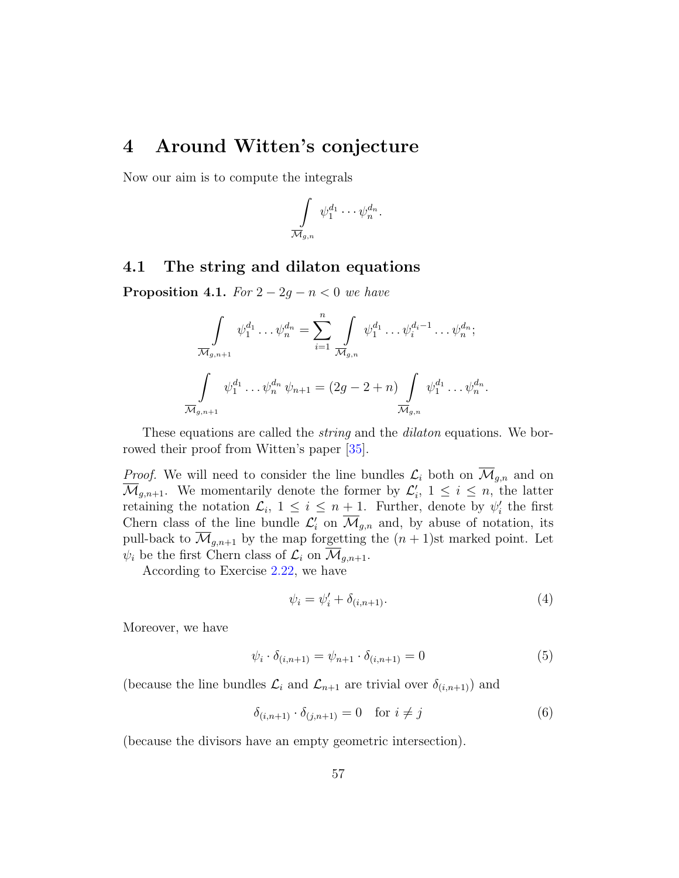# 4 Around Witten's conjecture

Now our aim is to compute the integrals

$$\int_{\overline{\mathcal{M}}_{g,n}} \psi_1^{d_1} \cdots \psi_n^{d_n}.$$

## 4.1 The string and dilaton equations

**Proposition 4.1.** *For $2 - 2g - n < 0$ we have*

$$\int_{\overline{\mathcal{M}}_{g,n+1}} \psi_1^{d_1} \ldots \psi_n^{d_n} = \sum_{i=1}^{n} \int_{\overline{\mathcal{M}}_{g,n}} \psi_1^{d_1} \ldots \psi_i^{d_i - 1} \ldots \psi_n^{d_n};$$

$$\int_{\overline{\mathcal{M}}_{g,n+1}} \psi_1^{d_1} \ldots \psi_n^{d_n} \, \psi_{n+1} = (2g - 2 + n) \int_{\overline{\mathcal{M}}_{g,n}} \psi_1^{d_1} \ldots \psi_n^{d_n}.$$

These equations are called the *string* and the *dilaton* equations. We borrowed their proof from Witten's paper [35].

*Proof.* We will need to consider the line bundles $\mathcal{L}_i$ both on $\overline{\mathcal{M}}_{g,n}$ and on $\overline{\mathcal{M}}_{g,n+1}$. We momentarily denote the former by $\mathcal{L}'_i$, $1 \leq i \leq n$, the latter retaining the notation $\mathcal{L}_i$, $1 \leq i \leq n+1$. Further, denote by $\psi'_i$ the first Chern class of the line bundle $\mathcal{L}'_i$ on $\overline{\mathcal{M}}_{g,n}$ and, by abuse of notation, its pull-back to $\overline{\mathcal{M}}_{g,n+1}$ by the map forgetting the $(n+1)$st marked point. Let $\psi_i$ be the first Chern class of $\mathcal{L}_i$ on $\overline{\mathcal{M}}_{g,n+1}$.

According to Exercise 2.22, we have

$$\psi_i = \psi'_i + \delta_{(i,n+1)}. \tag{4}$$

Moreover, we have

$$\psi_i \cdot \delta_{(i,n+1)} = \psi_{n+1} \cdot \delta_{(i,n+1)} = 0 \tag{5}$$

(because the line bundles $\mathcal{L}_i$ and $\mathcal{L}_{n+1}$ are trivial over $\delta_{(i,n+1)}$) and

$$\delta_{(i,n+1)} \cdot \delta_{(j,n+1)} = 0 \quad \text{for } i \neq j \tag{6}$$

(because the divisors have an empty geometric intersection).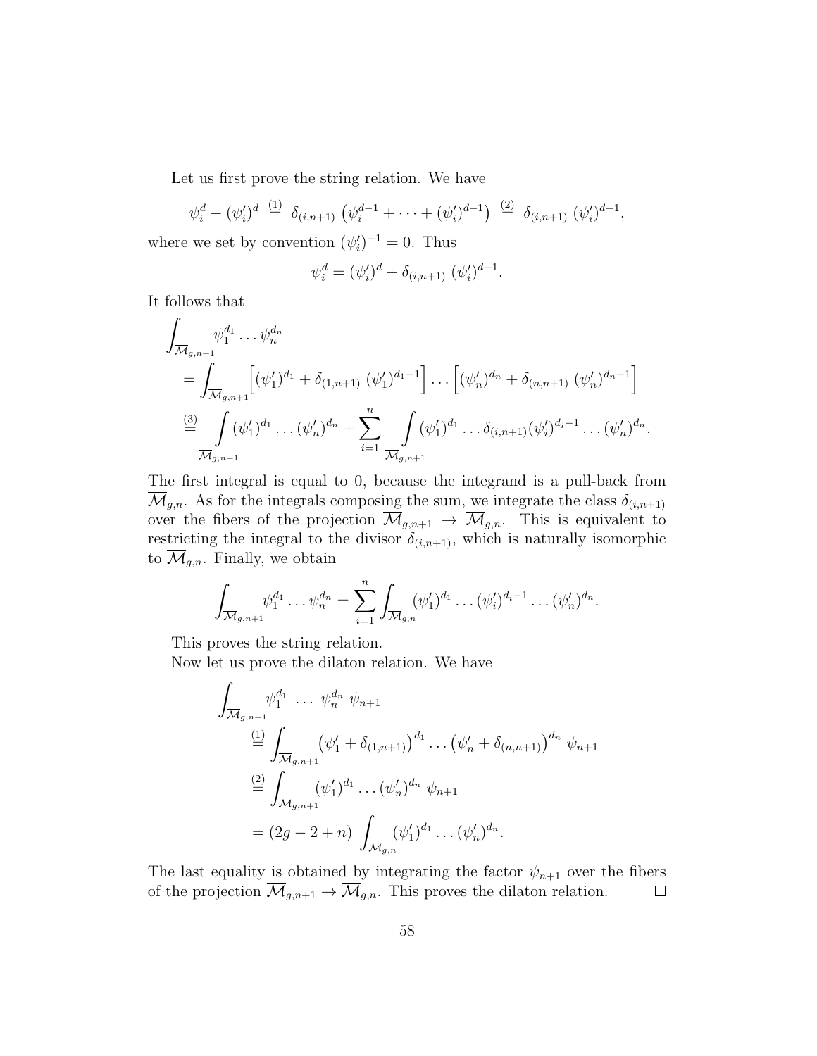Let us first prove the string relation. We have

$$\psi_i^d - (\psi_i')^d \overset{(1)}{=} \delta_{(i,n+1)} \left(\psi_i^{d-1} + \cdots + (\psi_i')^{d-1}\right) \overset{(2)}{=} \delta_{(i,n+1)} \, (\psi_i')^{d-1},$$

where we set by convention $(\psi_i')^{-1} = 0$. Thus

$$\psi_i^d = (\psi_i')^d + \delta_{(i,n+1)} \, (\psi_i')^{d-1}.$$

It follows that

$$\begin{aligned}
&\int_{\overline{\mathcal{M}}_{g,n+1}} \psi_1^{d_1} \dots \psi_n^{d_n} \\
&= \int_{\overline{\mathcal{M}}_{g,n+1}} \Big[(\psi_1')^{d_1} + \delta_{(1,n+1)} \, (\psi_1')^{d_1-1}\Big] \dots \Big[(\psi_n')^{d_n} + \delta_{(n,n+1)} \, (\psi_n')^{d_n-1}\Big] \\
&\overset{(3)}{=} \int_{\overline{\mathcal{M}}_{g,n+1}} (\psi_1')^{d_1} \dots (\psi_n')^{d_n} + \sum_{i=1}^{n} \int_{\overline{\mathcal{M}}_{g,n+1}} (\psi_1')^{d_1} \dots \delta_{(i,n+1)} (\psi_i')^{d_i-1} \dots (\psi_n')^{d_n}.
\end{aligned}$$

The first integral is equal to 0, because the integrand is a pull-back from $\overline{\mathcal{M}}_{g,n}$. As for the integrals composing the sum, we integrate the class $\delta_{(i,n+1)}$ over the fibers of the projection $\overline{\mathcal{M}}_{g,n+1} \to \overline{\mathcal{M}}_{g,n}$. This is equivalent to restricting the integral to the divisor $\delta_{(i,n+1)}$, which is naturally isomorphic to $\overline{\mathcal{M}}_{g,n}$. Finally, we obtain

$$\int_{\overline{\mathcal{M}}_{g,n+1}} \psi_1^{d_1} \dots \psi_n^{d_n} = \sum_{i=1}^{n} \int_{\overline{\mathcal{M}}_{g,n}} (\psi_1')^{d_1} \dots (\psi_i')^{d_i-1} \dots (\psi_n')^{d_n}.$$

This proves the string relation.

Now let us prove the dilaton relation. We have

$$\begin{aligned}
&\int_{\overline{\mathcal{M}}_{g,n+1}} \psi_1^{d_1} \; \dots \; \psi_n^{d_n} \; \psi_{n+1} \\
&\overset{(1)}{=} \int_{\overline{\mathcal{M}}_{g,n+1}} \left(\psi_1' + \delta_{(1,n+1)}\right)^{d_1} \dots \left(\psi_n' + \delta_{(n,n+1)}\right)^{d_n} \; \psi_{n+1} \\
&\overset{(2)}{=} \int_{\overline{\mathcal{M}}_{g,n+1}} (\psi_1')^{d_1} \dots (\psi_n')^{d_n} \; \psi_{n+1} \\
&= (2g-2+n) \int_{\overline{\mathcal{M}}_{g,n}} (\psi_1')^{d_1} \dots (\psi_n')^{d_n}.
\end{aligned}$$

The last equality is obtained by integrating the factor $\psi_{n+1}$ over the fibers of the projection $\overline{\mathcal{M}}_{g,n+1} \to \overline{\mathcal{M}}_{g,n}$. This proves the dilaton relation. □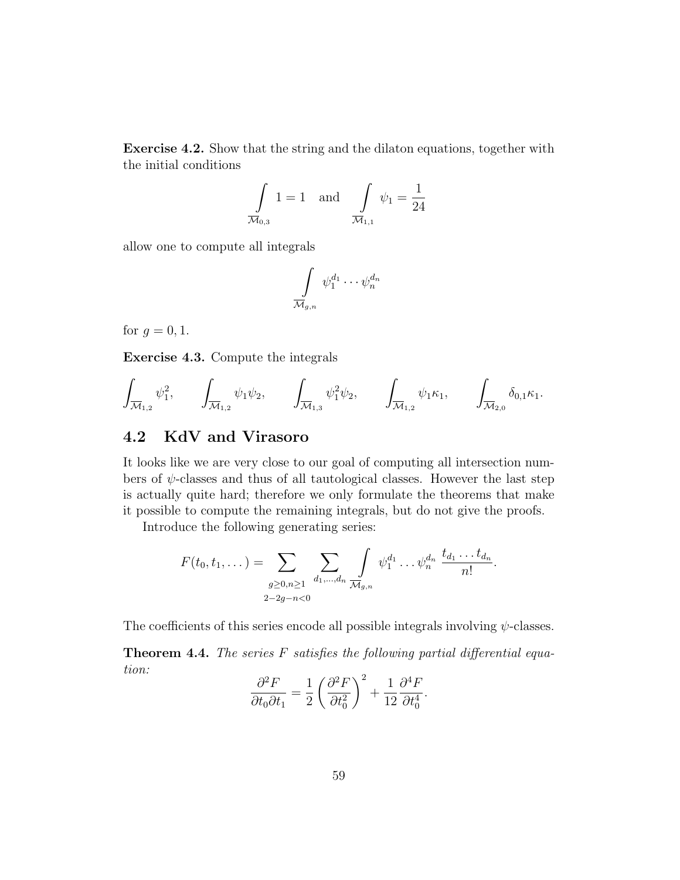**Exercise 4.2.** Show that the string and the dilaton equations, together with the initial conditions

$$\int_{\overline{\mathcal{M}}_{0,3}} 1 = 1 \quad \text{and} \quad \int_{\overline{\mathcal{M}}_{1,1}} \psi_1 = \frac{1}{24}$$

allow one to compute all integrals

$$\int_{\overline{\mathcal{M}}_{g,n}} \psi_1^{d_1} \cdots \psi_n^{d_n}$$

for $g = 0, 1$.

**Exercise 4.3.** Compute the integrals

$$\int_{\overline{\mathcal{M}}_{1,2}} \psi_1^2, \qquad \int_{\overline{\mathcal{M}}_{1,2}} \psi_1 \psi_2, \qquad \int_{\overline{\mathcal{M}}_{1,3}} \psi_1^2 \psi_2, \qquad \int_{\overline{\mathcal{M}}_{1,2}} \psi_1 \kappa_1, \qquad \int_{\overline{\mathcal{M}}_{2,0}} \delta_{0,1} \kappa_1.$$

## 4.2 KdV and Virasoro

It looks like we are very close to our goal of computing all intersection numbers of $\psi$-classes and thus of all tautological classes. However the last step is actually quite hard; therefore we only formulate the theorems that make it possible to compute the remaining integrals, but do not give the proofs.

Introduce the following generating series:

$$F(t_0, t_1, \dots) = \sum_{\substack{g \geq 0, n \geq 1 \\ 2-2g-n<0}} \sum_{d_1, \dots, d_n} \int_{\overline{\mathcal{M}}_{g,n}} \psi_1^{d_1} \dots \psi_n^{d_n} \, \frac{t_{d_1} \dots t_{d_n}}{n!}.$$

The coefficients of this series encode all possible integrals involving $\psi$-classes.

**Theorem 4.4.** *The series $F$ satisfies the following partial differential equation:*

$$\frac{\partial^2 F}{\partial t_0 \partial t_1} = \frac{1}{2} \left( \frac{\partial^2 F}{\partial t_0^2} \right)^2 + \frac{1}{12} \frac{\partial^4 F}{\partial t_0^4}.$$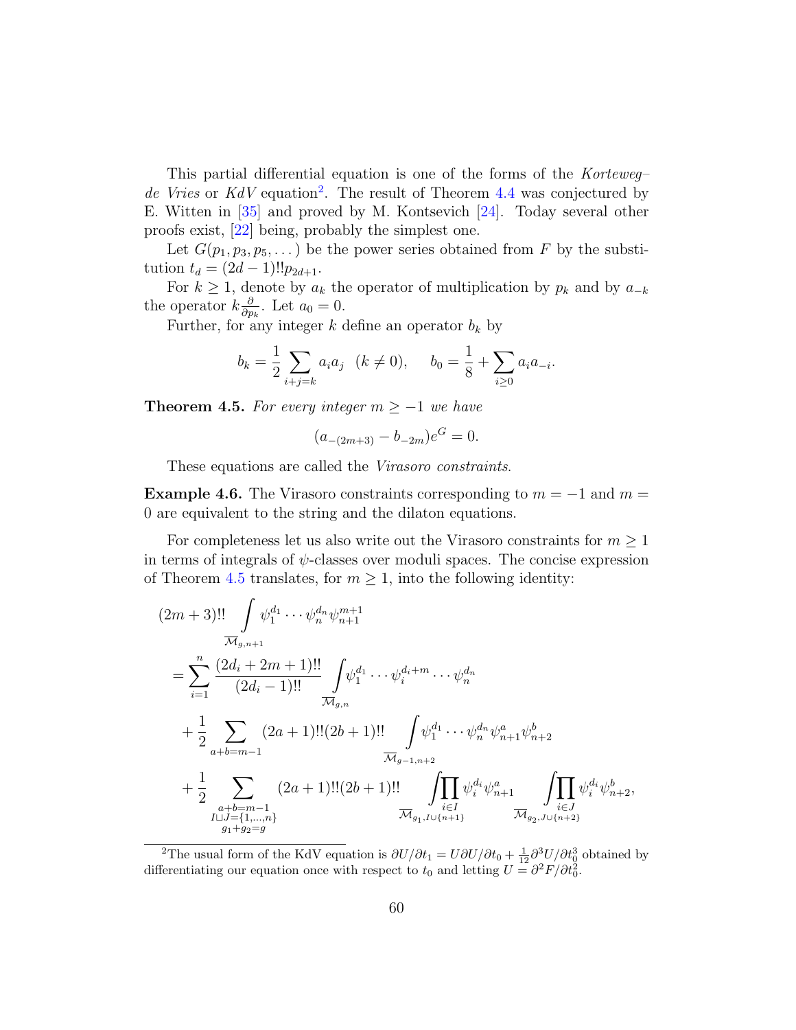This partial differential equation is one of the forms of the *Korteweg–de Vries* or *KdV* equation[2]. The result of Theorem 4.4 was conjectured by E. Witten in [35] and proved by M. Kontsevich [24]. Today several other proofs exist, [22] being, probably the simplest one.

Let $G(p_1, p_3, p_5, \dots)$ be the power series obtained from $F$ by the substitution $t_d = (2d-1)!!p_{2d+1}$.

For $k \geq 1$, denote by $a_k$ the operator of multiplication by $p_k$ and by $a_{-k}$ the operator $k\frac{\partial}{\partial p_k}$. Let $a_0 = 0$.

Further, for any integer $k$ define an operator $b_k$ by

$$b_k = \frac{1}{2}\sum_{i+j=k} a_i a_j \quad (k \neq 0), \qquad b_0 = \frac{1}{8} + \sum_{i \geq 0} a_i a_{-i}.$$

**Theorem 4.5.** *For every integer $m \geq -1$ we have*

$$(a_{-(2m+3)} - b_{-2m})e^G = 0.$$

These equations are called the *Virasoro constraints*.

**Example 4.6.** The Virasoro constraints corresponding to $m = -1$ and $m = 0$ are equivalent to the string and the dilaton equations.

For completeness let us also write out the Virasoro constraints for $m \geq 1$ in terms of integrals of $\psi$-classes over moduli spaces. The concise expression of Theorem 4.5 translates, for $m \geq 1$, into the following identity:

$$
\begin{aligned}
&(2m+3)!! \int\limits_{\overline{\mathcal{M}}_{g,n+1}} \psi_1^{d_1} \cdots \psi_n^{d_n} \psi_{n+1}^{m+1} \\
&= \sum_{i=1}^{n} \frac{(2d_i + 2m+1)!!}{(2d_i - 1)!!} \int\limits_{\overline{\mathcal{M}}_{g,n}} \psi_1^{d_1} \cdots \psi_i^{d_i+m} \cdots \psi_n^{d_n} \\
&\quad + \frac{1}{2} \sum_{a+b=m-1} (2a+1)!!(2b+1)!! \int\limits_{\overline{\mathcal{M}}_{g-1,n+2}} \psi_1^{d_1} \cdots \psi_n^{d_n} \psi_{n+1}^{a} \psi_{n+2}^{b} \\
&\quad + \frac{1}{2} \sum_{\substack{a+b=m-1 \\ I \sqcup J = \{1,\dots,n\} \\ g_1+g_2=g}} (2a+1)!!(2b+1)!! \int\limits_{\overline{\mathcal{M}}_{g_1, I\cup\{n+1\}}} \prod_{i \in I} \psi_i^{d_i} \psi_{n+1}^{a} \int\limits_{\overline{\mathcal{M}}_{g_2, J\cup\{n+2\}}} \prod_{i \in J} \psi_i^{d_i} \psi_{n+2}^{b},
\end{aligned}
$$

[2] The usual form of the KdV equation is $\partial U/\partial t_1 = U \partial U/\partial t_0 + \frac{1}{12}\partial^3 U/\partial t_0^3$ obtained by differentiating our equation once with respect to $t_0$ and letting $U = \partial^2 F/\partial t_0^2$.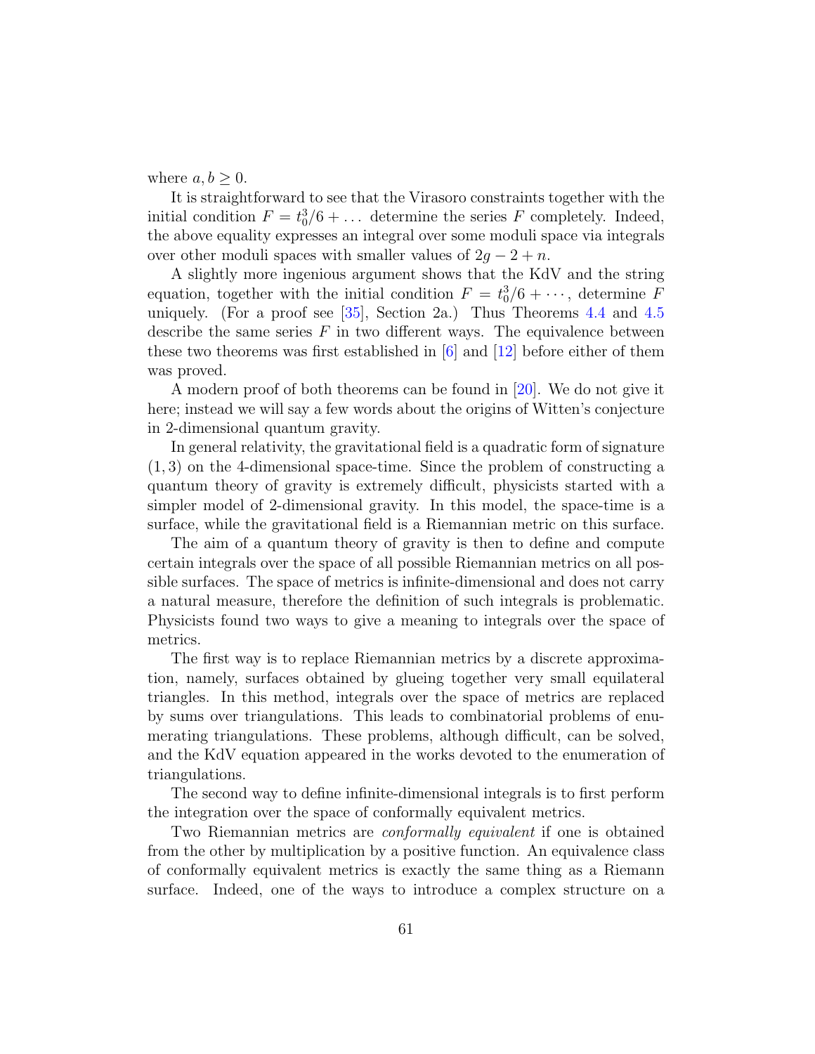where $a, b \geq 0$.

It is straightforward to see that the Virasoro constraints together with the initial condition $F = t_0^3/6 + \dots$ determine the series $F$ completely. Indeed, the above equality expresses an integral over some moduli space via integrals over other moduli spaces with smaller values of $2g - 2 + n$.

A slightly more ingenious argument shows that the KdV and the string equation, together with the initial condition $F = t_0^3/6 + \cdots$, determine $F$ uniquely. (For a proof see [35], Section 2a.) Thus Theorems 4.4 and 4.5 describe the same series $F$ in two different ways. The equivalence between these two theorems was first established in [6] and [12] before either of them was proved.

A modern proof of both theorems can be found in [20]. We do not give it here; instead we will say a few words about the origins of Witten's conjecture in 2-dimensional quantum gravity.

In general relativity, the gravitational field is a quadratic form of signature $(1, 3)$ on the 4-dimensional space-time. Since the problem of constructing a quantum theory of gravity is extremely difficult, physicists started with a simpler model of 2-dimensional gravity. In this model, the space-time is a surface, while the gravitational field is a Riemannian metric on this surface.

The aim of a quantum theory of gravity is then to define and compute certain integrals over the space of all possible Riemannian metrics on all possible surfaces. The space of metrics is infinite-dimensional and does not carry a natural measure, therefore the definition of such integrals is problematic. Physicists found two ways to give a meaning to integrals over the space of metrics.

The first way is to replace Riemannian metrics by a discrete approximation, namely, surfaces obtained by glueing together very small equilateral triangles. In this method, integrals over the space of metrics are replaced by sums over triangulations. This leads to combinatorial problems of enumerating triangulations. These problems, although difficult, can be solved, and the KdV equation appeared in the works devoted to the enumeration of triangulations.

The second way to define infinite-dimensional integrals is to first perform the integration over the space of conformally equivalent metrics.

Two Riemannian metrics are *conformally equivalent* if one is obtained from the other by multiplication by a positive function. An equivalence class of conformally equivalent metrics is exactly the same thing as a Riemann surface. Indeed, one of the ways to introduce a complex structure on a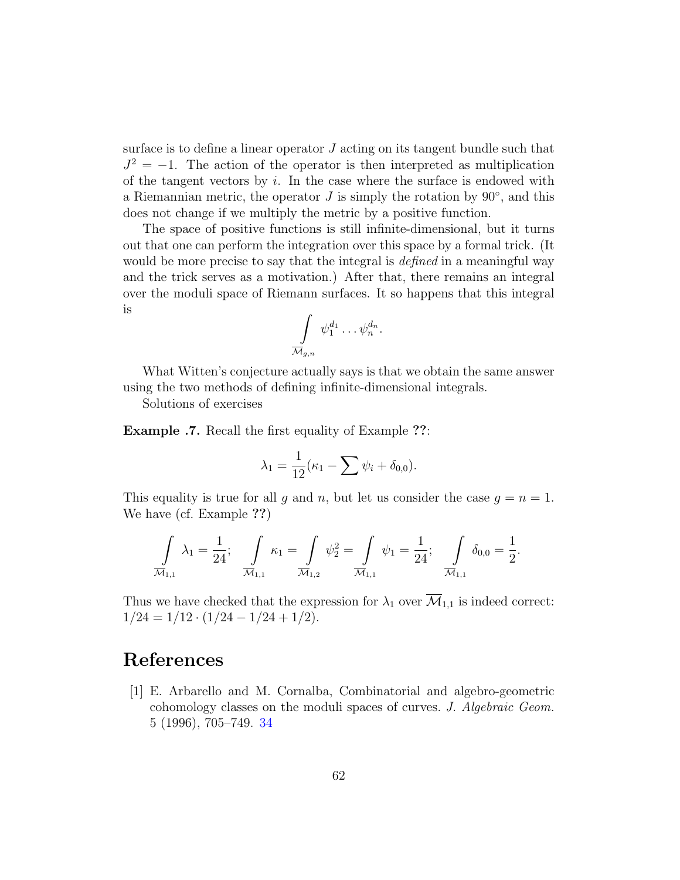surface is to define a linear operator $J$ acting on its tangent bundle such that $J^2 = -1$. The action of the operator is then interpreted as multiplication of the tangent vectors by $i$. In the case where the surface is endowed with a Riemannian metric, the operator $J$ is simply the rotation by $90^\circ$, and this does not change if we multiply the metric by a positive function.

The space of positive functions is still infinite-dimensional, but it turns out that one can perform the integration over this space by a formal trick. (It would be more precise to say that the integral is *defined* in a meaningful way and the trick serves as a motivation.) After that, there remains an integral over the moduli space of Riemann surfaces. It so happens that this integral is

$$\int_{\overline{\mathcal{M}}_{g,n}} \psi_1^{d_1} \dots \psi_n^{d_n}.$$

What Witten's conjecture actually says is that we obtain the same answer using the two methods of defining infinite-dimensional integrals.

Solutions of exercises

**Example .7.** Recall the first equality of Example **??**:

$$\lambda_1 = \frac{1}{12}(\kappa_1 - \sum \psi_i + \delta_{0,0}).$$

This equality is true for all $g$ and $n$, but let us consider the case $g = n = 1$. We have (cf. Example **??**)

$$\int_{\overline{\mathcal{M}}_{1,1}} \lambda_1 = \frac{1}{24}; \quad \int_{\overline{\mathcal{M}}_{1,1}} \kappa_1 = \int_{\overline{\mathcal{M}}_{1,2}} \psi_2^2 = \int_{\overline{\mathcal{M}}_{1,1}} \psi_1 = \frac{1}{24}; \quad \int_{\overline{\mathcal{M}}_{1,1}} \delta_{0,0} = \frac{1}{2}.$$

Thus we have checked that the expression for $\lambda_1$ over $\overline{\mathcal{M}}_{1,1}$ is indeed correct: $1/24 = 1/12 \cdot (1/24 - 1/24 + 1/2)$.

# References

[1] E. Arbarello and M. Cornalba, Combinatorial and algebro-geometric cohomology classes on the moduli spaces of curves. *J. Algebraic Geom.* 5 (1996), 705–749. 34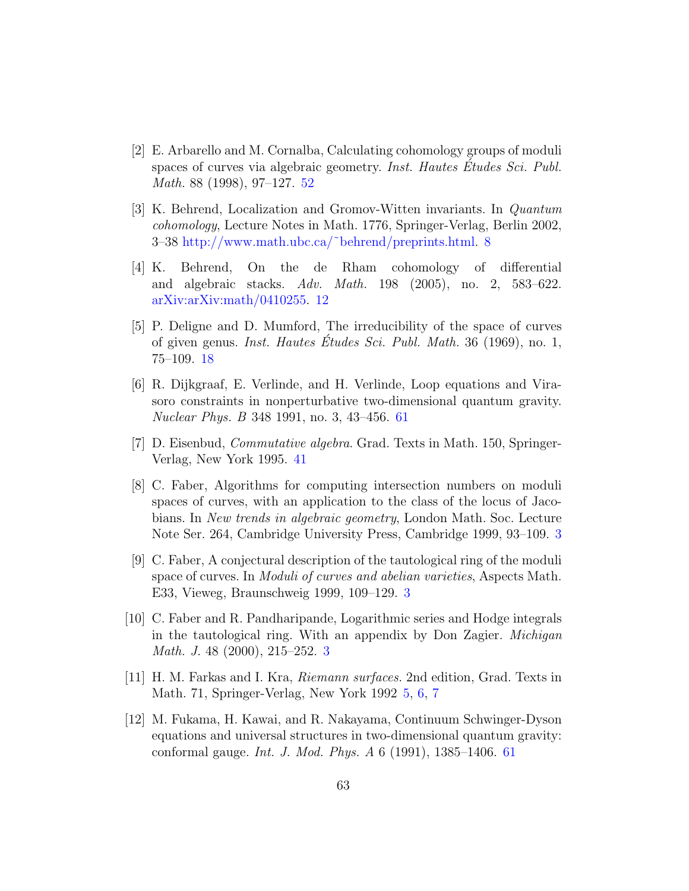[2] E. Arbarello and M. Cornalba, Calculating cohomology groups of moduli spaces of curves via algebraic geometry. *Inst. Hautes Études Sci. Publ. Math.* 88 (1998), 97–127. 52

[3] K. Behrend, Localization and Gromov-Witten invariants. In *Quantum cohomology*, Lecture Notes in Math. 1776, Springer-Verlag, Berlin 2002, 3–38 http://www.math.ubc.ca/~behrend/preprints.html. 8

[4] K. Behrend, On the de Rham cohomology of differential and algebraic stacks. *Adv. Math.* 198 (2005), no. 2, 583–622. arXiv:arXiv:math/0410255. 12

[5] P. Deligne and D. Mumford, The irreducibility of the space of curves of given genus. *Inst. Hautes Études Sci. Publ. Math.* 36 (1969), no. 1, 75–109. 18

[6] R. Dijkgraaf, E. Verlinde, and H. Verlinde, Loop equations and Virasoro constraints in nonperturbative two-dimensional quantum gravity. *Nuclear Phys. B* 348 1991, no. 3, 43–456. 61

[7] D. Eisenbud, *Commutative algebra*. Grad. Texts in Math. 150, Springer-Verlag, New York 1995. 41

[8] C. Faber, Algorithms for computing intersection numbers on moduli spaces of curves, with an application to the class of the locus of Jacobians. In *New trends in algebraic geometry*, London Math. Soc. Lecture Note Ser. 264, Cambridge University Press, Cambridge 1999, 93–109. 3

[9] C. Faber, A conjectural description of the tautological ring of the moduli space of curves. In *Moduli of curves and abelian varieties*, Aspects Math. E33, Vieweg, Braunschweig 1999, 109–129. 3

[10] C. Faber and R. Pandharipande, Logarithmic series and Hodge integrals in the tautological ring. With an appendix by Don Zagier. *Michigan Math. J.* 48 (2000), 215–252. 3

[11] H. M. Farkas and I. Kra, *Riemann surfaces.* 2nd edition, Grad. Texts in Math. 71, Springer-Verlag, New York 1992 5, 6, 7

[12] M. Fukama, H. Kawai, and R. Nakayama, Continuum Schwinger-Dyson equations and universal structures in two-dimensional quantum gravity: conformal gauge. *Int. J. Mod. Phys. A* 6 (1991), 1385–1406. 61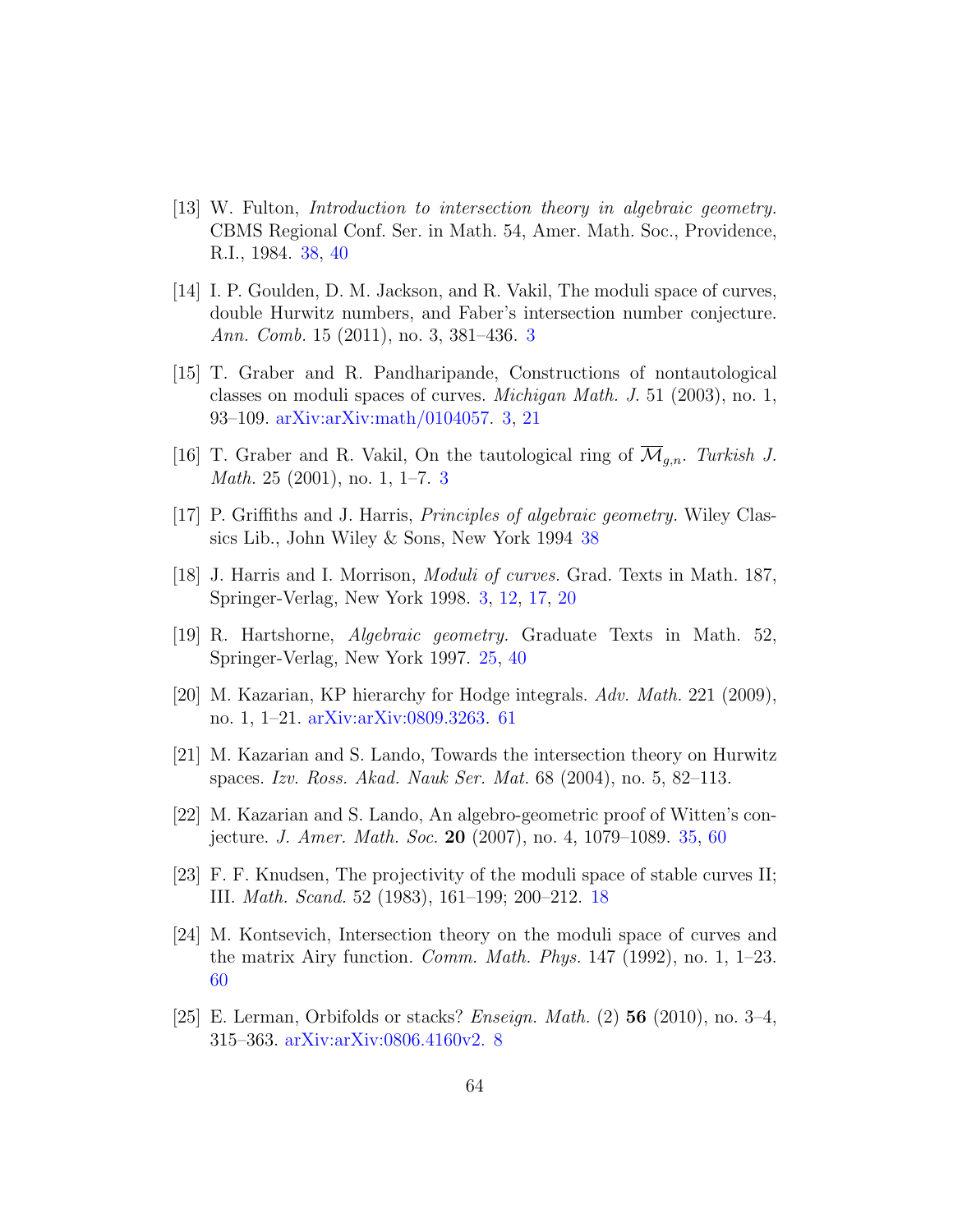[13] W. Fulton, *Introduction to intersection theory in algebraic geometry.* CBMS Regional Conf. Ser. in Math. 54, Amer. Math. Soc., Providence, R.I., 1984. 38, 40

[14] I. P. Goulden, D. M. Jackson, and R. Vakil, The moduli space of curves, double Hurwitz numbers, and Faber's intersection number conjecture. *Ann. Comb.* 15 (2011), no. 3, 381–436. 3

[15] T. Graber and R. Pandharipande, Constructions of nontautological classes on moduli spaces of curves. *Michigan Math. J.* 51 (2003), no. 1, 93–109. arXiv:arXiv:math/0104057. 3, 21

[16] T. Graber and R. Vakil, On the tautological ring of $\overline{\mathcal{M}}_{g,n}$. *Turkish J. Math.* 25 (2001), no. 1, 1–7. 3

[17] P. Griffiths and J. Harris, *Principles of algebraic geometry.* Wiley Classics Lib., John Wiley & Sons, New York 1994 38

[18] J. Harris and I. Morrison, *Moduli of curves.* Grad. Texts in Math. 187, Springer-Verlag, New York 1998. 3, 12, 17, 20

[19] R. Hartshorne, *Algebraic geometry.* Graduate Texts in Math. 52, Springer-Verlag, New York 1997. 25, 40

[20] M. Kazarian, KP hierarchy for Hodge integrals. *Adv. Math.* 221 (2009), no. 1, 1–21. arXiv:arXiv:0809.3263. 61

[21] M. Kazarian and S. Lando, Towards the intersection theory on Hurwitz spaces. *Izv. Ross. Akad. Nauk Ser. Mat.* 68 (2004), no. 5, 82–113.

[22] M. Kazarian and S. Lando, An algebro-geometric proof of Witten's conjecture. *J. Amer. Math. Soc.* **20** (2007), no. 4, 1079–1089. 35, 60

[23] F. F. Knudsen, The projectivity of the moduli space of stable curves II; III. *Math. Scand.* 52 (1983), 161–199; 200–212. 18

[24] M. Kontsevich, Intersection theory on the moduli space of curves and the matrix Airy function. *Comm. Math. Phys.* 147 (1992), no. 1, 1–23. 60

[25] E. Lerman, Orbifolds or stacks? *Enseign. Math.* (2) **56** (2010), no. 3–4, 315–363. arXiv:arXiv:0806.4160v2. 8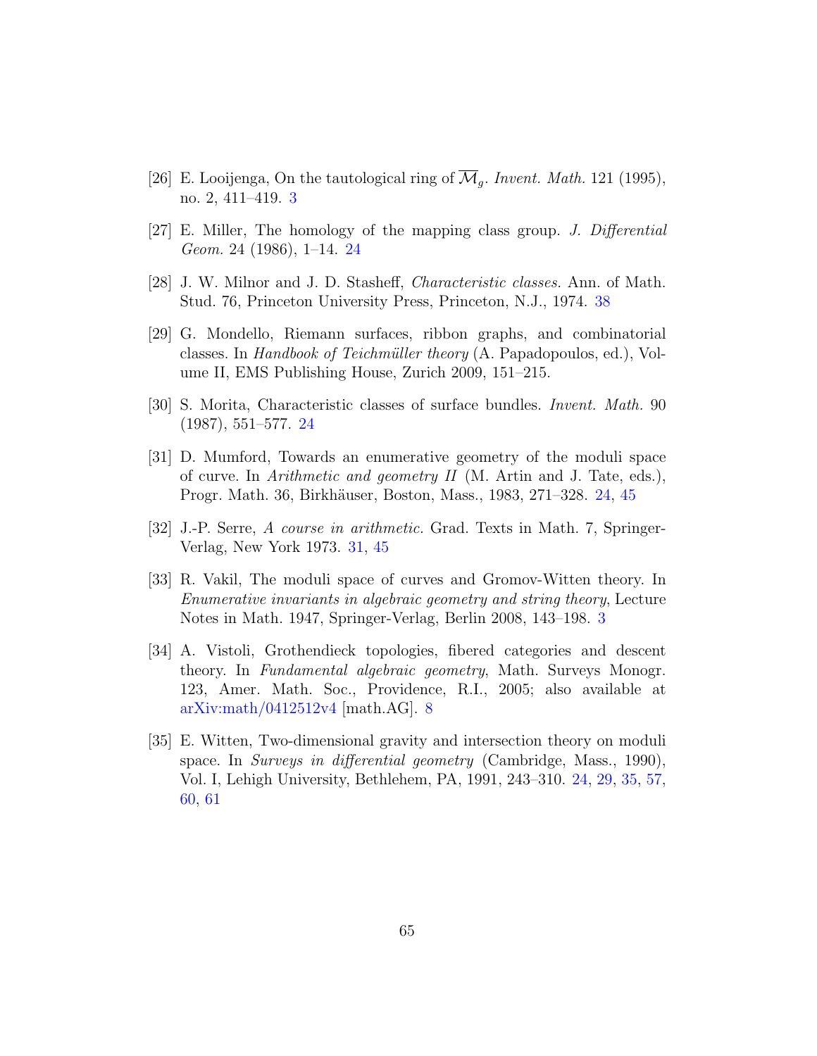[26] E. Looijenga, On the tautological ring of $\overline{\mathcal{M}}_g$. *Invent. Math.* 121 (1995), no. 2, 411–419. 3

[27] E. Miller, The homology of the mapping class group. *J. Differential Geom.* 24 (1986), 1–14. 24

[28] J. W. Milnor and J. D. Stasheff, *Characteristic classes.* Ann. of Math. Stud. 76, Princeton University Press, Princeton, N.J., 1974. 38

[29] G. Mondello, Riemann surfaces, ribbon graphs, and combinatorial classes. In *Handbook of Teichmüller theory* (A. Papadopoulos, ed.), Volume II, EMS Publishing House, Zurich 2009, 151–215.

[30] S. Morita, Characteristic classes of surface bundles. *Invent. Math.* 90 (1987), 551–577. 24

[31] D. Mumford, Towards an enumerative geometry of the moduli space of curve. In *Arithmetic and geometry II* (M. Artin and J. Tate, eds.), Progr. Math. 36, Birkhäuser, Boston, Mass., 1983, 271–328. 24, 45

[32] J.-P. Serre, *A course in arithmetic.* Grad. Texts in Math. 7, Springer-Verlag, New York 1973. 31, 45

[33] R. Vakil, The moduli space of curves and Gromov-Witten theory. In *Enumerative invariants in algebraic geometry and string theory*, Lecture Notes in Math. 1947, Springer-Verlag, Berlin 2008, 143–198. 3

[34] A. Vistoli, Grothendieck topologies, fibered categories and descent theory. In *Fundamental algebraic geometry*, Math. Surveys Monogr. 123, Amer. Math. Soc., Providence, R.I., 2005; also available at arXiv:math/0412512v4 [math.AG]. 8

[35] E. Witten, Two-dimensional gravity and intersection theory on moduli space. In *Surveys in differential geometry* (Cambridge, Mass., 1990), Vol. I, Lehigh University, Bethlehem, PA, 1991, 243–310. 24, 29, 35, 57, 60, 61